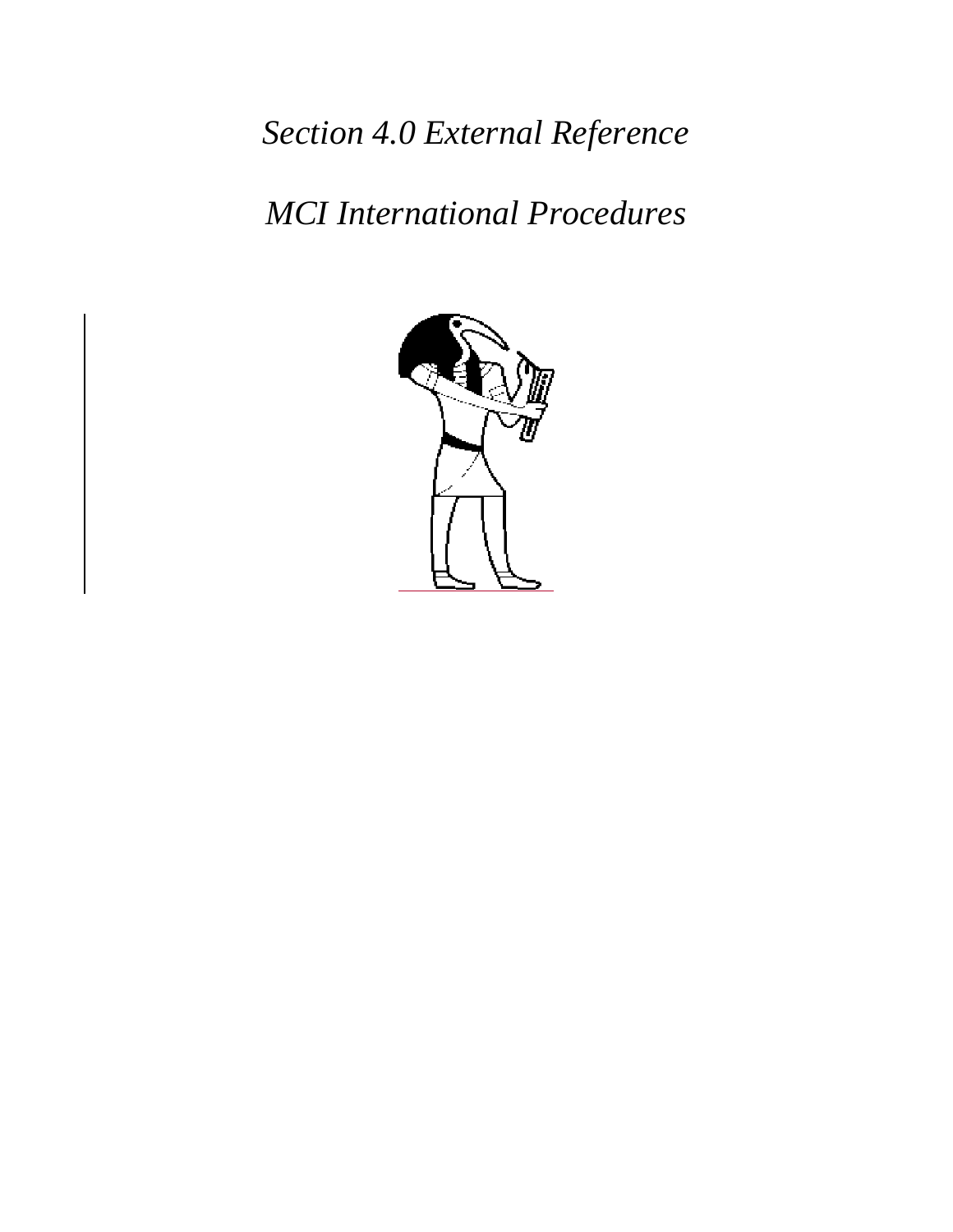# *Section 4.0 External Reference*

# *MCI International Procedures*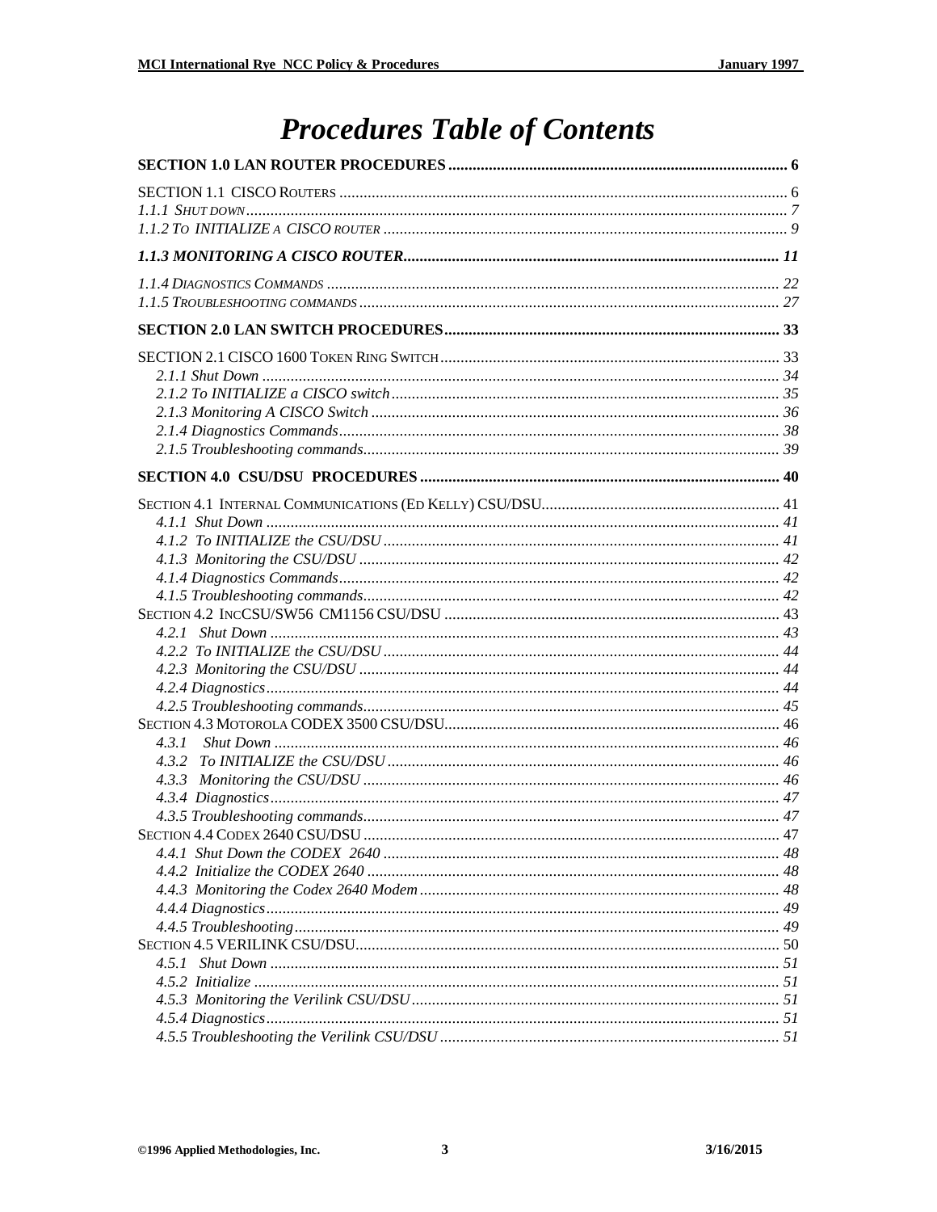# Procedures Table of Contents

**SECTION 1.0 LAN ROUTER PROCEDURES** ..... 6

SECTION 1.1 CISCO ROUTERS ..... 6
*1.1.1 SHUT DOWN* ..... 7
*1.1.2 TO INITIALIZE A CISCO ROUTER* ..... 9

***1.1.3 MONITORING A CISCO ROUTER*** ..... 11

*1.1.4 DIAGNOSTICS COMMANDS* ..... 22
*1.1.5 TROUBLESHOOTING COMMANDS* ..... 27

**SECTION 2.0 LAN SWITCH PROCEDURES** ..... 33

SECTION 2.1 CISCO 1600 TOKEN RING SWITCH ..... 33
- *2.1.1 Shut Down* ..... 34
- *2.1.2 To INITIALIZE a CISCO switch* ..... 35
- *2.1.3 Monitoring A CISCO Switch* ..... 36
- *2.1.4 Diagnostics Commands* ..... 38
- *2.1.5 Troubleshooting commands* ..... 39

**SECTION 4.0 CSU/DSU PROCEDURES** ..... 40

SECTION 4.1 INTERNAL COMMUNICATIONS (ED KELLY) CSU/DSU ..... 41
- *4.1.1 Shut Down* ..... 41
- *4.1.2 To INITIALIZE the CSU/DSU* ..... 41
- *4.1.3 Monitoring the CSU/DSU* ..... 42
- *4.1.4 Diagnostics Commands* ..... 42
- *4.1.5 Troubleshooting commands* ..... 42

SECTION 4.2 INCCSU/SW56 CM1156 CSU/DSU ..... 43
- *4.2.1 Shut Down* ..... 43
- *4.2.2 To INITIALIZE the CSU/DSU* ..... 44
- *4.2.3 Monitoring the CSU/DSU* ..... 44
- *4.2.4 Diagnostics* ..... 44
- *4.2.5 Troubleshooting commands* ..... 45

SECTION 4.3 MOTOROLA CODEX 3500 CSU/DSU ..... 46
- *4.3.1 Shut Down* ..... 46
- *4.3.2 To INITIALIZE the CSU/DSU* ..... 46
- *4.3.3 Monitoring the CSU/DSU* ..... 46
- *4.3.4 Diagnostics* ..... 47
- *4.3.5 Troubleshooting commands* ..... 47

SECTION 4.4 CODEX 2640 CSU/DSU ..... 47
- *4.4.1 Shut Down the CODEX 2640* ..... 48
- *4.4.2 Initialize the CODEX 2640* ..... 48
- *4.4.3 Monitoring the Codex 2640 Modem* ..... 48
- *4.4.4 Diagnostics* ..... 49
- *4.4.5 Troubleshooting* ..... 49

SECTION 4.5 VERILINK CSU/DSU ..... 50
- *4.5.1 Shut Down* ..... 51
- *4.5.2 Initialize* ..... 51
- *4.5.3 Monitoring the Verilink CSU/DSU* ..... 51
- *4.5.4 Diagnostics* ..... 51
- *4.5.5 Troubleshooting the Verilink CSU/DSU* ..... 51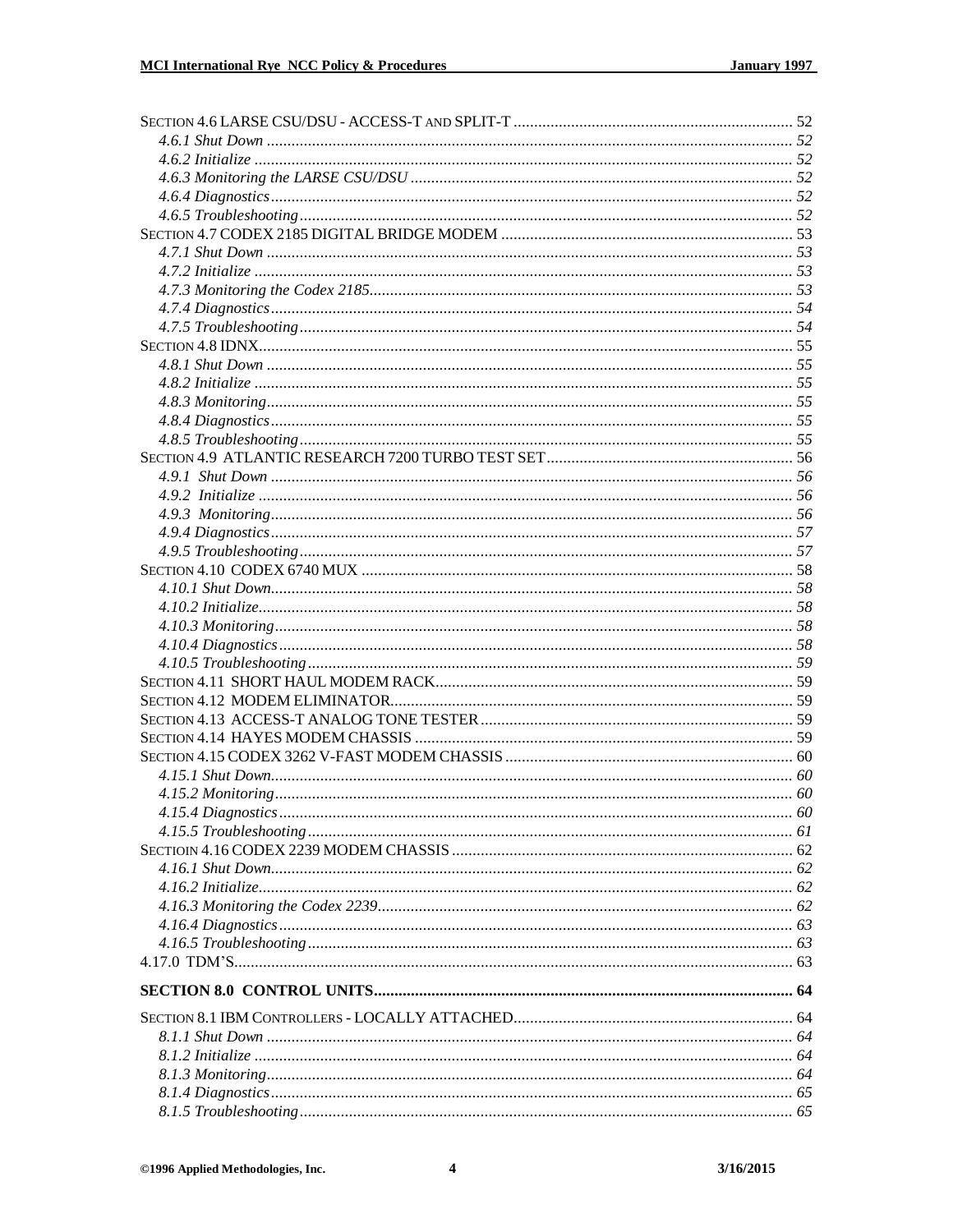SECTION 4.6 LARSE CSU/DSU - ACCESS-T AND SPLIT-T ........ 52
*4.6.1 Shut Down* ........ *52*
*4.6.2 Initialize* ........ *52*
*4.6.3 Monitoring the LARSE CSU/DSU* ........ *52*
*4.6.4 Diagnostics* ........ *52*
*4.6.5 Troubleshooting* ........ *52*
SECTION 4.7 CODEX 2185 DIGITAL BRIDGE MODEM ........ 53
*4.7.1 Shut Down* ........ *53*
*4.7.2 Initialize* ........ *53*
*4.7.3 Monitoring the Codex 2185* ........ *53*
*4.7.4 Diagnostics* ........ *54*
*4.7.5 Troubleshooting* ........ *54*
SECTION 4.8 IDNX ........ 55
*4.8.1 Shut Down* ........ *55*
*4.8.2 Initialize* ........ *55*
*4.8.3 Monitoring* ........ *55*
*4.8.4 Diagnostics* ........ *55*
*4.8.5 Troubleshooting* ........ *55*
SECTION 4.9 ATLANTIC RESEARCH 7200 TURBO TEST SET ........ 56
*4.9.1 Shut Down* ........ *56*
*4.9.2 Initialize* ........ *56*
*4.9.3 Monitoring* ........ *56*
*4.9.4 Diagnostics* ........ *57*
*4.9.5 Troubleshooting* ........ *57*
SECTION 4.10 CODEX 6740 MUX ........ 58
*4.10.1 Shut Down* ........ *58*
*4.10.2 Initialize* ........ *58*
*4.10.3 Monitoring* ........ *58*
*4.10.4 Diagnostics* ........ *58*
*4.10.5 Troubleshooting* ........ *59*
SECTION 4.11 SHORT HAUL MODEM RACK ........ 59
SECTION 4.12 MODEM ELIMINATOR ........ 59
SECTION 4.13 ACCESS-T ANALOG TONE TESTER ........ 59
SECTION 4.14 HAYES MODEM CHASSIS ........ 59
SECTION 4.15 CODEX 3262 V-FAST MODEM CHASSIS ........ 60
*4.15.1 Shut Down* ........ *60*
*4.15.2 Monitoring* ........ *60*
*4.15.4 Diagnostics* ........ *60*
*4.15.5 Troubleshooting* ........ *61*
SECTIOIN 4.16 CODEX 2239 MODEM CHASSIS ........ 62
*4.16.1 Shut Down* ........ *62*
*4.16.2 Initialize* ........ *62*
*4.16.3 Monitoring the Codex 2239* ........ *62*
*4.16.4 Diagnostics* ........ *63*
*4.16.5 Troubleshooting* ........ *63*
4.17.0 TDM'S ........ 63

**SECTION 8.0 CONTROL UNITS ........ 64**

SECTION 8.1 IBM CONTROLLERS - LOCALLY ATTACHED ........ 64
*8.1.1 Shut Down* ........ *64*
*8.1.2 Initialize* ........ *64*
*8.1.3 Monitoring* ........ *64*
*8.1.4 Diagnostics* ........ *65*
*8.1.5 Troubleshooting* ........ *65*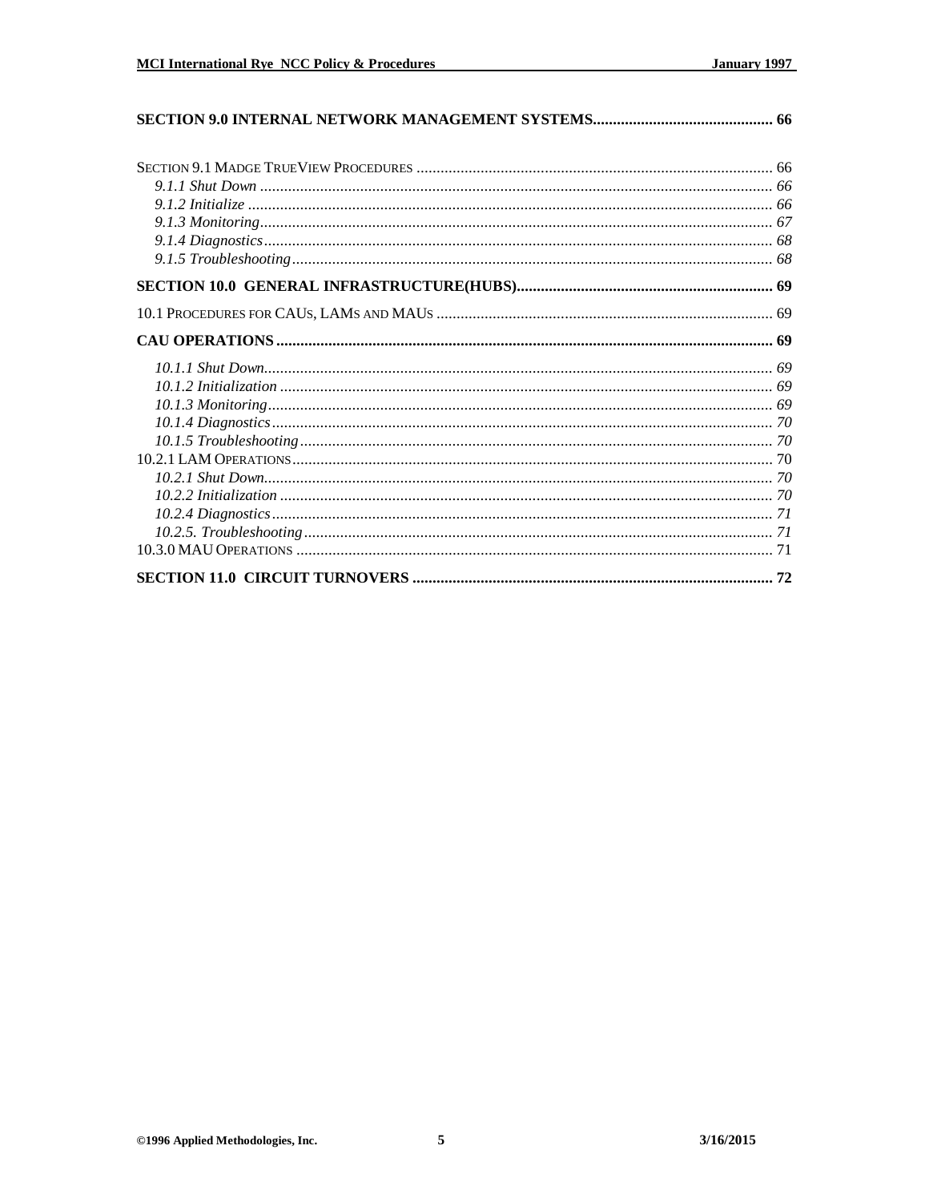**SECTION 9.0 INTERNAL NETWORK MANAGEMENT SYSTEMS............................................ 66**

SECTION 9.1 MADGE TRUEVIEW PROCEDURES ........................................................................................ 66
*9.1.1 Shut Down* ................................................................................................................ *66*
*9.1.2 Initialize* .................................................................................................................. *66*
*9.1.3 Monitoring*................................................................................................................ *67*
*9.1.4 Diagnostics*............................................................................................................... *68*
*9.1.5 Troubleshooting*....................................................................................................... *68*

**SECTION 10.0 GENERAL INFRASTRUCTURE(HUBS)................................................................ 69**

10.1 PROCEDURES FOR CAUS, LAMS AND MAUS ................................................................................... 69

**CAU OPERATIONS .......................................................................................................................... 69**

*10.1.1 Shut Down*.............................................................................................................. *69*
*10.1.2 Initialization* ........................................................................................................... *69*
*10.1.3 Monitoring*.............................................................................................................. *69*
*10.1.4 Diagnostics*............................................................................................................. *70*
*10.1.5 Troubleshooting*..................................................................................................... *70*
10.2.1 LAM OPERATIONS....................................................................................................................... 70
*10.2.1 Shut Down*.............................................................................................................. *70*
*10.2.2 Initialization* ........................................................................................................... *70*
*10.2.4 Diagnostics*............................................................................................................. *71*
*10.2.5. Troubleshooting*.................................................................................................... *71*
10.3.0 MAU OPERATIONS ..................................................................................................................... 71

**SECTION 11.0 CIRCUIT TURNOVERS .......................................................................................... 72**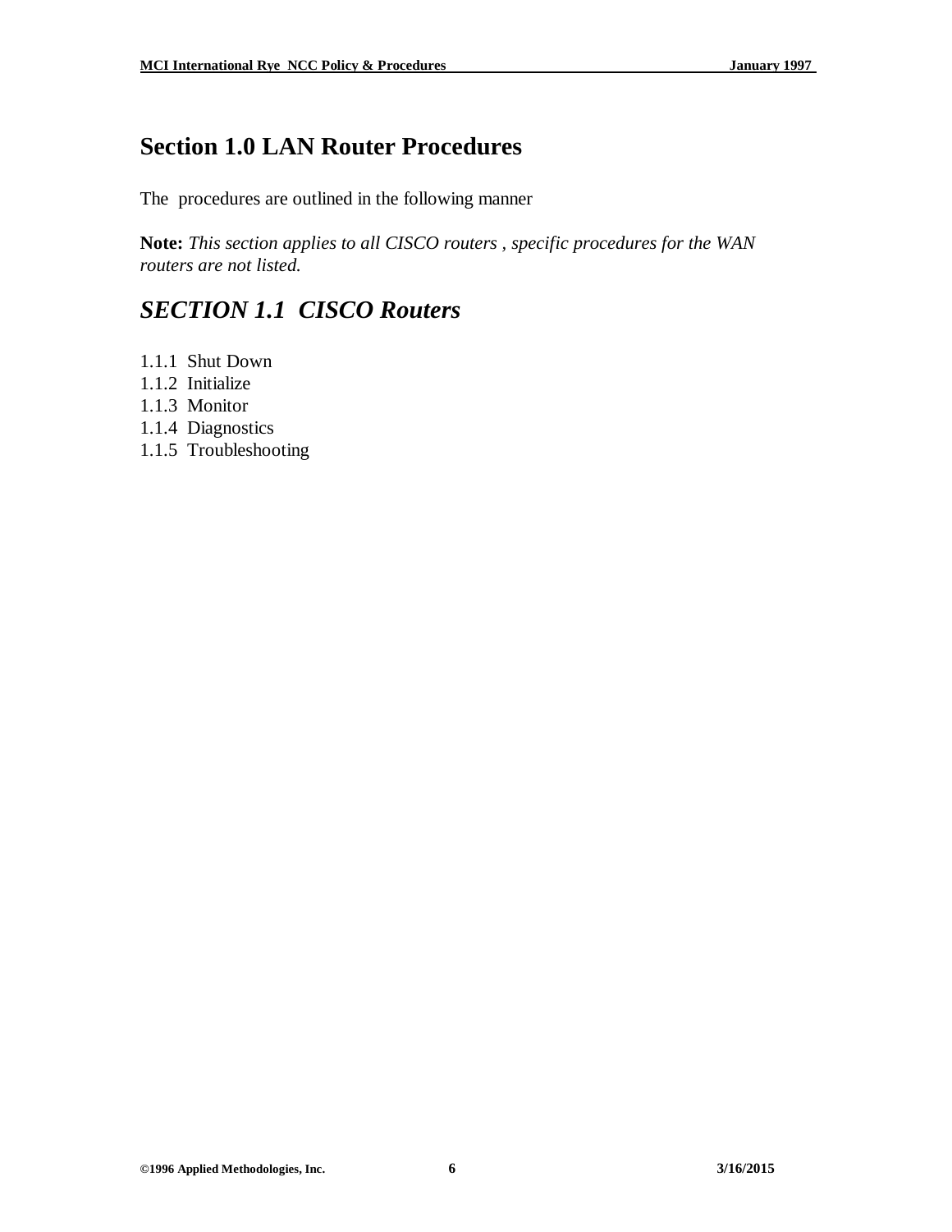# Section 1.0 LAN Router Procedures

The procedures are outlined in the following manner

**Note:** *This section applies to all CISCO routers , specific procedures for the WAN routers are not listed.*

## *SECTION 1.1 CISCO Routers*

1.1.1 Shut Down
1.1.2 Initialize
1.1.3 Monitor
1.1.4 Diagnostics
1.1.5 Troubleshooting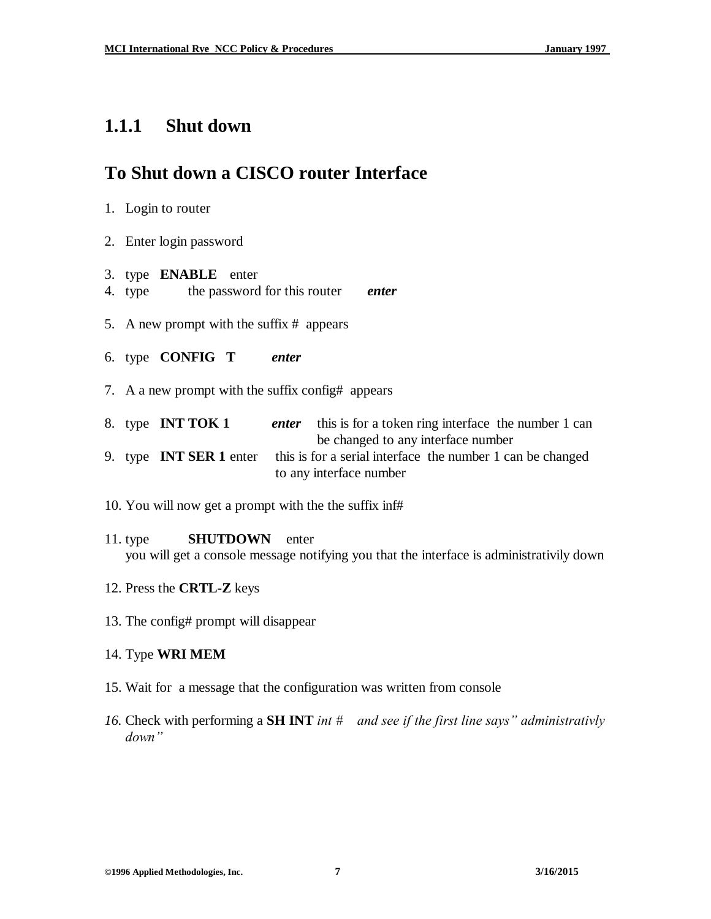### 1.1.1 Shut down

## To Shut down a CISCO router Interface

1. Login to router

2. Enter login password

3. type **ENABLE** enter
4. type the password for this router ***enter***

5. A new prompt with the suffix # appears

6. type **CONFIG T** ***enter***

7. A a new prompt with the suffix config# appears

8. type **INT TOK 1** ***enter*** this is for a token ring interface the number 1 can be changed to any interface number
9. type **INT SER 1** enter this is for a serial interface the number 1 can be changed to any interface number

10. You will now get a prompt with the the suffix inf#

11. type **SHUTDOWN** enter
    you will get a console message notifying you that the interface is administrativily down

12. Press the **CRTL-Z** keys

13. The config# prompt will disappear

14. Type **WRI MEM**

15. Wait for a message that the configuration was written from console

16. Check with performing a **SH INT** *int # and see if the first line says" administrativly down"*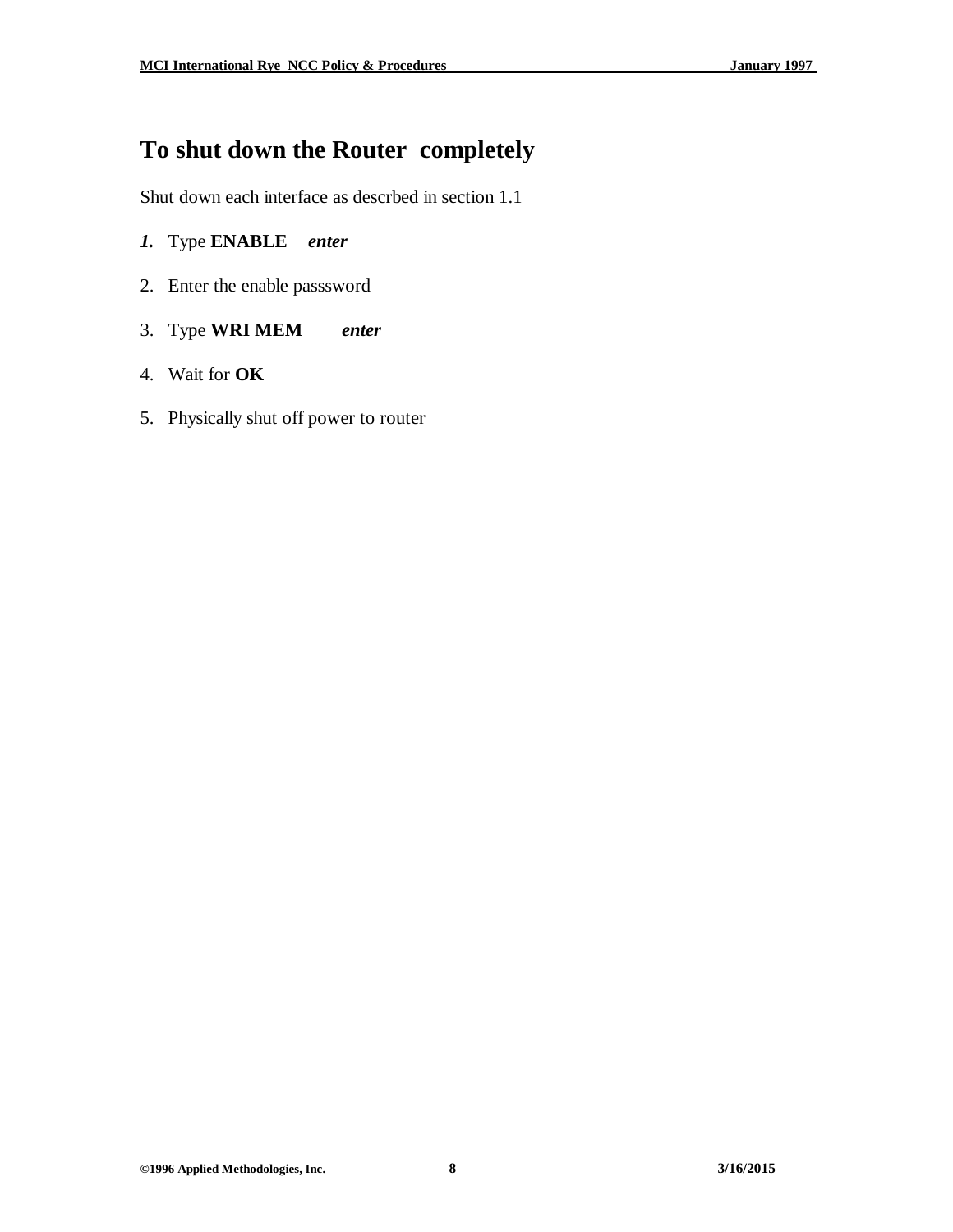# To shut down the Router completely

Shut down each interface as descrbed in section 1.1

1. Type **ENABLE** ***enter***
2. Enter the enable passsword
3. Type **WRI MEM** ***enter***
4. Wait for **OK**
5. Physically shut off power to router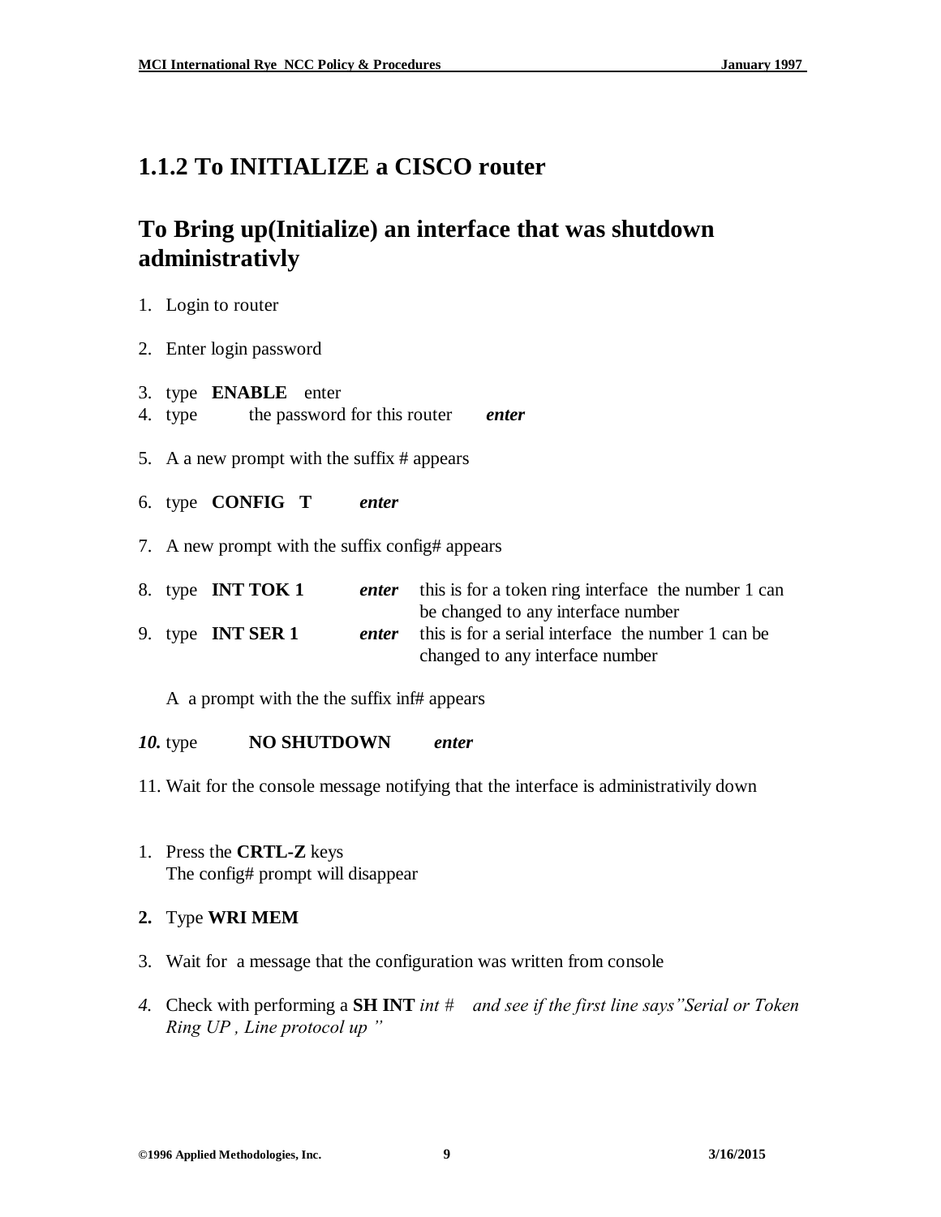## 1.1.2 To INITIALIZE a CISCO router

## To Bring up(Initialize) an interface that was shutdown administrativly

1. Login to router
2. Enter login password
3. type **ENABLE** enter
4. type the password for this router ***enter***
5. A a new prompt with the suffix # appears
6. type **CONFIG T** ***enter***
7. A new prompt with the suffix config# appears
8. type **INT TOK 1** ***enter*** this is for a token ring interface the number 1 can be changed to any interface number
9. type **INT SER 1** ***enter*** this is for a serial interface the number 1 can be changed to any interface number

   A a prompt with the the suffix inf# appears

10. type **NO SHUTDOWN** ***enter***
11. Wait for the console message notifying that the interface is administrativily down

1. Press the **CRTL-Z** keys
   The config# prompt will disappear
2. Type **WRI MEM**
3. Wait for a message that the configuration was written from console
4. Check with performing a **SH INT** *int # and see if the first line says"Serial or Token Ring UP , Line protocol up "*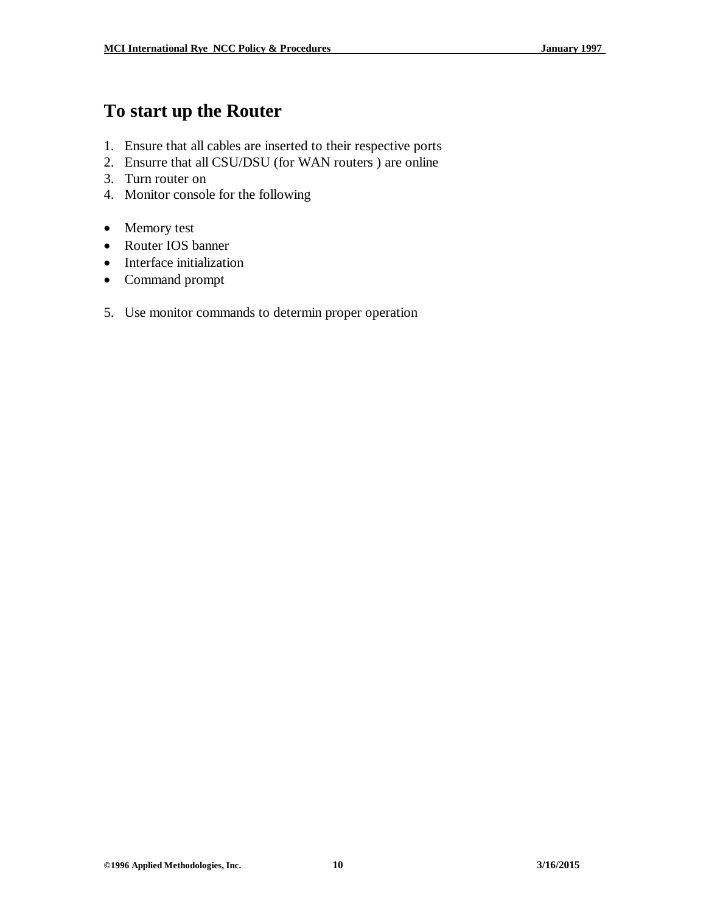# To start up the Router

1. Ensure that all cables are inserted to their respective ports
2. Ensurre that all CSU/DSU (for WAN routers ) are online
3. Turn router on
4. Monitor console for the following

- Memory test
- Router IOS banner
- Interface initialization
- Command prompt

5. Use monitor commands to determin proper operation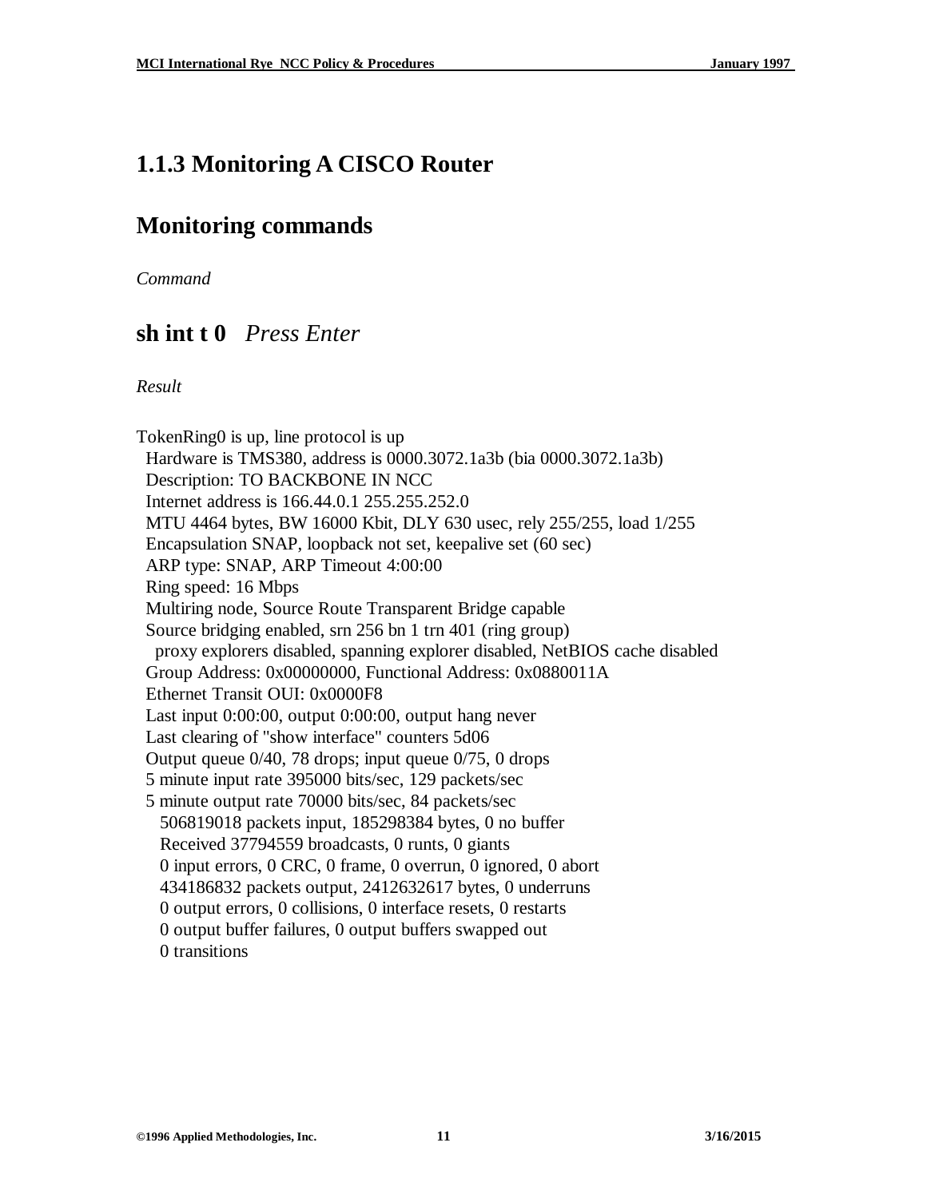## 1.1.3 Monitoring A CISCO Router

## Monitoring commands

*Command*

## sh int t 0 *Press Enter*

*Result*

```
TokenRing0 is up, line protocol is up
  Hardware is TMS380, address is 0000.3072.1a3b (bia 0000.3072.1a3b)
  Description: TO BACKBONE IN NCC
  Internet address is 166.44.0.1 255.255.252.0
  MTU 4464 bytes, BW 16000 Kbit, DLY 630 usec, rely 255/255, load 1/255
  Encapsulation SNAP, loopback not set, keepalive set (60 sec)
  ARP type: SNAP, ARP Timeout 4:00:00
  Ring speed: 16 Mbps
  Multiring node, Source Route Transparent Bridge capable
  Source bridging enabled, srn 256 bn 1 trn 401 (ring group)
    proxy explorers disabled, spanning explorer disabled, NetBIOS cache disabled
  Group Address: 0x00000000, Functional Address: 0x0880011A
  Ethernet Transit OUI: 0x0000F8
  Last input 0:00:00, output 0:00:00, output hang never
  Last clearing of "show interface" counters 5d06
  Output queue 0/40, 78 drops; input queue 0/75, 0 drops
  5 minute input rate 395000 bits/sec, 129 packets/sec
  5 minute output rate 70000 bits/sec, 84 packets/sec
     506819018 packets input, 185298384 bytes, 0 no buffer
     Received 37794559 broadcasts, 0 runts, 0 giants
     0 input errors, 0 CRC, 0 frame, 0 overrun, 0 ignored, 0 abort
     434186832 packets output, 2412632617 bytes, 0 underruns
     0 output errors, 0 collisions, 0 interface resets, 0 restarts
     0 output buffer failures, 0 output buffers swapped out
     0 transitions
```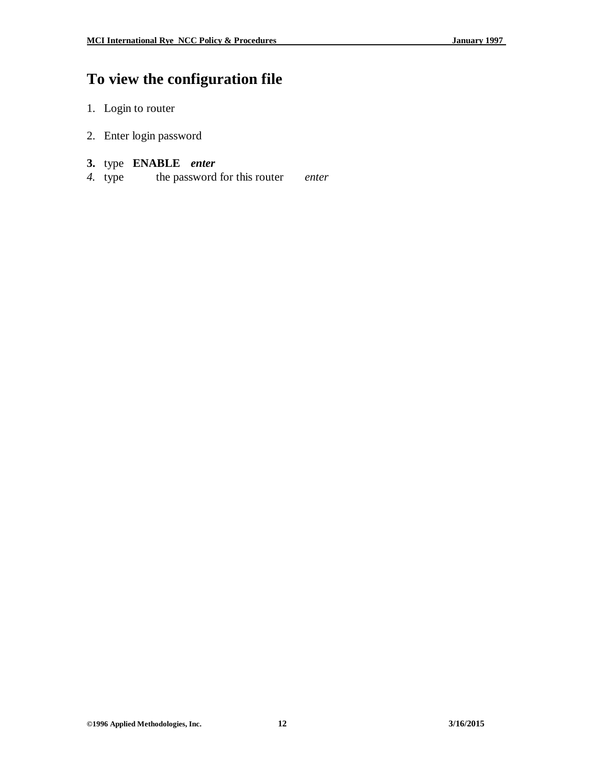# To view the configuration file

1. Login to router

2. Enter login password

**3.** type **ENABLE** ***enter***
*4.* type the password for this router *enter*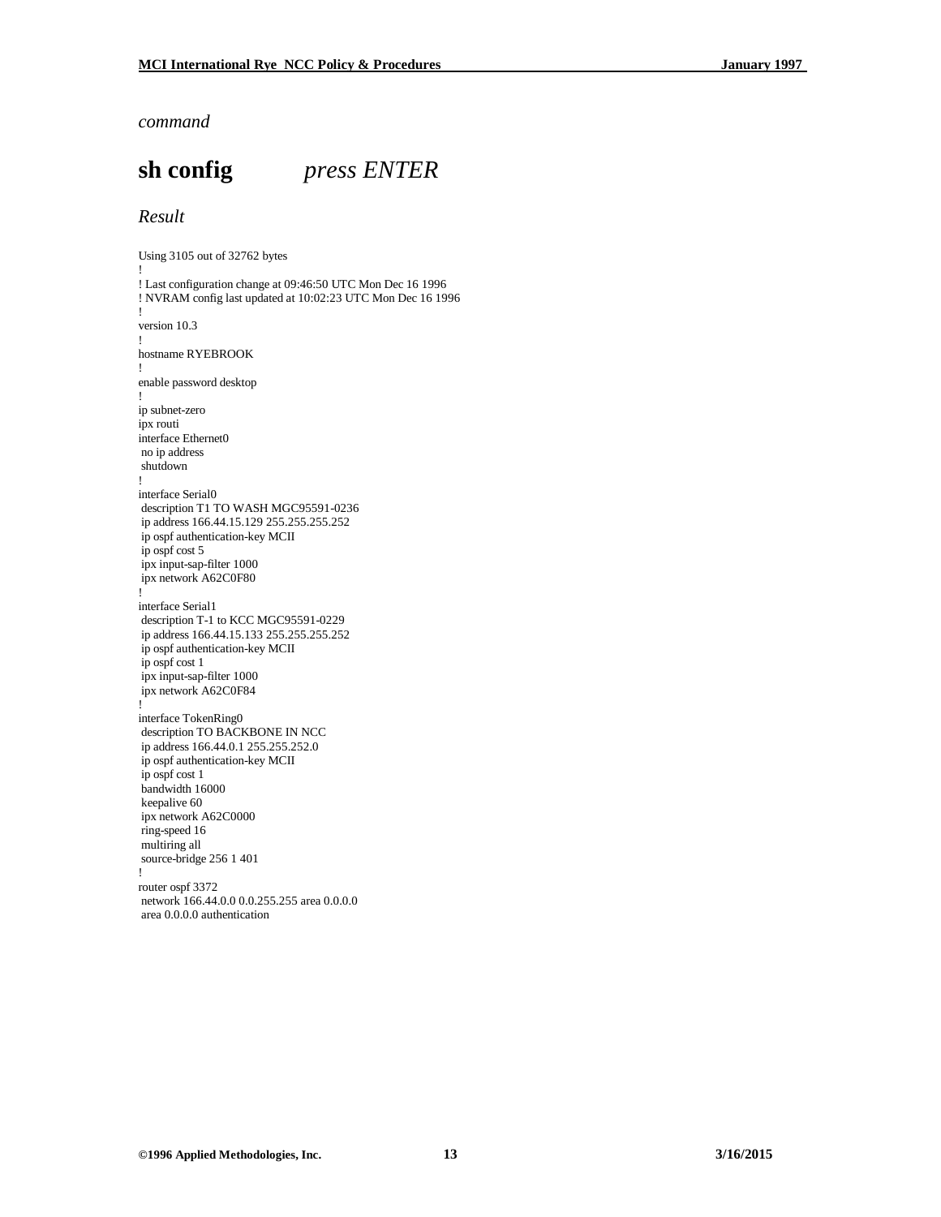*command*

# **sh config** *press ENTER*

*Result*

```
Using 3105 out of 32762 bytes
!
! Last configuration change at 09:46:50 UTC Mon Dec 16 1996
! NVRAM config last updated at 10:02:23 UTC Mon Dec 16 1996
!
version 10.3
!
hostname RYEBROOK
!
enable password desktop
!
ip subnet-zero
ipx routi
interface Ethernet0
 no ip address
 shutdown
!
interface Serial0
 description T1 TO WASH MGC95591-0236
 ip address 166.44.15.129 255.255.255.252
 ip ospf authentication-key MCII
 ip ospf cost 5
 ipx input-sap-filter 1000
 ipx network A62C0F80
!
interface Serial1
 description T-1 to KCC MGC95591-0229
 ip address 166.44.15.133 255.255.255.252
 ip ospf authentication-key MCII
 ip ospf cost 1
 ipx input-sap-filter 1000
 ipx network A62C0F84
!
interface TokenRing0
 description TO BACKBONE IN NCC
 ip address 166.44.0.1 255.255.252.0
 ip ospf authentication-key MCII
 ip ospf cost 1
 bandwidth 16000
 keepalive 60
 ipx network A62C0000
 ring-speed 16
 multiring all
 source-bridge 256 1 401
!
router ospf 3372
 network 166.44.0.0 0.0.255.255 area 0.0.0.0
 area 0.0.0.0 authentication
```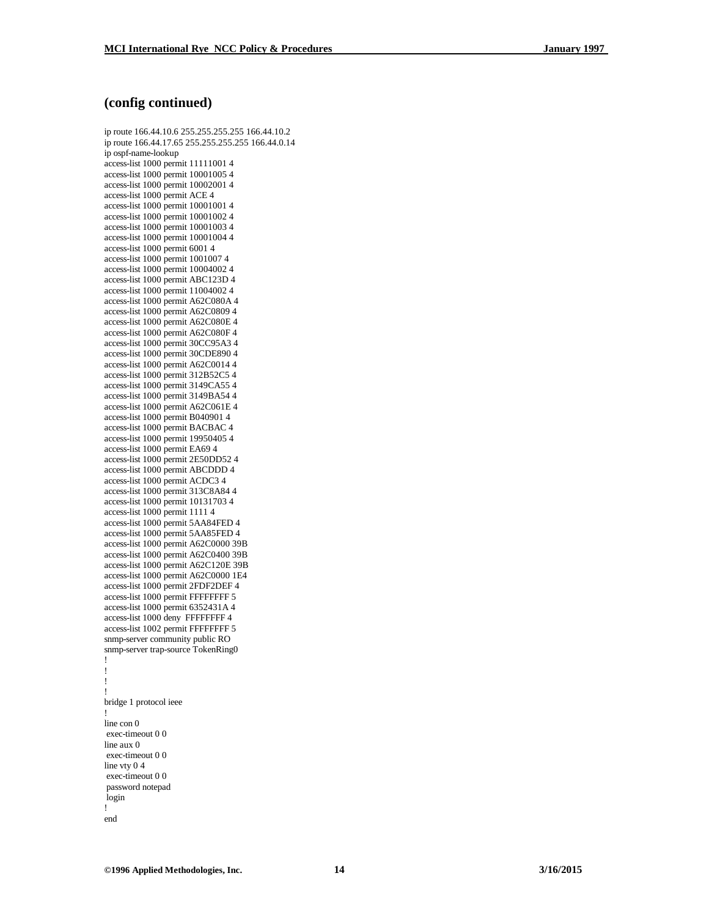## (config continued)

```
ip route 166.44.10.6 255.255.255.255 166.44.10.2
ip route 166.44.17.65 255.255.255.255 166.44.0.14
ip ospf-name-lookup
access-list 1000 permit 11111001 4
access-list 1000 permit 10001005 4
access-list 1000 permit 10002001 4
access-list 1000 permit ACE 4
access-list 1000 permit 10001001 4
access-list 1000 permit 10001002 4
access-list 1000 permit 10001003 4
access-list 1000 permit 10001004 4
access-list 1000 permit 6001 4
access-list 1000 permit 1001007 4
access-list 1000 permit 10004002 4
access-list 1000 permit ABC123D 4
access-list 1000 permit 11004002 4
access-list 1000 permit A62C080A 4
access-list 1000 permit A62C0809 4
access-list 1000 permit A62C080E 4
access-list 1000 permit A62C080F 4
access-list 1000 permit 30CC95A3 4
access-list 1000 permit 30CDE890 4
access-list 1000 permit A62C0014 4
access-list 1000 permit 312B52C5 4
access-list 1000 permit 3149CA55 4
access-list 1000 permit 3149BA54 4
access-list 1000 permit A62C061E 4
access-list 1000 permit B040901 4
access-list 1000 permit BACBAC 4
access-list 1000 permit 19950405 4
access-list 1000 permit EA69 4
access-list 1000 permit 2E50DD52 4
access-list 1000 permit ABCDDD 4
access-list 1000 permit ACDC3 4
access-list 1000 permit 313C8A84 4
access-list 1000 permit 10131703 4
access-list 1000 permit 1111 4
access-list 1000 permit 5AA84FED 4
access-list 1000 permit 5AA85FED 4
access-list 1000 permit A62C0000 39B
access-list 1000 permit A62C0400 39B
access-list 1000 permit A62C120E 39B
access-list 1000 permit A62C0000 1E4
access-list 1000 permit 2FDF2DEF 4
access-list 1000 permit FFFFFFFF 5
access-list 1000 permit 6352431A 4
access-list 1000 deny  FFFFFFFF 4
access-list 1002 permit FFFFFFFF 5
snmp-server community public RO
snmp-server trap-source TokenRing0
!
!
!
!
bridge 1 protocol ieee
!
line con 0
 exec-timeout 0 0
line aux 0
 exec-timeout 0 0
line vty 0 4
 exec-timeout 0 0
 password notepad
 login
!
end
```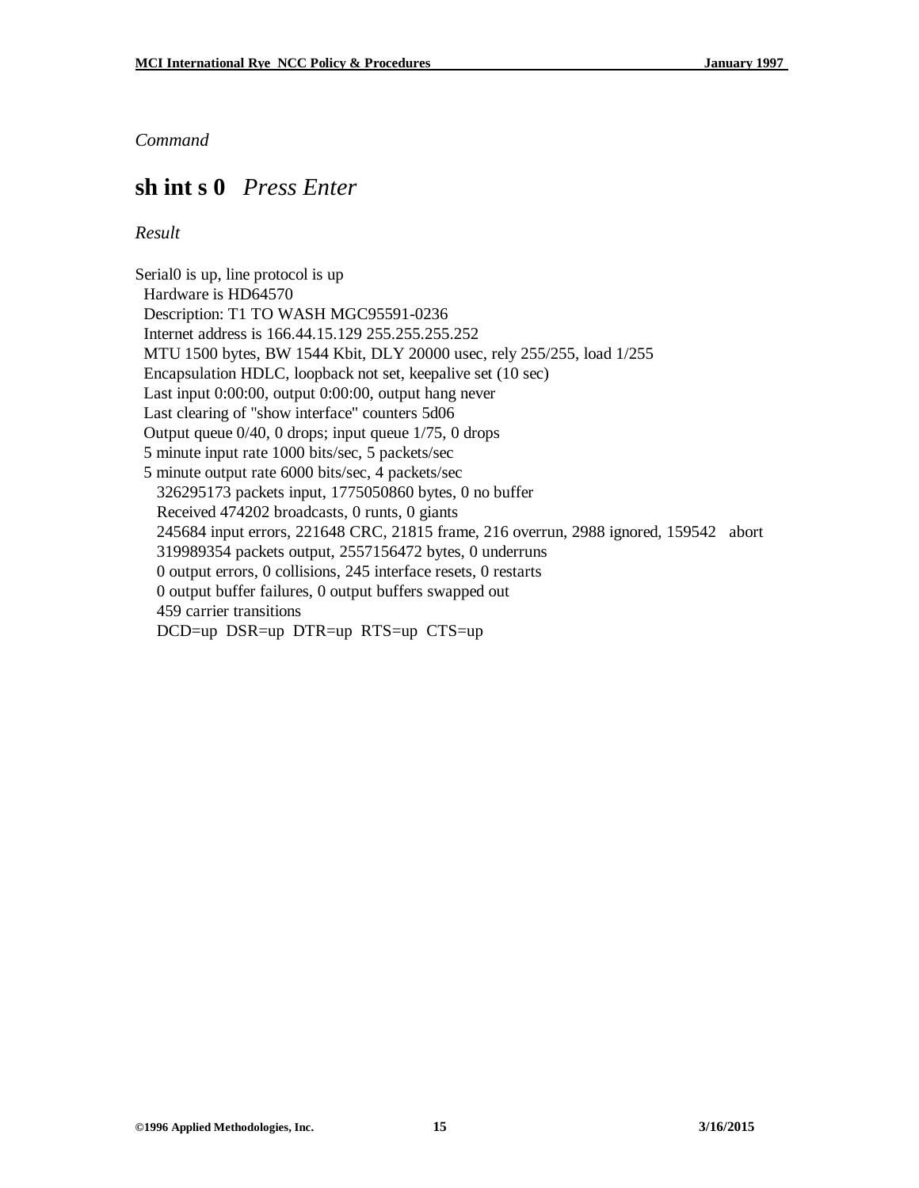*Command*

## **sh int s 0** *Press Enter*

*Result*

```
Serial0 is up, line protocol is up
  Hardware is HD64570
  Description: T1 TO WASH MGC95591-0236
  Internet address is 166.44.15.129 255.255.255.252
  MTU 1500 bytes, BW 1544 Kbit, DLY 20000 usec, rely 255/255, load 1/255
  Encapsulation HDLC, loopback not set, keepalive set (10 sec)
  Last input 0:00:00, output 0:00:00, output hang never
  Last clearing of "show interface" counters 5d06
  Output queue 0/40, 0 drops; input queue 1/75, 0 drops
  5 minute input rate 1000 bits/sec, 5 packets/sec
  5 minute output rate 6000 bits/sec, 4 packets/sec
     326295173 packets input, 1775050860 bytes, 0 no buffer
     Received 474202 broadcasts, 0 runts, 0 giants
     245684 input errors, 221648 CRC, 21815 frame, 216 overrun, 2988 ignored, 159542   abort
     319989354 packets output, 2557156472 bytes, 0 underruns
     0 output errors, 0 collisions, 245 interface resets, 0 restarts
     0 output buffer failures, 0 output buffers swapped out
     459 carrier transitions
     DCD=up  DSR=up  DTR=up  RTS=up  CTS=up
```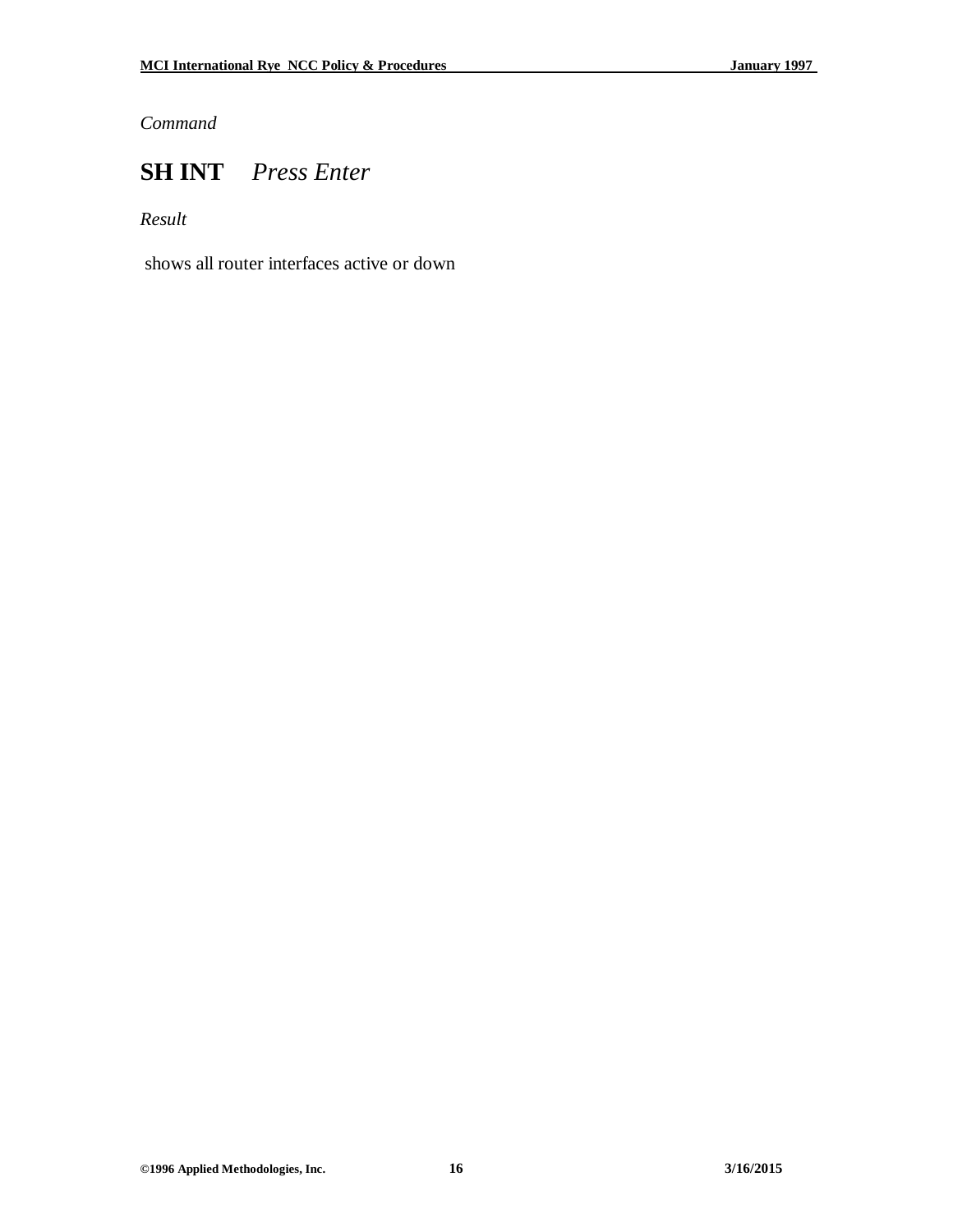*Command*

**SH INT** *Press Enter*

*Result*

shows all router interfaces active or down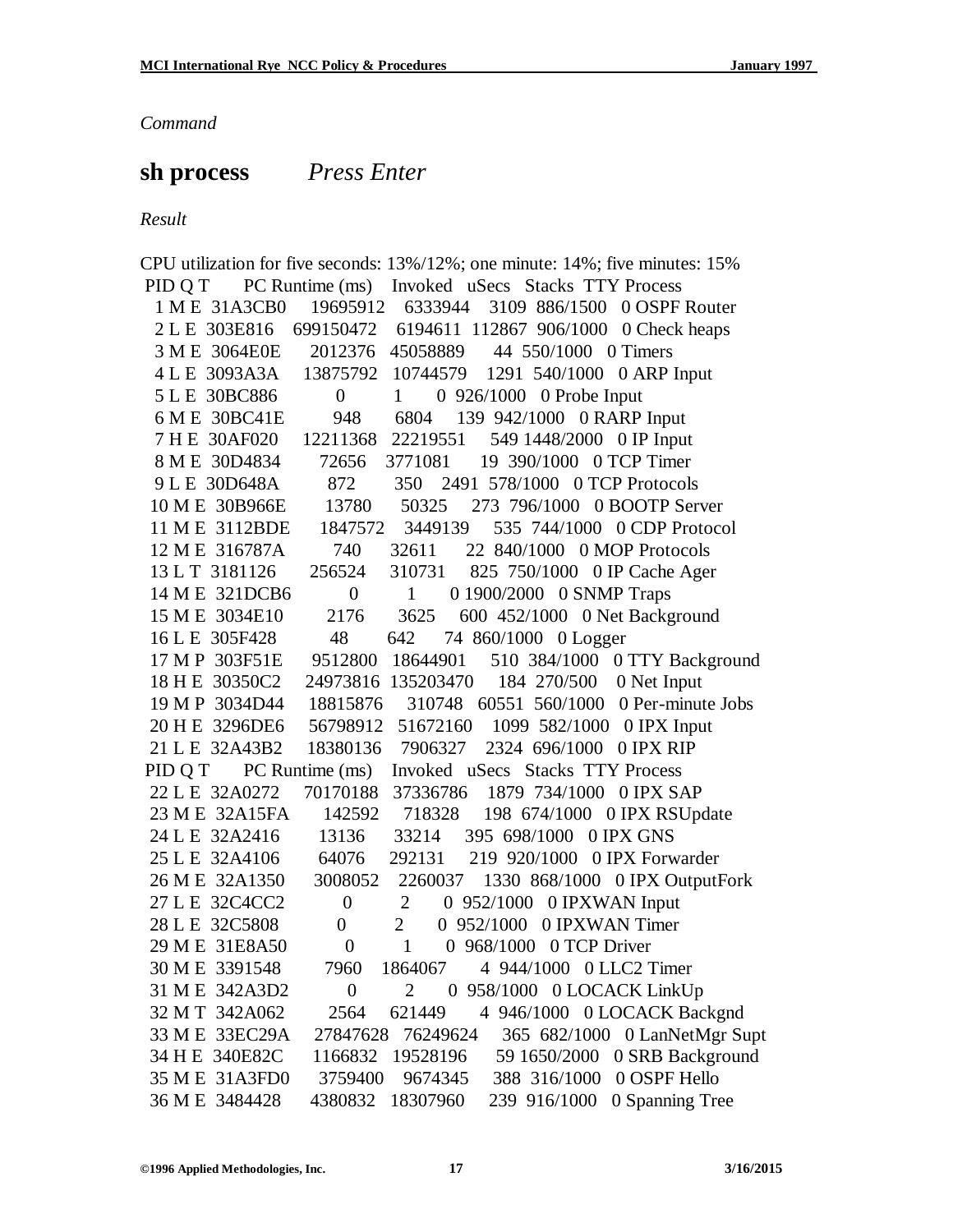*Command*

## **sh process** *Press Enter*

*Result*

```
CPU utilization for five seconds: 13%/12%; one minute: 14%; five minutes: 15%
 PID Q T    PC Runtime (ms)   Invoked  uSecs  Stacks TTY Process
   1 M E 31A3CB0   19695912   6333944   3109  886/1500  0 OSPF Router
   2 L E 303E816  699150472   6194611 112867  906/1000  0 Check heaps
   3 M E 3064E0E    2012376  45058889     44  550/1000  0 Timers
   4 L E 3093A3A   13875792  10744579   1291  540/1000  0 ARP Input
   5 L E 30BC886          0         1      0  926/1000  0 Probe Input
   6 M E 30BC41E        948      6804    139  942/1000  0 RARP Input
   7 H E 30AF020   12211368  22219551    549 1448/2000  0 IP Input
   8 M E 30D4834      72656   3771081     19  390/1000  0 TCP Timer
   9 L E 30D648A        872       350   2491  578/1000  0 TCP Protocols
  10 M E 30B966E      13780     50325    273  796/1000  0 BOOTP Server
  11 M E 3112BDE    1847572   3449139    535  744/1000  0 CDP Protocol
  12 M E 316787A        740     32611     22  840/1000  0 MOP Protocols
  13 L T 3181126     256524    310731    825  750/1000  0 IP Cache Ager
  14 M E 321DCB6          0         1      0 1900/2000  0 SNMP Traps
  15 M E 3034E10       2176      3625    600  452/1000  0 Net Background
  16 L E 305F428         48       642     74  860/1000  0 Logger
  17 M P 303F51E    9512800  18644901    510  384/1000  0 TTY Background
  18 H E 30350C2   24973816 135203470    184  270/500   0 Net Input
  19 M P 3034D44   18815876    310748  60551  560/1000  0 Per-minute Jobs
  20 H E 3296DE6   56798912  51672160   1099  582/1000  0 IPX Input
  21 L E 32A43B2   18380136   7906327   2324  696/1000  0 IPX RIP
 PID Q T    PC Runtime (ms)   Invoked  uSecs  Stacks TTY Process
  22 L E 32A0272   70170188  37336786   1879  734/1000  0 IPX SAP
  23 M E 32A15FA     142592    718328    198  674/1000  0 IPX RSUpdate
  24 L E 32A2416      13136     33214    395  698/1000  0 IPX GNS
  25 L E 32A4106      64076    292131    219  920/1000  0 IPX Forwarder
  26 M E 32A1350    3008052   2260037   1330  868/1000  0 IPX OutputFork
  27 L E 32C4CC2          0         2      0  952/1000  0 IPXWAN Input
  28 L E 32C5808          0         2      0  952/1000  0 IPXWAN Timer
  29 M E 31E8A50          0         1      0  968/1000  0 TCP Driver
  30 M E 3391548       7960   1864067      4  944/1000  0 LLC2 Timer
  31 M E 342A3D2          0         2      0  958/1000  0 LOCACK LinkUp
  32 M T 342A062       2564    621449      4  946/1000  0 LOCACK Backgnd
  33 M E 33EC29A   27847628  76249624    365  682/1000  0 LanNetMgr Supt
  34 H E 340E82C    1166832  19528196     59 1650/2000  0 SRB Background
  35 M E 31A3FD0    3759400   9674345    388  316/1000  0 OSPF Hello
  36 M E 3484428    4380832  18307960    239  916/1000  0 Spanning Tree
```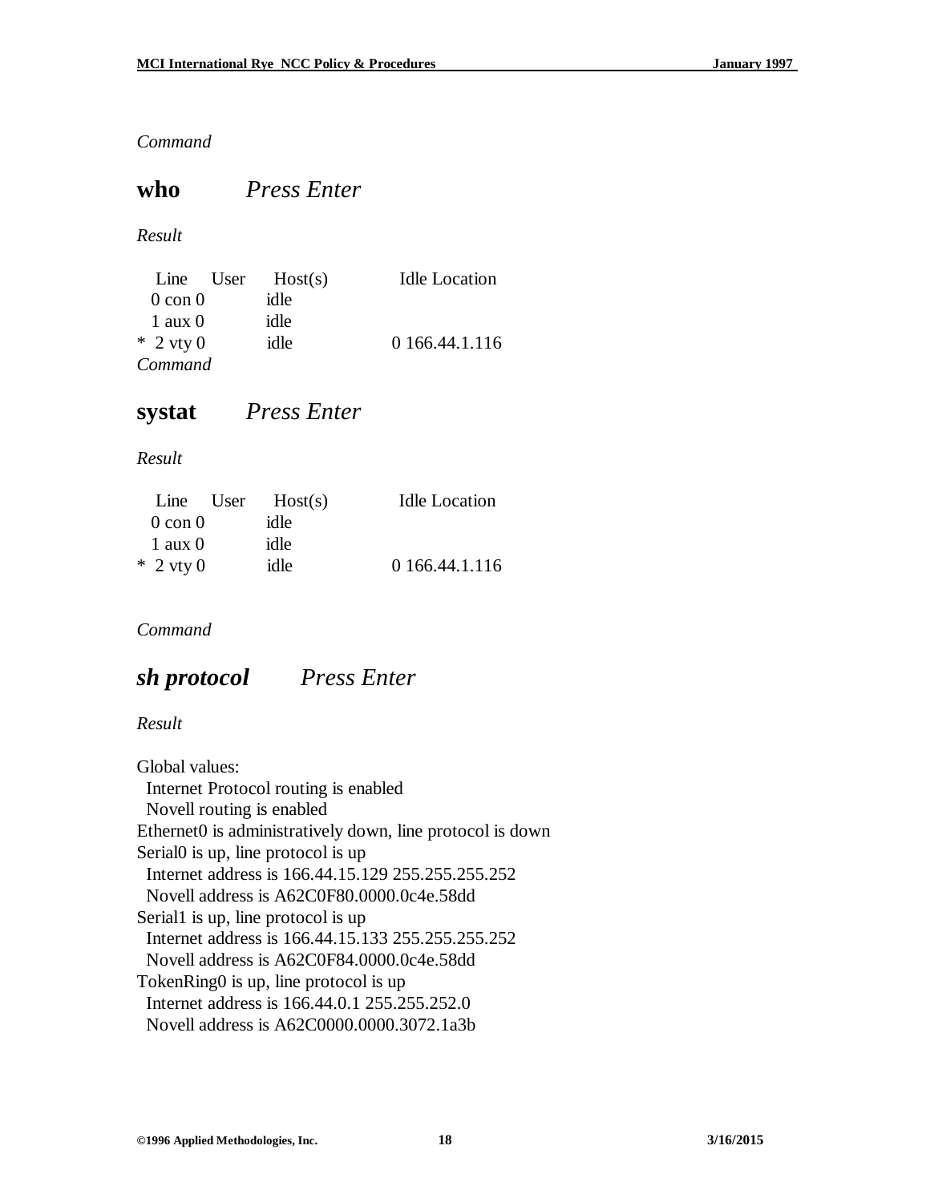*Command*

## **who** *Press Enter*

*Result*

```
   Line     User     Host(s)            Idle Location
  0 con 0            idle
  1 aux 0            idle
*  2 vty 0           idle              0 166.44.1.116
```

*Command*

## **systat** *Press Enter*

*Result*

```
   Line     User     Host(s)            Idle Location
  0 con 0            idle
  1 aux 0            idle
*  2 vty 0           idle              0 166.44.1.116
```

*Command*

## ***sh protocol*** *Press Enter*

*Result*

```
Global values:
  Internet Protocol routing is enabled
  Novell routing is enabled
Ethernet0 is administratively down, line protocol is down
Serial0 is up, line protocol is up
  Internet address is 166.44.15.129 255.255.255.252
  Novell address is A62C0F80.0000.0c4e.58dd
Serial1 is up, line protocol is up
  Internet address is 166.44.15.133 255.255.255.252
  Novell address is A62C0F84.0000.0c4e.58dd
TokenRing0 is up, line protocol is up
  Internet address is 166.44.0.1 255.255.252.0
  Novell address is A62C0000.0000.3072.1a3b
```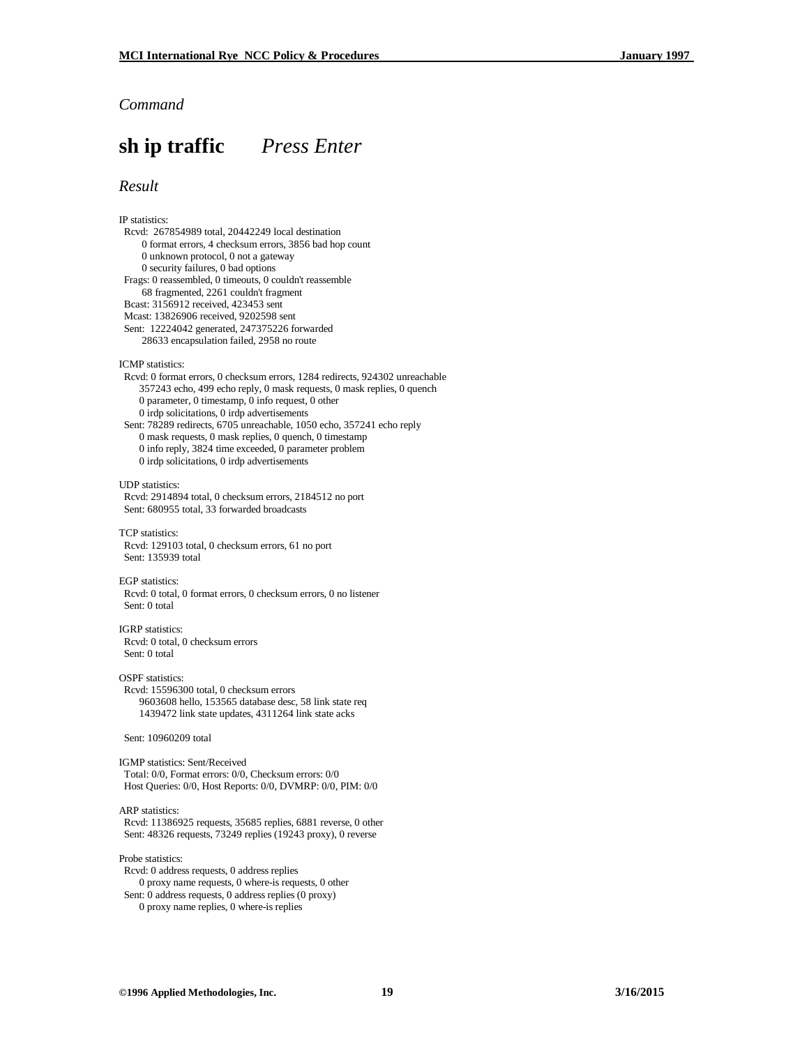*Command*

# **sh ip traffic** *Press Enter*

*Result*

```
IP statistics:
  Rcvd:  267854989 total, 20442249 local destination
         0 format errors, 4 checksum errors, 3856 bad hop count
         0 unknown protocol, 0 not a gateway
         0 security failures, 0 bad options
  Frags: 0 reassembled, 0 timeouts, 0 couldn't reassemble
         68 fragmented, 2261 couldn't fragment
  Bcast: 3156912 received, 423453 sent
  Mcast: 13826906 received, 9202598 sent
  Sent:  12224042 generated, 247375226 forwarded
         28633 encapsulation failed, 2958 no route

ICMP statistics:
  Rcvd: 0 format errors, 0 checksum errors, 1284 redirects, 924302 unreachable
        357243 echo, 499 echo reply, 0 mask requests, 0 mask replies, 0 quench
        0 parameter, 0 timestamp, 0 info request, 0 other
        0 irdp solicitations, 0 irdp advertisements
  Sent: 78289 redirects, 6705 unreachable, 1050 echo, 357241 echo reply
        0 mask requests, 0 mask replies, 0 quench, 0 timestamp
        0 info reply, 3824 time exceeded, 0 parameter problem
        0 irdp solicitations, 0 irdp advertisements

UDP statistics:
  Rcvd: 2914894 total, 0 checksum errors, 2184512 no port
  Sent: 680955 total, 33 forwarded broadcasts

TCP statistics:
  Rcvd: 129103 total, 0 checksum errors, 61 no port
  Sent: 135939 total

EGP statistics:
  Rcvd: 0 total, 0 format errors, 0 checksum errors, 0 no listener
  Sent: 0 total

IGRP statistics:
  Rcvd: 0 total, 0 checksum errors
  Sent: 0 total

OSPF statistics:
  Rcvd: 15596300 total, 0 checksum errors
        9603608 hello, 153565 database desc, 58 link state req
        1439472 link state updates, 4311264 link state acks

  Sent: 10960209 total

IGMP statistics: Sent/Received
  Total: 0/0, Format errors: 0/0, Checksum errors: 0/0
  Host Queries: 0/0, Host Reports: 0/0, DVMRP: 0/0, PIM: 0/0

ARP statistics:
  Rcvd: 11386925 requests, 35685 replies, 6881 reverse, 0 other
  Sent: 48326 requests, 73249 replies (19243 proxy), 0 reverse

Probe statistics:
  Rcvd: 0 address requests, 0 address replies
        0 proxy name requests, 0 where-is requests, 0 other
  Sent: 0 address requests, 0 address replies (0 proxy)
        0 proxy name replies, 0 where-is replies
```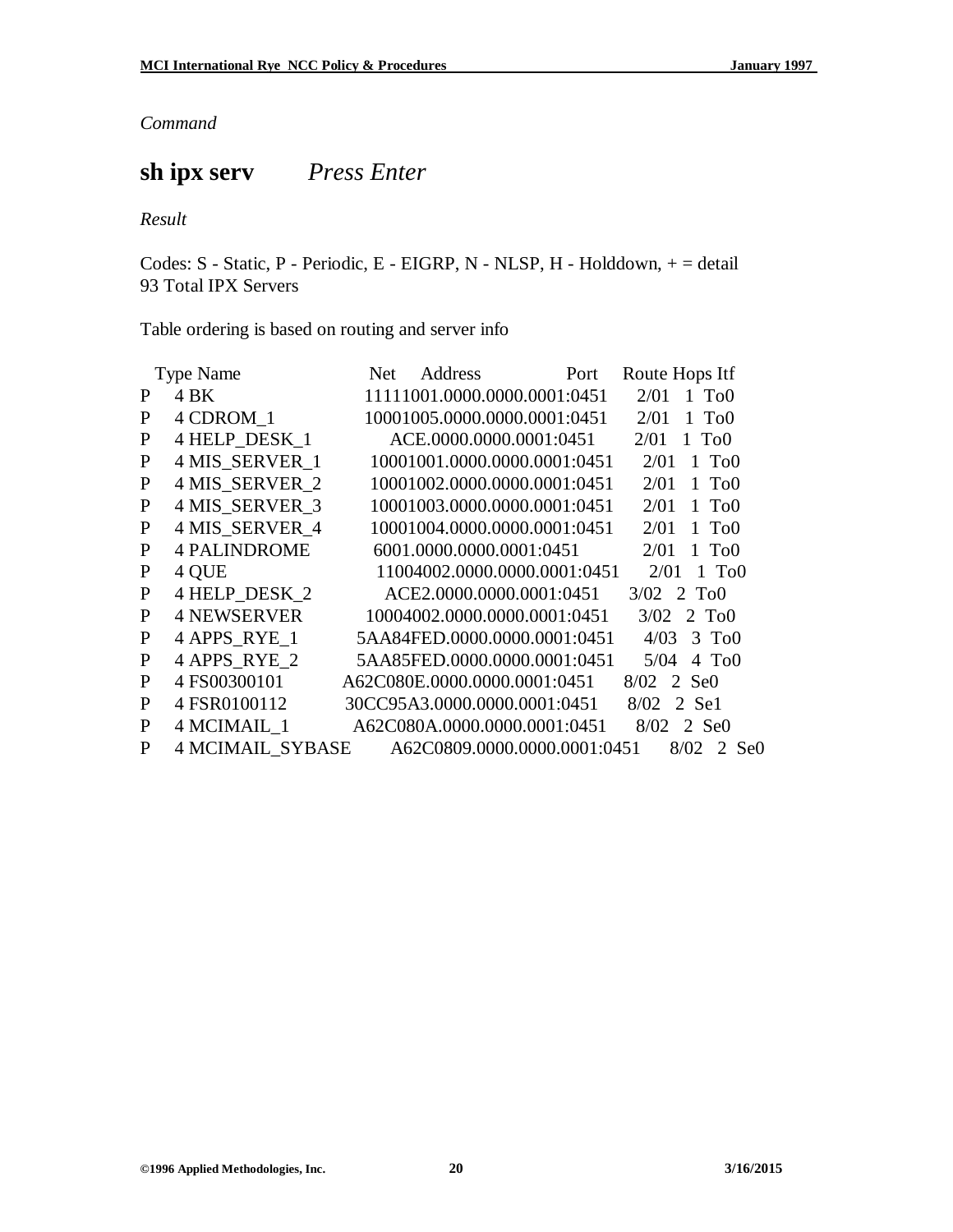*Command*

**sh ipx serv** *Press Enter*

*Result*

Codes: S - Static, P - Periodic, E - EIGRP, N - NLSP, H - Holddown, + = detail
93 Total IPX Servers

Table ordering is based on routing and server info

| | Type | Name | Net Address Port | Route | Hops | Itf |
|---|---|---|---|---|---|---|
| P | 4 | BK | 11111001.0000.0000.0001:0451 | 2/01 | 1 | To0 |
| P | 4 | CDROM_1 | 10001005.0000.0000.0001:0451 | 2/01 | 1 | To0 |
| P | 4 | HELP_DESK_1 | ACE.0000.0000.0001:0451 | 2/01 | 1 | To0 |
| P | 4 | MIS_SERVER_1 | 10001001.0000.0000.0001:0451 | 2/01 | 1 | To0 |
| P | 4 | MIS_SERVER_2 | 10001002.0000.0000.0001:0451 | 2/01 | 1 | To0 |
| P | 4 | MIS_SERVER_3 | 10001003.0000.0000.0001:0451 | 2/01 | 1 | To0 |
| P | 4 | MIS_SERVER_4 | 10001004.0000.0000.0001:0451 | 2/01 | 1 | To0 |
| P | 4 | PALINDROME | 6001.0000.0000.0001:0451 | 2/01 | 1 | To0 |
| P | 4 | QUE | 11004002.0000.0000.0001:0451 | 2/01 | 1 | To0 |
| P | 4 | HELP_DESK_2 | ACE2.0000.0000.0001:0451 | 3/02 | 2 | To0 |
| P | 4 | NEWSERVER | 10004002.0000.0000.0001:0451 | 3/02 | 2 | To0 |
| P | 4 | APPS_RYE_1 | 5AA84FED.0000.0000.0001:0451 | 4/03 | 3 | To0 |
| P | 4 | APPS_RYE_2 | 5AA85FED.0000.0000.0001:0451 | 5/04 | 4 | To0 |
| P | 4 | FS00300101 | A62C080E.0000.0000.0001:0451 | 8/02 | 2 | Se0 |
| P | 4 | FSR0100112 | 30CC95A3.0000.0000.0001:0451 | 8/02 | 2 | Se1 |
| P | 4 | MCIMAIL_1 | A62C080A.0000.0000.0001:0451 | 8/02 | 2 | Se0 |
| P | 4 | MCIMAIL_SYBASE | A62C0809.0000.0000.0001:0451 | 8/02 | 2 | Se0 |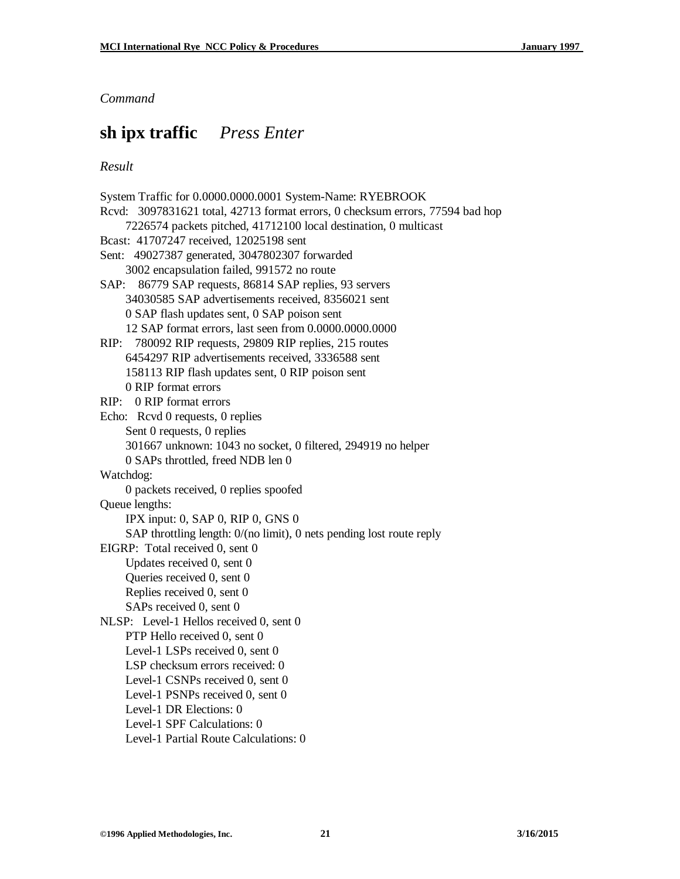*Command*

## **sh ipx traffic** *Press Enter*

*Result*

```
System Traffic for 0.0000.0000.0001 System-Name: RYEBROOK
Rcvd:   3097831621 total, 42713 format errors, 0 checksum errors, 77594 bad hop
        7226574 packets pitched, 41712100 local destination, 0 multicast
Bcast:  41707247 received, 12025198 sent
Sent:   49027387 generated, 3047802307 forwarded
        3002 encapsulation failed, 991572 no route
SAP:    86779 SAP requests, 86814 SAP replies, 93 servers
        34030585 SAP advertisements received, 8356021 sent
        0 SAP flash updates sent, 0 SAP poison sent
        12 SAP format errors, last seen from 0.0000.0000.0000
RIP:    780092 RIP requests, 29809 RIP replies, 215 routes
        6454297 RIP advertisements received, 3336588 sent
        158113 RIP flash updates sent, 0 RIP poison sent
        0 RIP format errors
RIP:    0 RIP format errors
Echo:   Rcvd 0 requests, 0 replies
        Sent 0 requests, 0 replies
        301667 unknown: 1043 no socket, 0 filtered, 294919 no helper
        0 SAPs throttled, freed NDB len 0
Watchdog:
        0 packets received, 0 replies spoofed
Queue lengths:
        IPX input: 0, SAP 0, RIP 0, GNS 0
        SAP throttling length: 0/(no limit), 0 nets pending lost route reply
EIGRP:  Total received 0, sent 0
        Updates received 0, sent 0
        Queries received 0, sent 0
        Replies received 0, sent 0
        SAPs received 0, sent 0
NLSP:   Level-1 Hellos received 0, sent 0
        PTP Hello received 0, sent 0
        Level-1 LSPs received 0, sent 0
        LSP checksum errors received: 0
        Level-1 CSNPs received 0, sent 0
        Level-1 PSNPs received 0, sent 0
        Level-1 DR Elections: 0
        Level-1 SPF Calculations: 0
        Level-1 Partial Route Calculations: 0
```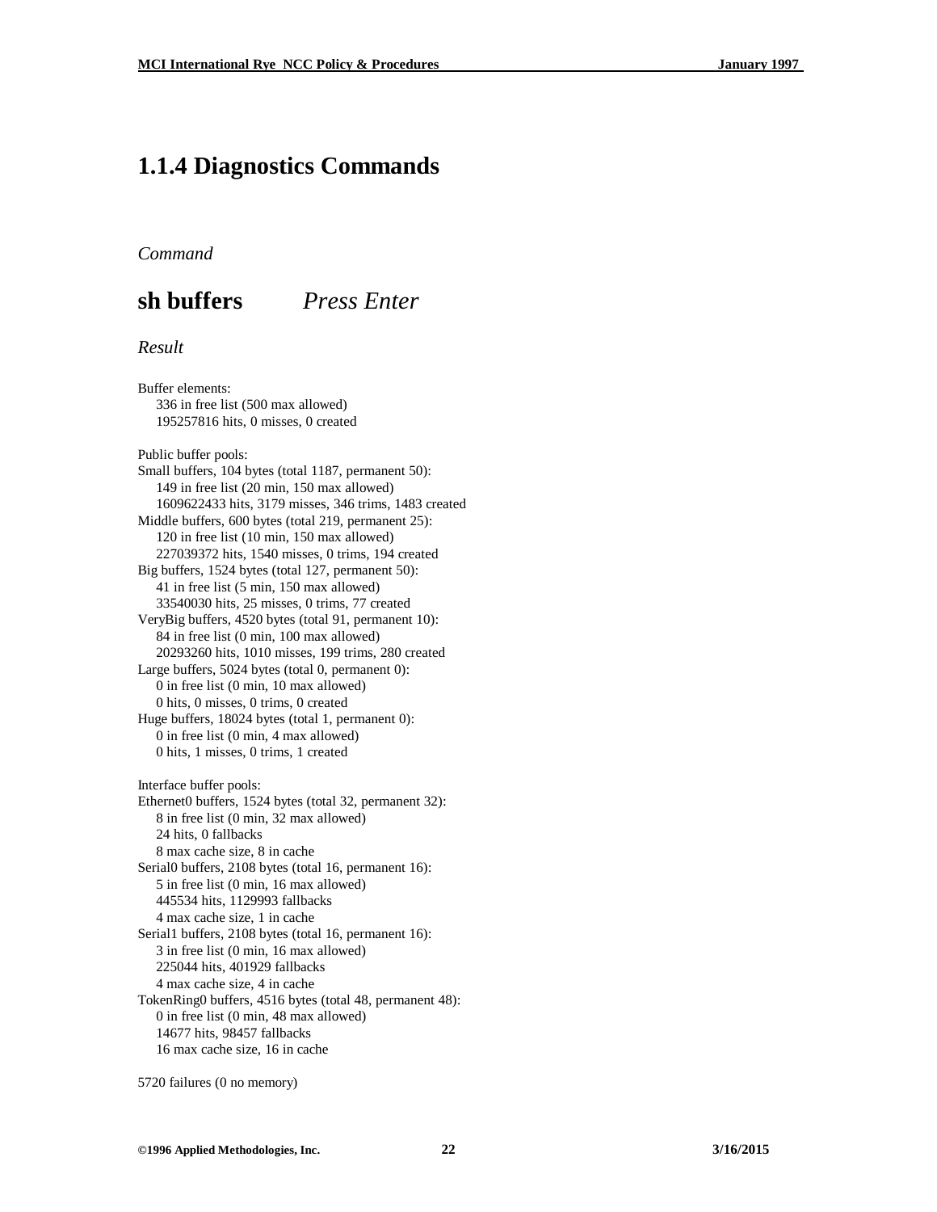## 1.1.4 Diagnostics Commands

*Command*

## **sh buffers** *Press Enter*

*Result*

```
Buffer elements:
    336 in free list (500 max allowed)
    195257816 hits, 0 misses, 0 created

Public buffer pools:
Small buffers, 104 bytes (total 1187, permanent 50):
    149 in free list (20 min, 150 max allowed)
    1609622433 hits, 3179 misses, 346 trims, 1483 created
Middle buffers, 600 bytes (total 219, permanent 25):
    120 in free list (10 min, 150 max allowed)
    227039372 hits, 1540 misses, 0 trims, 194 created
Big buffers, 1524 bytes (total 127, permanent 50):
    41 in free list (5 min, 150 max allowed)
    33540030 hits, 25 misses, 0 trims, 77 created
VeryBig buffers, 4520 bytes (total 91, permanent 10):
    84 in free list (0 min, 100 max allowed)
    20293260 hits, 1010 misses, 199 trims, 280 created
Large buffers, 5024 bytes (total 0, permanent 0):
    0 in free list (0 min, 10 max allowed)
    0 hits, 0 misses, 0 trims, 0 created
Huge buffers, 18024 bytes (total 1, permanent 0):
    0 in free list (0 min, 4 max allowed)
    0 hits, 1 misses, 0 trims, 1 created

Interface buffer pools:
Ethernet0 buffers, 1524 bytes (total 32, permanent 32):
    8 in free list (0 min, 32 max allowed)
    24 hits, 0 fallbacks
    8 max cache size, 8 in cache
Serial0 buffers, 2108 bytes (total 16, permanent 16):
    5 in free list (0 min, 16 max allowed)
    445534 hits, 1129993 fallbacks
    4 max cache size, 1 in cache
Serial1 buffers, 2108 bytes (total 16, permanent 16):
    3 in free list (0 min, 16 max allowed)
    225044 hits, 401929 fallbacks
    4 max cache size, 4 in cache
TokenRing0 buffers, 4516 bytes (total 48, permanent 48):
    0 in free list (0 min, 48 max allowed)
    14677 hits, 98457 fallbacks
    16 max cache size, 16 in cache

5720 failures (0 no memory)
```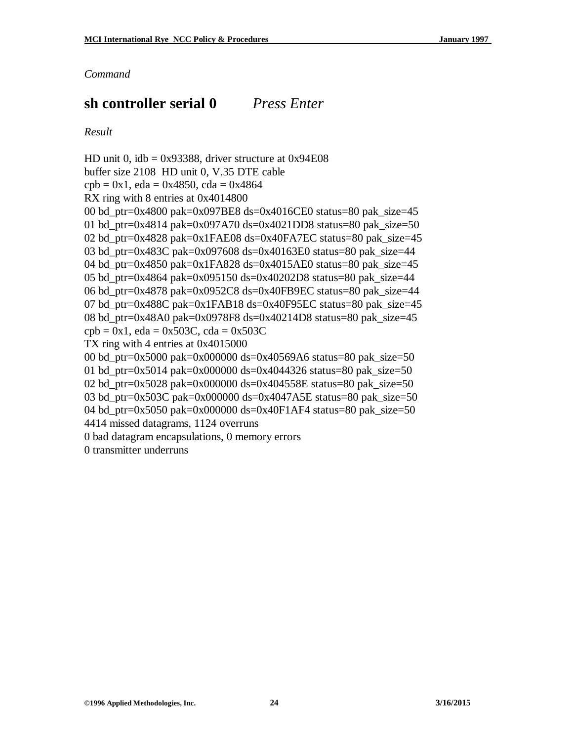*Command*

## sh controller serial 0 *Press Enter*

*Result*

```
HD unit 0, idb = 0x93388, driver structure at 0x94E08
buffer size 2108  HD unit 0, V.35 DTE cable
cpb = 0x1, eda = 0x4850, cda = 0x4864
RX ring with 8 entries at 0x4014800
00 bd_ptr=0x4800 pak=0x097BE8 ds=0x4016CE0 status=80 pak_size=45
01 bd_ptr=0x4814 pak=0x097A70 ds=0x4021DD8 status=80 pak_size=50
02 bd_ptr=0x4828 pak=0x1FAE08 ds=0x40FA7EC status=80 pak_size=45
03 bd_ptr=0x483C pak=0x097608 ds=0x40163E0 status=80 pak_size=44
04 bd_ptr=0x4850 pak=0x1FA828 ds=0x4015AE0 status=80 pak_size=45
05 bd_ptr=0x4864 pak=0x095150 ds=0x40202D8 status=80 pak_size=44
06 bd_ptr=0x4878 pak=0x0952C8 ds=0x40FB9EC status=80 pak_size=44
07 bd_ptr=0x488C pak=0x1FAB18 ds=0x40F95EC status=80 pak_size=45
08 bd_ptr=0x48A0 pak=0x0978F8 ds=0x40214D8 status=80 pak_size=45
cpb = 0x1, eda = 0x503C, cda = 0x503C
TX ring with 4 entries at 0x4015000
00 bd_ptr=0x5000 pak=0x000000 ds=0x40569A6 status=80 pak_size=50
01 bd_ptr=0x5014 pak=0x000000 ds=0x4044326 status=80 pak_size=50
02 bd_ptr=0x5028 pak=0x000000 ds=0x404558E status=80 pak_size=50
03 bd_ptr=0x503C pak=0x000000 ds=0x4047A5E status=80 pak_size=50
04 bd_ptr=0x5050 pak=0x000000 ds=0x40F1AF4 status=80 pak_size=50
4414 missed datagrams, 1124 overruns
0 bad datagram encapsulations, 0 memory errors
0 transmitter underruns
```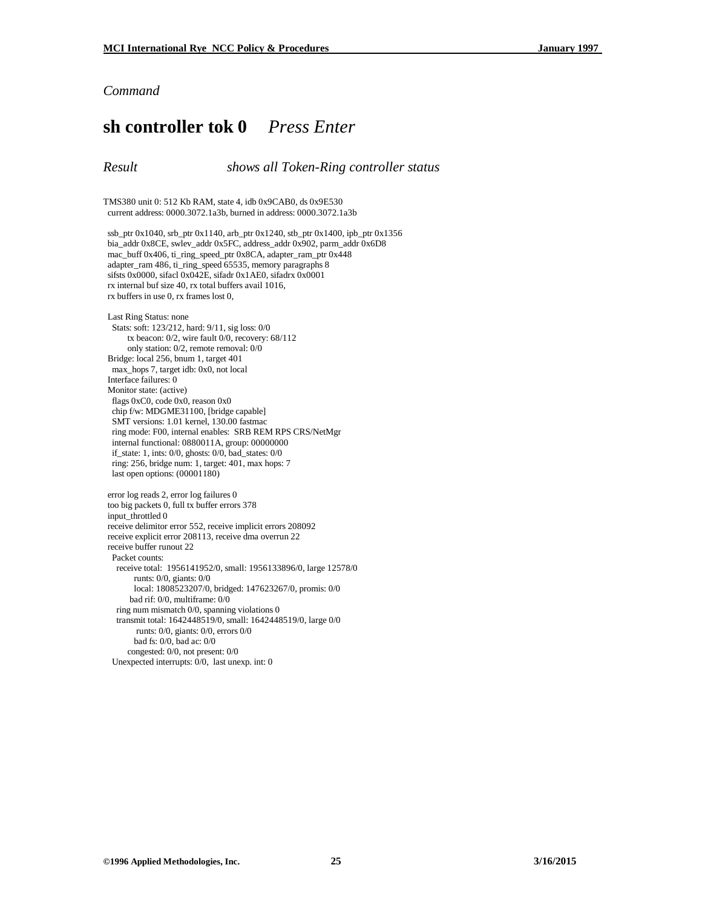*Command*

## **sh controller tok 0** *Press Enter*

*Result* *shows all Token-Ring controller status*

```
TMS380 unit 0: 512 Kb RAM, state 4, idb 0x9CAB0, ds 0x9E530
  current address: 0000.3072.1a3b, burned in address: 0000.3072.1a3b

  ssb_ptr 0x1040, srb_ptr 0x1140, arb_ptr 0x1240, stb_ptr 0x1400, ipb_ptr 0x1356
  bia_addr 0x8CE, swlev_addr 0x5FC, address_addr 0x902, parm_addr 0x6D8
  mac_buff 0x406, ti_ring_speed_ptr 0x8CA, adapter_ram_ptr 0x448
  adapter_ram 486, ti_ring_speed 65535, memory paragraphs 8
  sifsts 0x0000, sifacl 0x042E, sifadr 0x1AE0, sifadrx 0x0001
  rx internal buf size 40, rx total buffers avail 1016,
  rx buffers in use 0, rx frames lost 0,

  Last Ring Status: none
    Stats: soft: 123/212, hard: 9/11, sig loss: 0/0
          tx beacon: 0/2, wire fault 0/0, recovery: 68/112
          only station: 0/2, remote removal: 0/0
  Bridge: local 256, bnum 1, target 401
    max_hops 7, target idb: 0x0, not local
  Interface failures: 0
  Monitor state: (active)
    flags 0xC0, code 0x0, reason 0x0
    chip f/w: MDGME31100, [bridge capable]
    SMT versions: 1.01 kernel, 130.00 fastmac
    ring mode: F00, internal enables:  SRB REM RPS CRS/NetMgr
    internal functional: 0880011A, group: 00000000
    if_state: 1, ints: 0/0, ghosts: 0/0, bad_states: 0/0
    ring: 256, bridge num: 1, target: 401, max hops: 7
    last open options: (00001180)

  error log reads 2, error log failures 0
  too big packets 0, full tx buffer errors 378
  input_throttled 0
  receive delimitor error 552, receive implicit errors 208092
  receive explicit error 208113, receive dma overrun 22
  receive buffer runout 22
    Packet counts:
      receive total:  1956141952/0, small: 1956133896/0, large 12578/0
            runts: 0/0, giants: 0/0
            local: 1808523207/0, bridged: 147623267/0, promis: 0/0
           bad rif: 0/0, multiframe: 0/0
      ring num mismatch 0/0, spanning violations 0
      transmit total: 1642448519/0, small: 1642448519/0, large 0/0
             runts: 0/0, giants: 0/0, errors 0/0
            bad fs: 0/0, bad ac: 0/0
          congested: 0/0, not present: 0/0
    Unexpected interrupts: 0/0,  last unexp. int: 0
```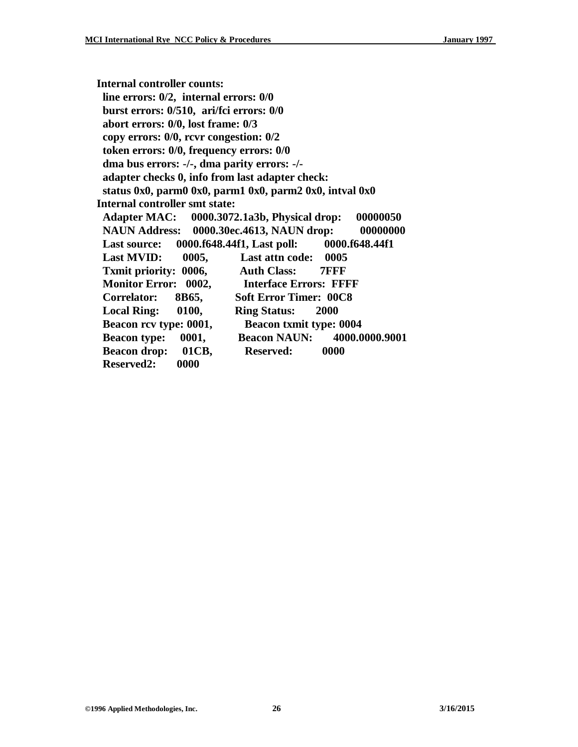```
Internal controller counts:
  line errors: 0/2,  internal errors: 0/0
  burst errors: 0/510,  ari/fci errors: 0/0
  abort errors: 0/0, lost frame: 0/3
  copy errors: 0/0, rcvr congestion: 0/2
  token errors: 0/0, frequency errors: 0/0
  dma bus errors: -/-, dma parity errors: -/-
  adapter checks 0, info from last adapter check:
  status 0x0, parm0 0x0, parm1 0x0, parm2 0x0, intval 0x0
Internal controller smt state:
  Adapter MAC:     0000.3072.1a3b, Physical drop:     00000050
  NAUN Address:    0000.30ec.4613, NAUN drop:         00000000
  Last source:     0000.f648.44f1, Last poll:         0000.f648.44f1
  Last MVID:       0005,           Last attn code:    0005
  Txmit priority:  0006,           Auth Class:        7FFF
  Monitor Error:   0002,           Interface Errors:  FFFF
  Correlator:      8B65,           Soft Error Timer:  00C8
  Local Ring:      0100,           Ring Status:       2000
  Beacon rcv type: 0001,           Beacon txmit type: 0004
  Beacon type:     0001,           Beacon NAUN:       4000.0000.9001
  Beacon drop:     01CB,           Reserved:          0000
  Reserved2:       0000
```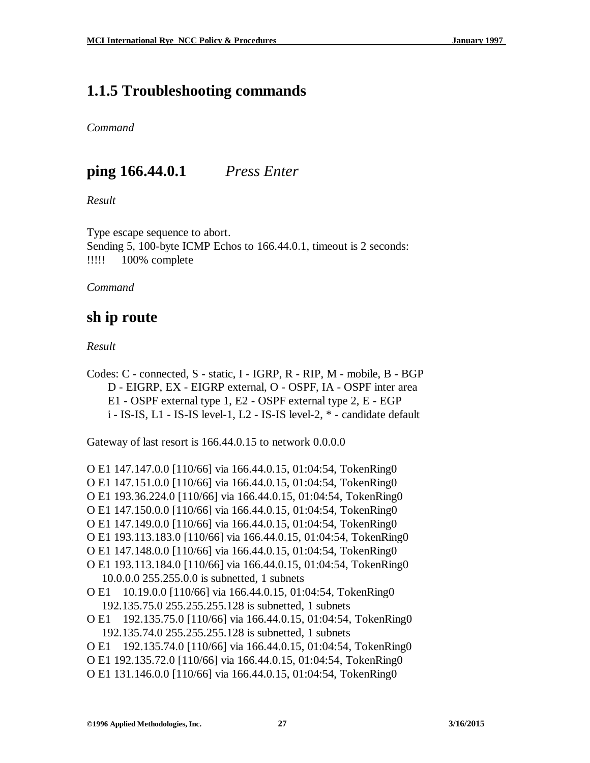## 1.1.5 Troubleshooting commands

*Command*

## ping 166.44.0.1 *Press Enter*

*Result*

```
Type escape sequence to abort.
Sending 5, 100-byte ICMP Echos to 166.44.0.1, timeout is 2 seconds:
!!!!!    100% complete
```

*Command*

## sh ip route

*Result*

```
Codes: C - connected, S - static, I - IGRP, R - RIP, M - mobile, B - BGP
       D - EIGRP, EX - EIGRP external, O - OSPF, IA - OSPF inter area
       E1 - OSPF external type 1, E2 - OSPF external type 2, E - EGP
       i - IS-IS, L1 - IS-IS level-1, L2 - IS-IS level-2, * - candidate default

Gateway of last resort is 166.44.0.15 to network 0.0.0.0

O E1 147.147.0.0 [110/66] via 166.44.0.15, 01:04:54, TokenRing0
O E1 147.151.0.0 [110/66] via 166.44.0.15, 01:04:54, TokenRing0
O E1 193.36.224.0 [110/66] via 166.44.0.15, 01:04:54, TokenRing0
O E1 147.150.0.0 [110/66] via 166.44.0.15, 01:04:54, TokenRing0
O E1 147.149.0.0 [110/66] via 166.44.0.15, 01:04:54, TokenRing0
O E1 193.113.183.0 [110/66] via 166.44.0.15, 01:04:54, TokenRing0
O E1 147.148.0.0 [110/66] via 166.44.0.15, 01:04:54, TokenRing0
O E1 193.113.184.0 [110/66] via 166.44.0.15, 01:04:54, TokenRing0
     10.0.0.0 255.255.0.0 is subnetted, 1 subnets
O E1    10.19.0.0 [110/66] via 166.44.0.15, 01:04:54, TokenRing0
     192.135.75.0 255.255.255.128 is subnetted, 1 subnets
O E1    192.135.75.0 [110/66] via 166.44.0.15, 01:04:54, TokenRing0
     192.135.74.0 255.255.255.128 is subnetted, 1 subnets
O E1    192.135.74.0 [110/66] via 166.44.0.15, 01:04:54, TokenRing0
O E1 192.135.72.0 [110/66] via 166.44.0.15, 01:04:54, TokenRing0
O E1 131.146.0.0 [110/66] via 166.44.0.15, 01:04:54, TokenRing0
```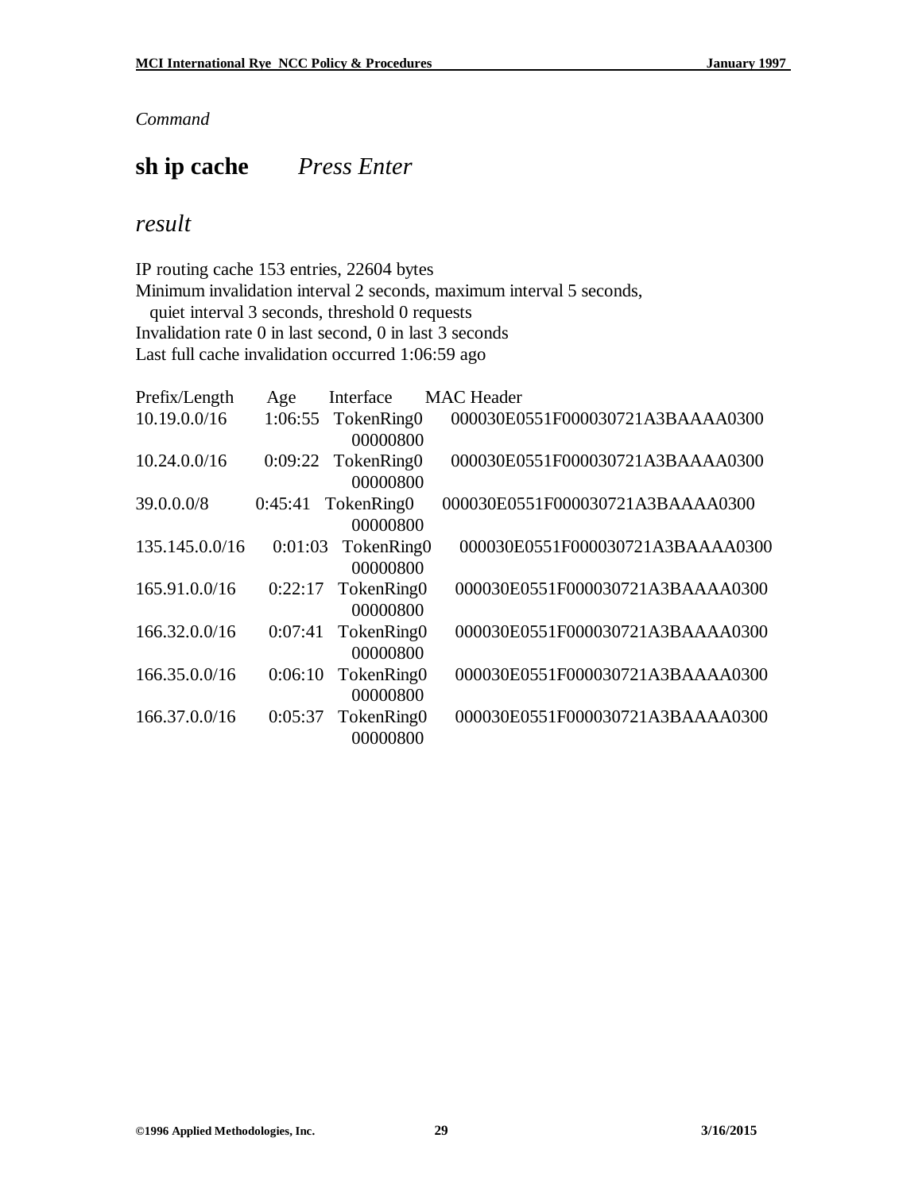*Command*

## **sh ip cache** *Press Enter*

## *result*

IP routing cache 153 entries, 22604 bytes
Minimum invalidation interval 2 seconds, maximum interval 5 seconds,
quiet interval 3 seconds, threshold 0 requests
Invalidation rate 0 in last second, 0 in last 3 seconds
Last full cache invalidation occurred 1:06:59 ago

| Prefix/Length | Age | Interface | MAC Header |
|---|---|---|---|
| 10.19.0.0/16 | 1:06:55 | TokenRing0 | 000030E0551F000030721A3BAAAA0300 00000800 |
| 10.24.0.0/16 | 0:09:22 | TokenRing0 | 000030E0551F000030721A3BAAAA0300 00000800 |
| 39.0.0.0/8 | 0:45:41 | TokenRing0 | 000030E0551F000030721A3BAAAA0300 00000800 |
| 135.145.0.0/16 | 0:01:03 | TokenRing0 | 000030E0551F000030721A3BAAAA0300 00000800 |
| 165.91.0.0/16 | 0:22:17 | TokenRing0 | 000030E0551F000030721A3BAAAA0300 00000800 |
| 166.32.0.0/16 | 0:07:41 | TokenRing0 | 000030E0551F000030721A3BAAAA0300 00000800 |
| 166.35.0.0/16 | 0:06:10 | TokenRing0 | 000030E0551F000030721A3BAAAA0300 00000800 |
| 166.37.0.0/16 | 0:05:37 | TokenRing0 | 000030E0551F000030721A3BAAAA0300 00000800 |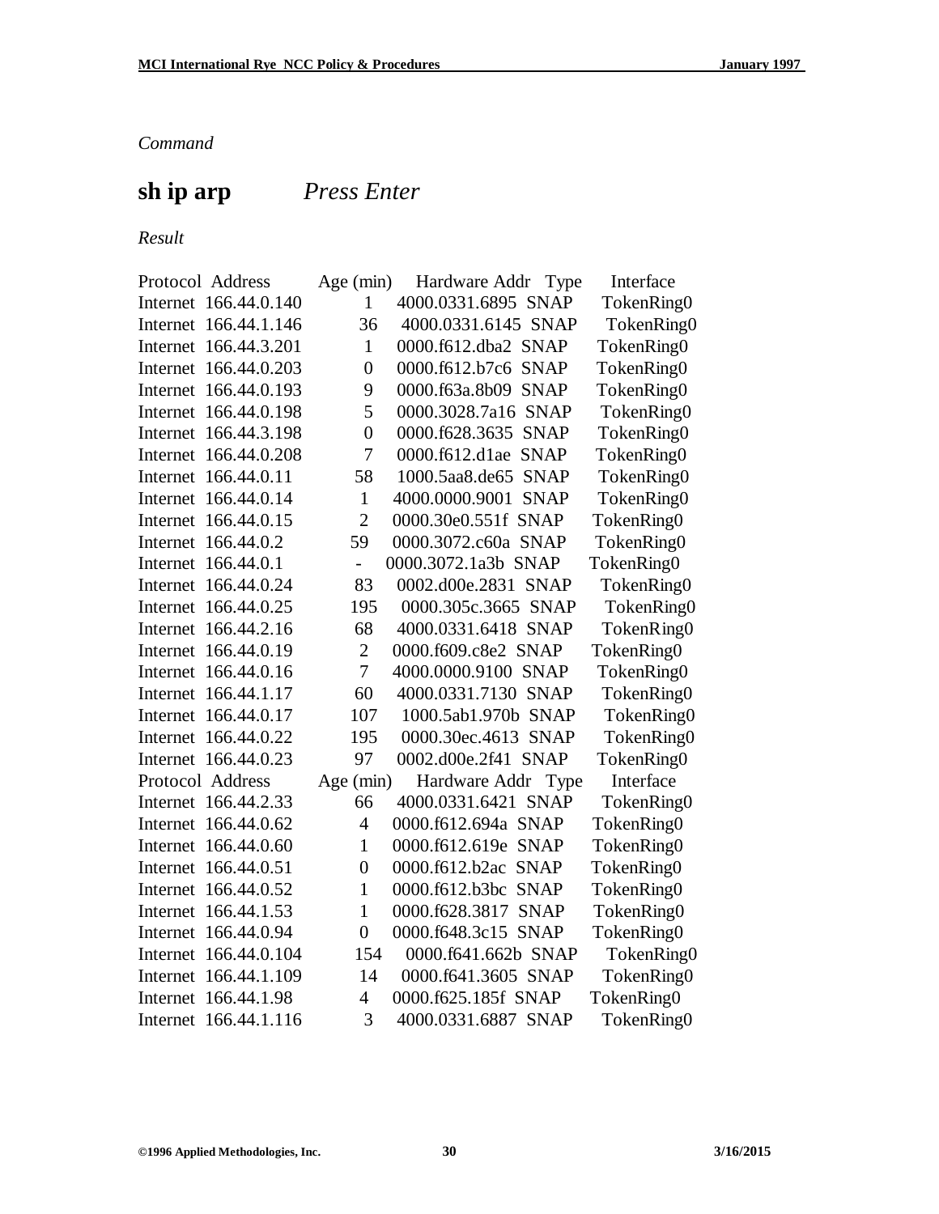*Command*

**sh ip arp** *Press Enter*

*Result*

| Protocol | Address | Age (min) | Hardware Addr | Type | Interface |
|---|---|---|---|---|---|
| Internet | 166.44.0.140 | 1 | 4000.0331.6895 | SNAP | TokenRing0 |
| Internet | 166.44.1.146 | 36 | 4000.0331.6145 | SNAP | TokenRing0 |
| Internet | 166.44.3.201 | 1 | 0000.f612.dba2 | SNAP | TokenRing0 |
| Internet | 166.44.0.203 | 0 | 0000.f612.b7c6 | SNAP | TokenRing0 |
| Internet | 166.44.0.193 | 9 | 0000.f63a.8b09 | SNAP | TokenRing0 |
| Internet | 166.44.0.198 | 5 | 0000.3028.7a16 | SNAP | TokenRing0 |
| Internet | 166.44.3.198 | 0 | 0000.f628.3635 | SNAP | TokenRing0 |
| Internet | 166.44.0.208 | 7 | 0000.f612.d1ae | SNAP | TokenRing0 |
| Internet | 166.44.0.11 | 58 | 1000.5aa8.de65 | SNAP | TokenRing0 |
| Internet | 166.44.0.14 | 1 | 4000.0000.9001 | SNAP | TokenRing0 |
| Internet | 166.44.0.15 | 2 | 0000.30e0.551f | SNAP | TokenRing0 |
| Internet | 166.44.0.2 | 59 | 0000.3072.c60a | SNAP | TokenRing0 |
| Internet | 166.44.0.1 | - | 0000.3072.1a3b | SNAP | TokenRing0 |
| Internet | 166.44.0.24 | 83 | 0002.d00e.2831 | SNAP | TokenRing0 |
| Internet | 166.44.0.25 | 195 | 0000.305c.3665 | SNAP | TokenRing0 |
| Internet | 166.44.2.16 | 68 | 4000.0331.6418 | SNAP | TokenRing0 |
| Internet | 166.44.0.19 | 2 | 0000.f609.c8e2 | SNAP | TokenRing0 |
| Internet | 166.44.0.16 | 7 | 4000.0000.9100 | SNAP | TokenRing0 |
| Internet | 166.44.1.17 | 60 | 4000.0331.7130 | SNAP | TokenRing0 |
| Internet | 166.44.0.17 | 107 | 1000.5ab1.970b | SNAP | TokenRing0 |
| Internet | 166.44.0.22 | 195 | 0000.30ec.4613 | SNAP | TokenRing0 |
| Internet | 166.44.0.23 | 97 | 0002.d00e.2f41 | SNAP | TokenRing0 |
| Protocol | Address | Age (min) | Hardware Addr | Type | Interface |
| Internet | 166.44.2.33 | 66 | 4000.0331.6421 | SNAP | TokenRing0 |
| Internet | 166.44.0.62 | 4 | 0000.f612.694a | SNAP | TokenRing0 |
| Internet | 166.44.0.60 | 1 | 0000.f612.619e | SNAP | TokenRing0 |
| Internet | 166.44.0.51 | 0 | 0000.f612.b2ac | SNAP | TokenRing0 |
| Internet | 166.44.0.52 | 1 | 0000.f612.b3bc | SNAP | TokenRing0 |
| Internet | 166.44.1.53 | 1 | 0000.f628.3817 | SNAP | TokenRing0 |
| Internet | 166.44.0.94 | 0 | 0000.f648.3c15 | SNAP | TokenRing0 |
| Internet | 166.44.0.104 | 154 | 0000.f641.662b | SNAP | TokenRing0 |
| Internet | 166.44.1.109 | 14 | 0000.f641.3605 | SNAP | TokenRing0 |
| Internet | 166.44.1.98 | 4 | 0000.f625.185f | SNAP | TokenRing0 |
| Internet | 166.44.1.116 | 3 | 4000.0331.6887 | SNAP | TokenRing0 |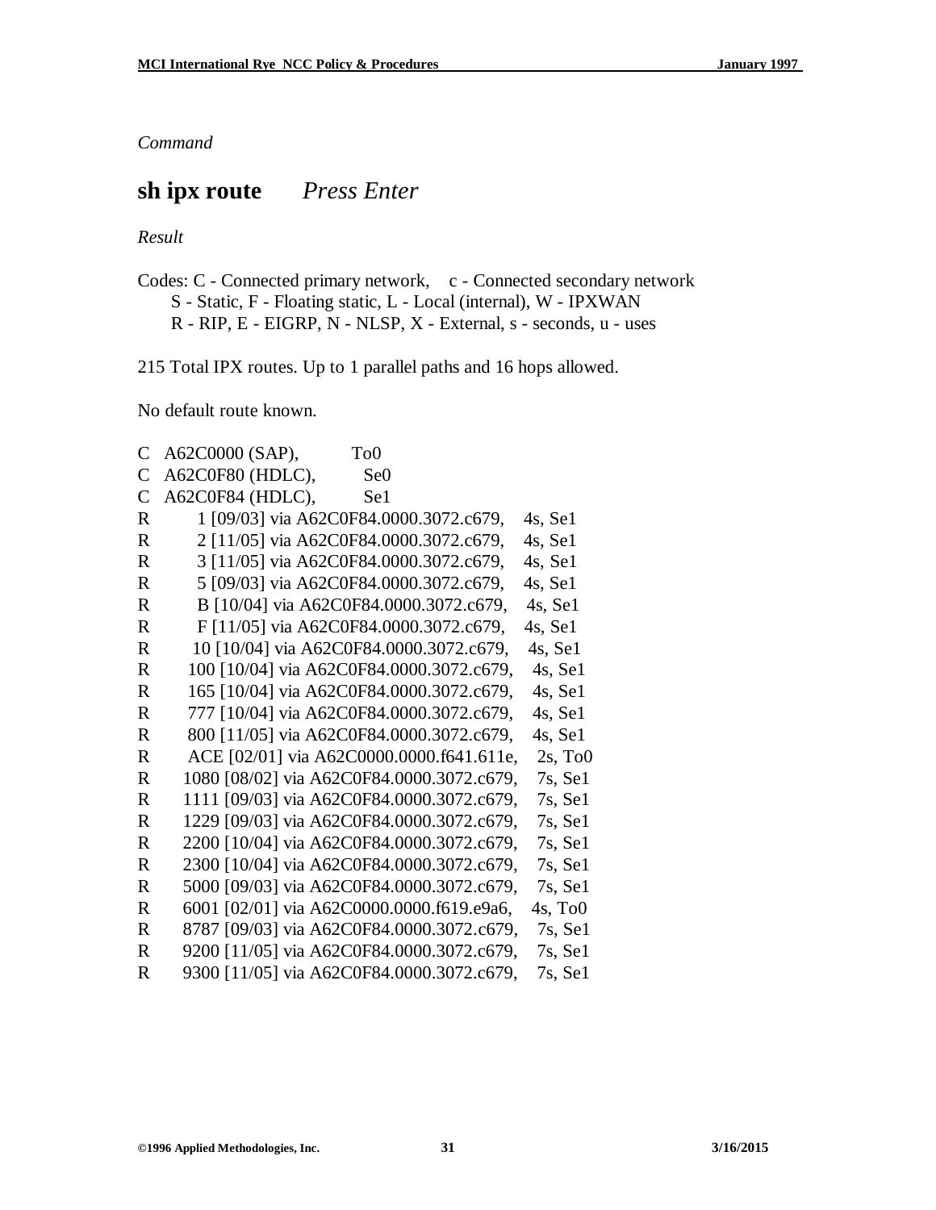*Command*

## sh ipx route *Press Enter*

*Result*

```
Codes: C - Connected primary network,    c - Connected secondary network
       S - Static, F - Floating static, L - Local (internal), W - IPXWAN
       R - RIP, E - EIGRP, N - NLSP, X - External, s - seconds, u - uses

215 Total IPX routes. Up to 1 parallel paths and 16 hops allowed.

No default route known.

C   A62C0000 (SAP),          To0
C   A62C0F80 (HDLC),         Se0
C   A62C0F84 (HDLC),         Se1
R          1 [09/03] via A62C0F84.0000.3072.c679,    4s, Se1
R          2 [11/05] via A62C0F84.0000.3072.c679,    4s, Se1
R          3 [11/05] via A62C0F84.0000.3072.c679,    4s, Se1
R          5 [09/03] via A62C0F84.0000.3072.c679,    4s, Se1
R          B [10/04] via A62C0F84.0000.3072.c679,    4s, Se1
R          F [11/05] via A62C0F84.0000.3072.c679,    4s, Se1
R         10 [10/04] via A62C0F84.0000.3072.c679,    4s, Se1
R        100 [10/04] via A62C0F84.0000.3072.c679,    4s, Se1
R        165 [10/04] via A62C0F84.0000.3072.c679,    4s, Se1
R        777 [10/04] via A62C0F84.0000.3072.c679,    4s, Se1
R        800 [11/05] via A62C0F84.0000.3072.c679,    4s, Se1
R        ACE [02/01] via A62C0000.0000.f641.611e,    2s, To0
R       1080 [08/02] via A62C0F84.0000.3072.c679,    7s, Se1
R       1111 [09/03] via A62C0F84.0000.3072.c679,    7s, Se1
R       1229 [09/03] via A62C0F84.0000.3072.c679,    7s, Se1
R       2200 [10/04] via A62C0F84.0000.3072.c679,    7s, Se1
R       2300 [10/04] via A62C0F84.0000.3072.c679,    7s, Se1
R       5000 [09/03] via A62C0F84.0000.3072.c679,    7s, Se1
R       6001 [02/01] via A62C0000.0000.f619.e9a6,    4s, To0
R       8787 [09/03] via A62C0F84.0000.3072.c679,    7s, Se1
R       9200 [11/05] via A62C0F84.0000.3072.c679,    7s, Se1
R       9300 [11/05] via A62C0F84.0000.3072.c679,    7s, Se1
```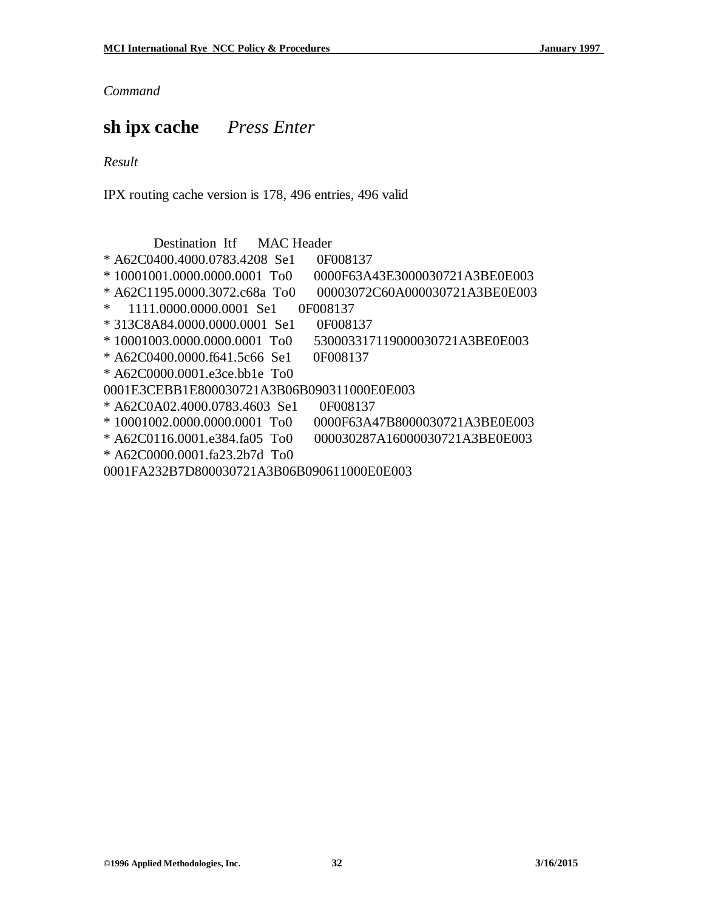*Command*

## **sh ipx cache** *Press Enter*

*Result*

IPX routing cache version is 178, 496 entries, 496 valid

```
        Destination  Itf      MAC Header
* A62C0400.4000.0783.4208  Se1      0F008137
* 10001001.0000.0000.0001  To0      0000F63A43E3000030721A3BE0E003
* A62C1195.0000.3072.c68a  To0      00003072C60A000030721A3BE0E003
*    1111.0000.0000.0001  Se1      0F008137
* 313C8A84.0000.0000.0001  Se1      0F008137
* 10001003.0000.0000.0001  To0      530003317119000030721A3BE0E003
* A62C0400.0000.f641.5c66  Se1      0F008137
* A62C0000.0001.e3ce.bb1e  To0
0001E3CEBB1E800030721A3B06B090311000E0E003
* A62C0A02.4000.0783.4603  Se1      0F008137
* 10001002.0000.0000.0001  To0      0000F63A47B8000030721A3BE0E003
* A62C0116.0001.e384.fa05  To0      000030287A16000030721A3BE0E003
* A62C0000.0001.fa23.2b7d  To0
0001FA232B7D800030721A3B06B090611000E0E003
```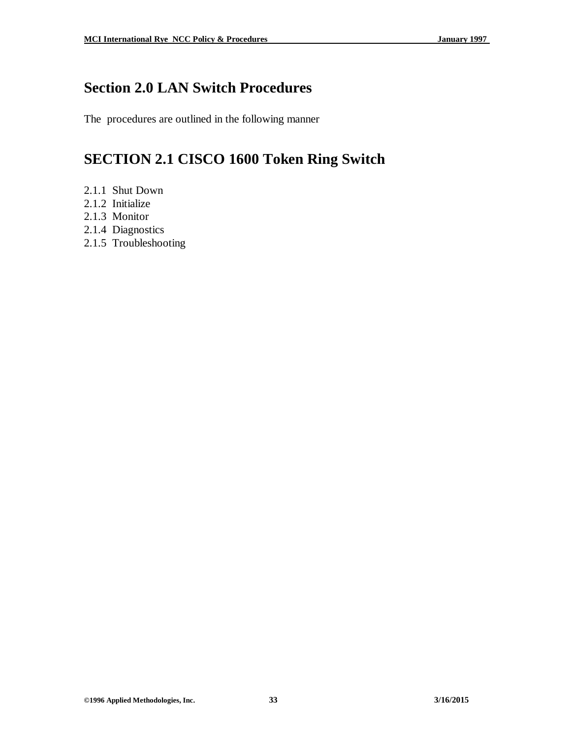# Section 2.0 LAN Switch Procedures

The procedures are outlined in the following manner

# SECTION 2.1 CISCO 1600 Token Ring Switch

2.1.1 Shut Down
2.1.2 Initialize
2.1.3 Monitor
2.1.4 Diagnostics
2.1.5 Troubleshooting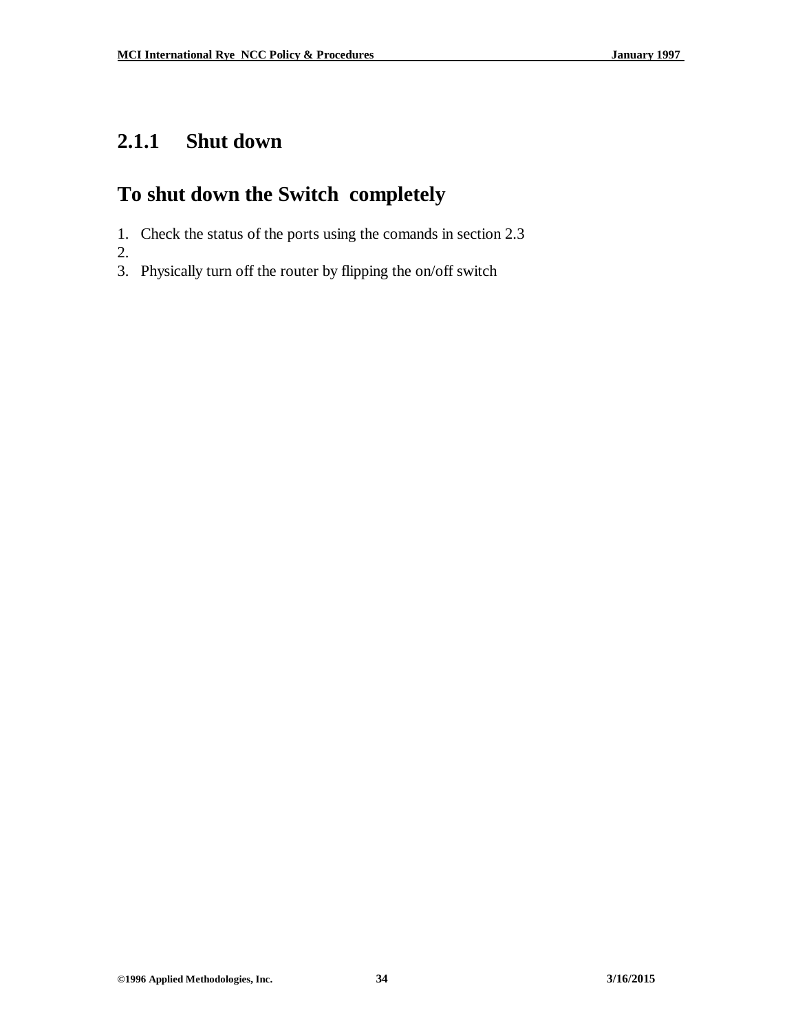### 2.1.1 Shut down

## To shut down the Switch completely

1. Check the status of the ports using the comands in section 2.3
2. 
3. Physically turn off the router by flipping the on/off switch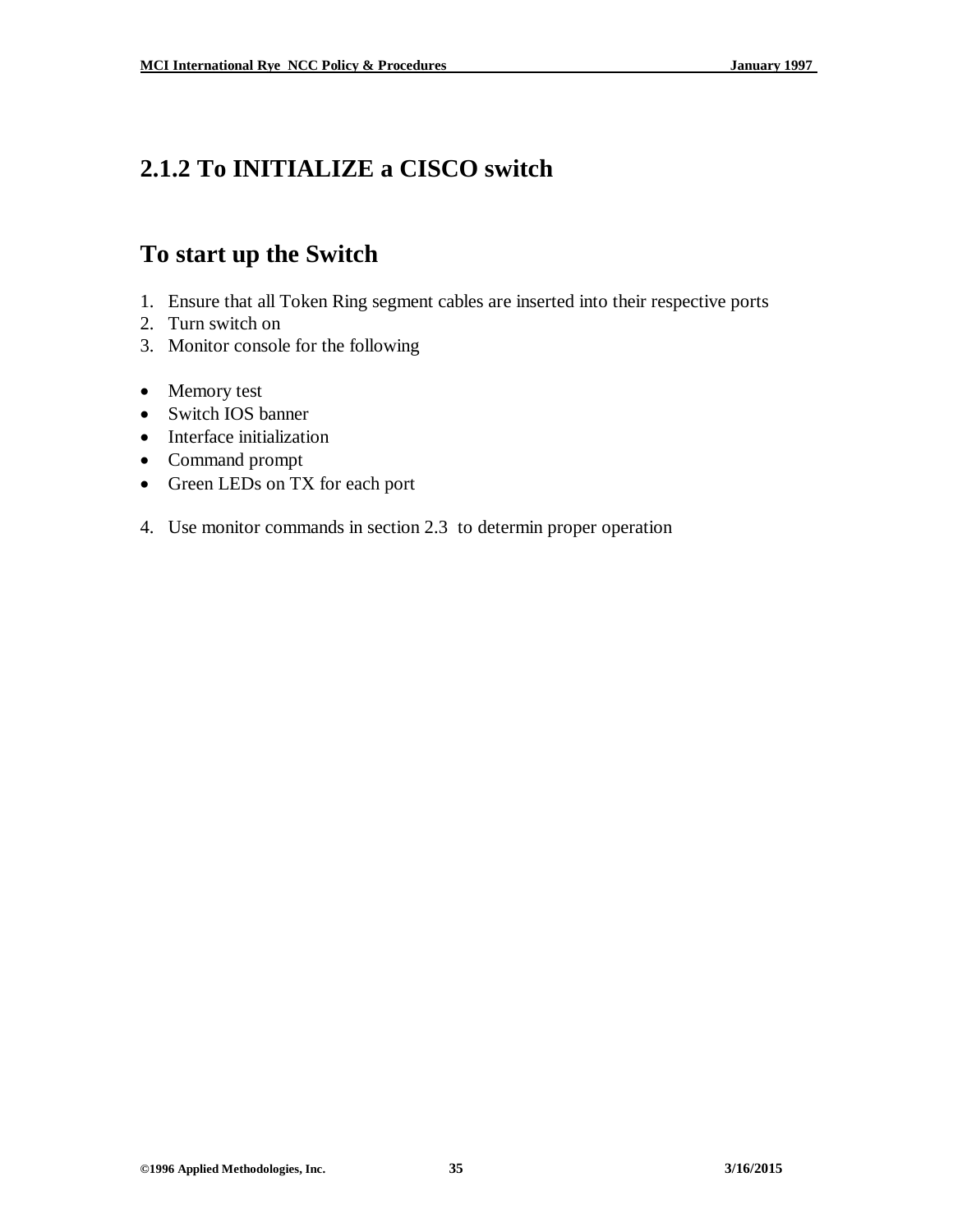## 2.1.2 To INITIALIZE a CISCO switch

## To start up the Switch

1. Ensure that all Token Ring segment cables are inserted into their respective ports
2. Turn switch on
3. Monitor console for the following

- Memory test
- Switch IOS banner
- Interface initialization
- Command prompt
- Green LEDs on TX for each port

4. Use monitor commands in section 2.3  to determin proper operation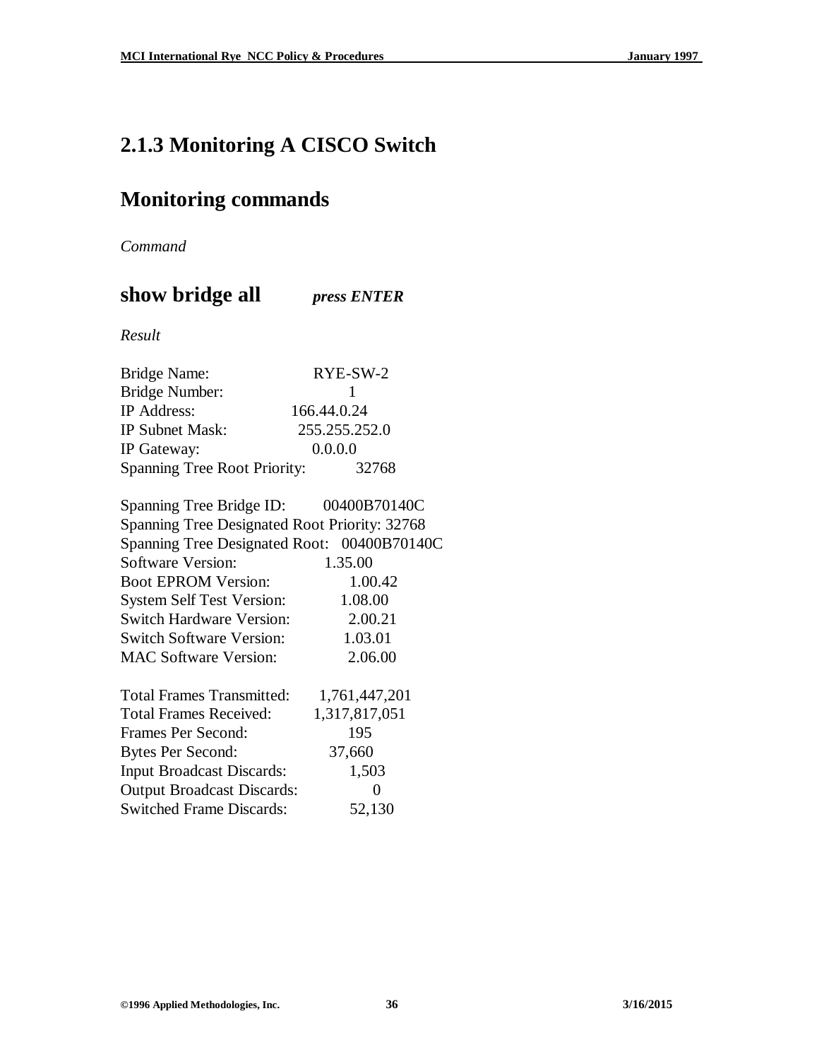## 2.1.3 Monitoring A CISCO Switch

## Monitoring commands

*Command*

### show bridge all *press ENTER*

*Result*

```
Bridge Name:                    RYE-SW-2
Bridge Number:                  1
IP Address:                     166.44.0.24
IP Subnet Mask:                 255.255.252.0
IP Gateway:                     0.0.0.0
Spanning Tree Root Priority:    32768

Spanning Tree Bridge ID:        00400B70140C
Spanning Tree Designated Root Priority: 32768
Spanning Tree Designated Root:  00400B70140C
Software Version:               1.35.00
Boot EPROM Version:             1.00.42
System Self Test Version:       1.08.00
Switch Hardware Version:        2.00.21
Switch Software Version:        1.03.01
MAC Software Version:           2.06.00

Total Frames Transmitted:       1,761,447,201
Total Frames Received:          1,317,817,051
Frames Per Second:              195
Bytes Per Second:               37,660
Input Broadcast Discards:       1,503
Output Broadcast Discards:      0
Switched Frame Discards:        52,130
```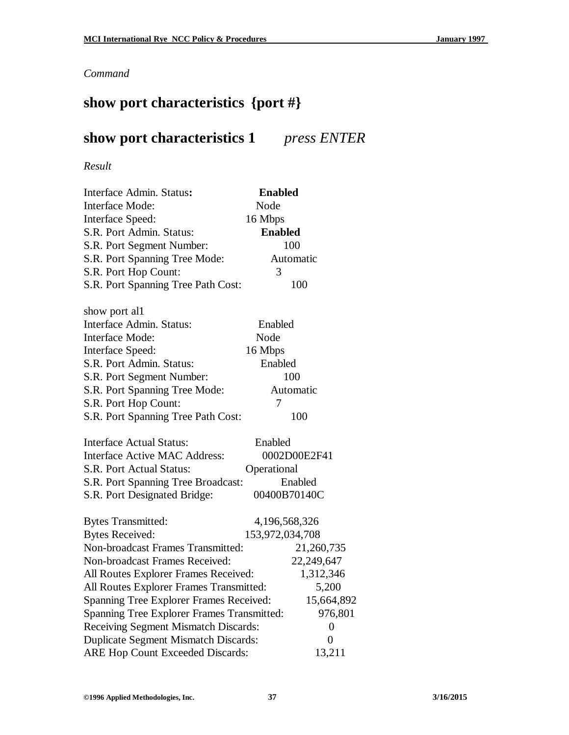*Command*

## show port characteristics {port #}

## show port characteristics 1 *press ENTER*

*Result*

| | |
|---|---|
| Interface Admin. Status**:** | **Enabled** |
| Interface Mode: | Node |
| Interface Speed: | 16 Mbps |
| S.R. Port Admin. Status: | **Enabled** |
| S.R. Port Segment Number: | 100 |
| S.R. Port Spanning Tree Mode: | Automatic |
| S.R. Port Hop Count: | 3 |
| S.R. Port Spanning Tree Path Cost: | 100 |

show port al1

| | |
|---|---|
| Interface Admin. Status: | Enabled |
| Interface Mode: | Node |
| Interface Speed: | 16 Mbps |
| S.R. Port Admin. Status: | Enabled |
| S.R. Port Segment Number: | 100 |
| S.R. Port Spanning Tree Mode: | Automatic |
| S.R. Port Hop Count: | 7 |
| S.R. Port Spanning Tree Path Cost: | 100 |

| | |
|---|---|
| Interface Actual Status: | Enabled |
| Interface Active MAC Address: | 0002D00E2F41 |
| S.R. Port Actual Status: | Operational |
| S.R. Port Spanning Tree Broadcast: | Enabled |
| S.R. Port Designated Bridge: | 00400B70140C |

| | |
|---|---|
| Bytes Transmitted: | 4,196,568,326 |
| Bytes Received: | 153,972,034,708 |
| Non-broadcast Frames Transmitted: | 21,260,735 |
| Non-broadcast Frames Received: | 22,249,647 |
| All Routes Explorer Frames Received: | 1,312,346 |
| All Routes Explorer Frames Transmitted: | 5,200 |
| Spanning Tree Explorer Frames Received: | 15,664,892 |
| Spanning Tree Explorer Frames Transmitted: | 976,801 |
| Receiving Segment Mismatch Discards: | 0 |
| Duplicate Segment Mismatch Discards: | 0 |
| ARE Hop Count Exceeded Discards: | 13,211 |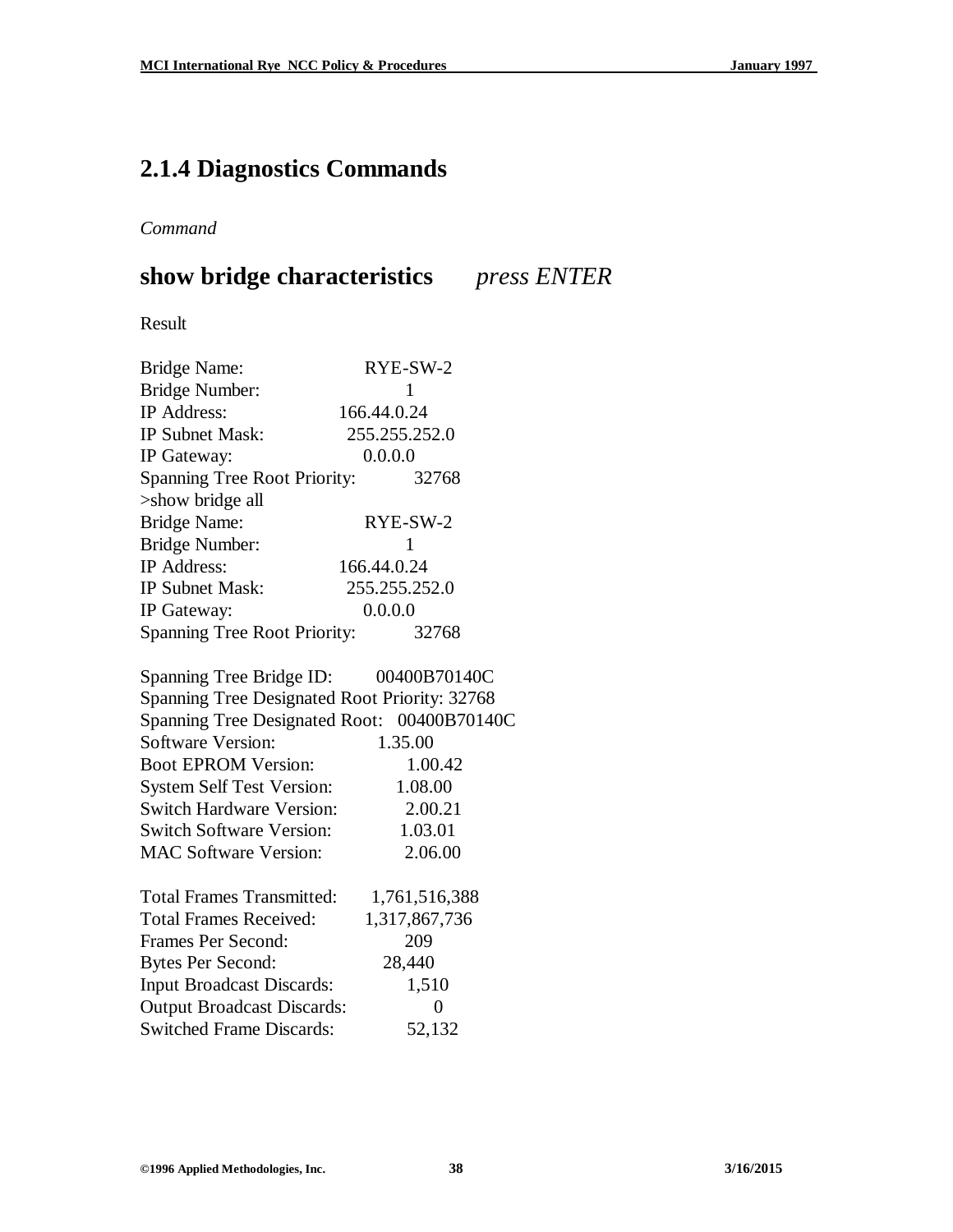## 2.1.4 Diagnostics Commands

*Command*

# **show bridge characteristics** *press ENTER*

Result

```
Bridge Name:                 RYE-SW-2
Bridge Number:               1
IP Address:                  166.44.0.24
IP Subnet Mask:              255.255.252.0
IP Gateway:                  0.0.0.0
Spanning Tree Root Priority: 32768
>show bridge all
Bridge Name:                 RYE-SW-2
Bridge Number:               1
IP Address:                  166.44.0.24
IP Subnet Mask:              255.255.252.0
IP Gateway:                  0.0.0.0
Spanning Tree Root Priority: 32768

Spanning Tree Bridge ID:       00400B70140C
Spanning Tree Designated Root Priority: 32768
Spanning Tree Designated Root:  00400B70140C
Software Version:              1.35.00
Boot EPROM Version:            1.00.42
System Self Test Version:      1.08.00
Switch Hardware Version:       2.00.21
Switch Software Version:       1.03.01
MAC Software Version:          2.06.00

Total Frames Transmitted:      1,761,516,388
Total Frames Received:         1,317,867,736
Frames Per Second:             209
Bytes Per Second:              28,440
Input Broadcast Discards:      1,510
Output Broadcast Discards:     0
Switched Frame Discards:       52,132
```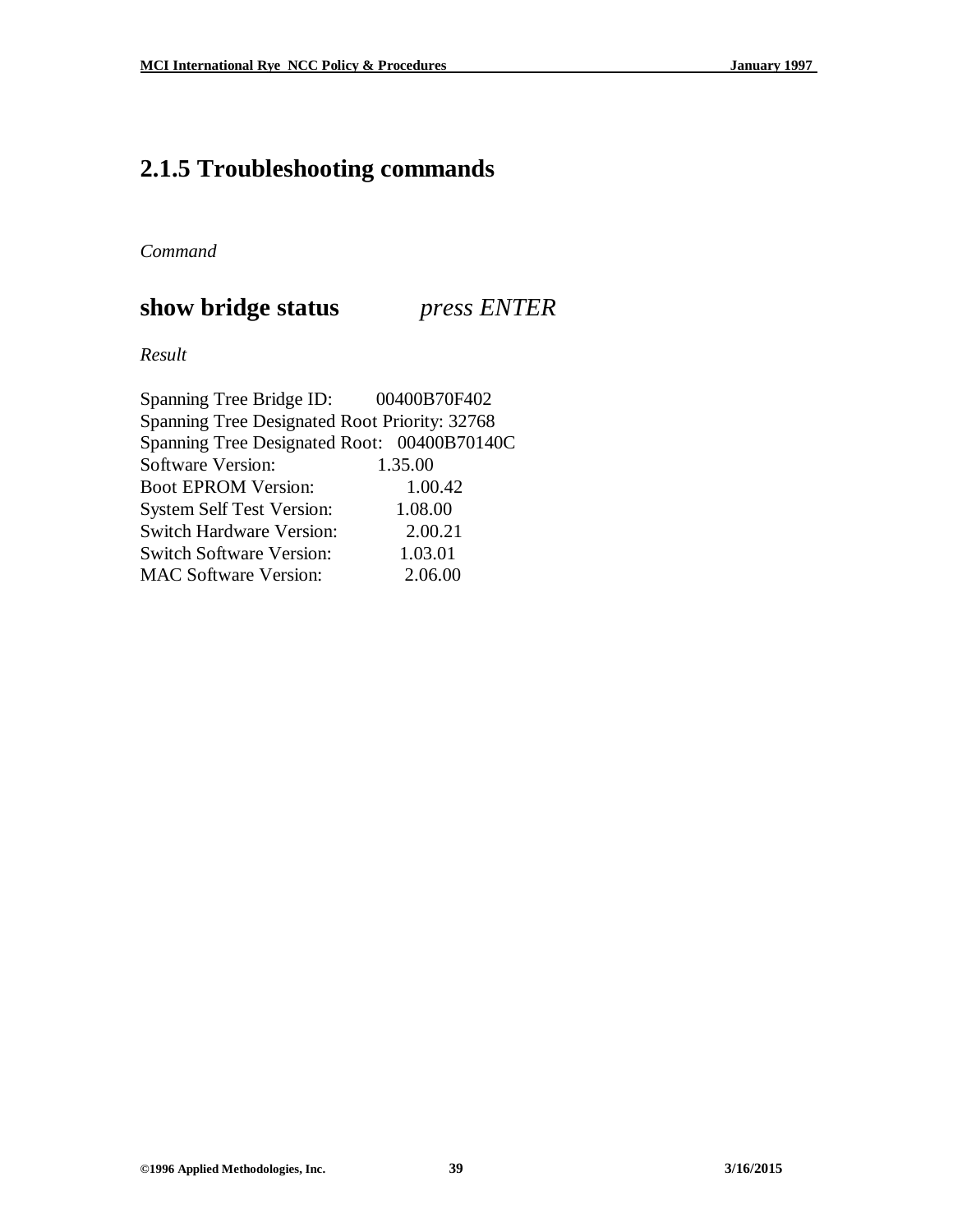## 2.1.5 Troubleshooting commands

*Command*

**show bridge status** *press ENTER*

*Result*

```
Spanning Tree Bridge ID:        00400B70F402
Spanning Tree Designated Root Priority: 32768
Spanning Tree Designated Root:  00400B70140C
Software Version:               1.35.00
Boot EPROM Version:             1.00.42
System Self Test Version:       1.08.00
Switch Hardware Version:        2.00.21
Switch Software Version:        1.03.01
MAC Software Version:           2.06.00
```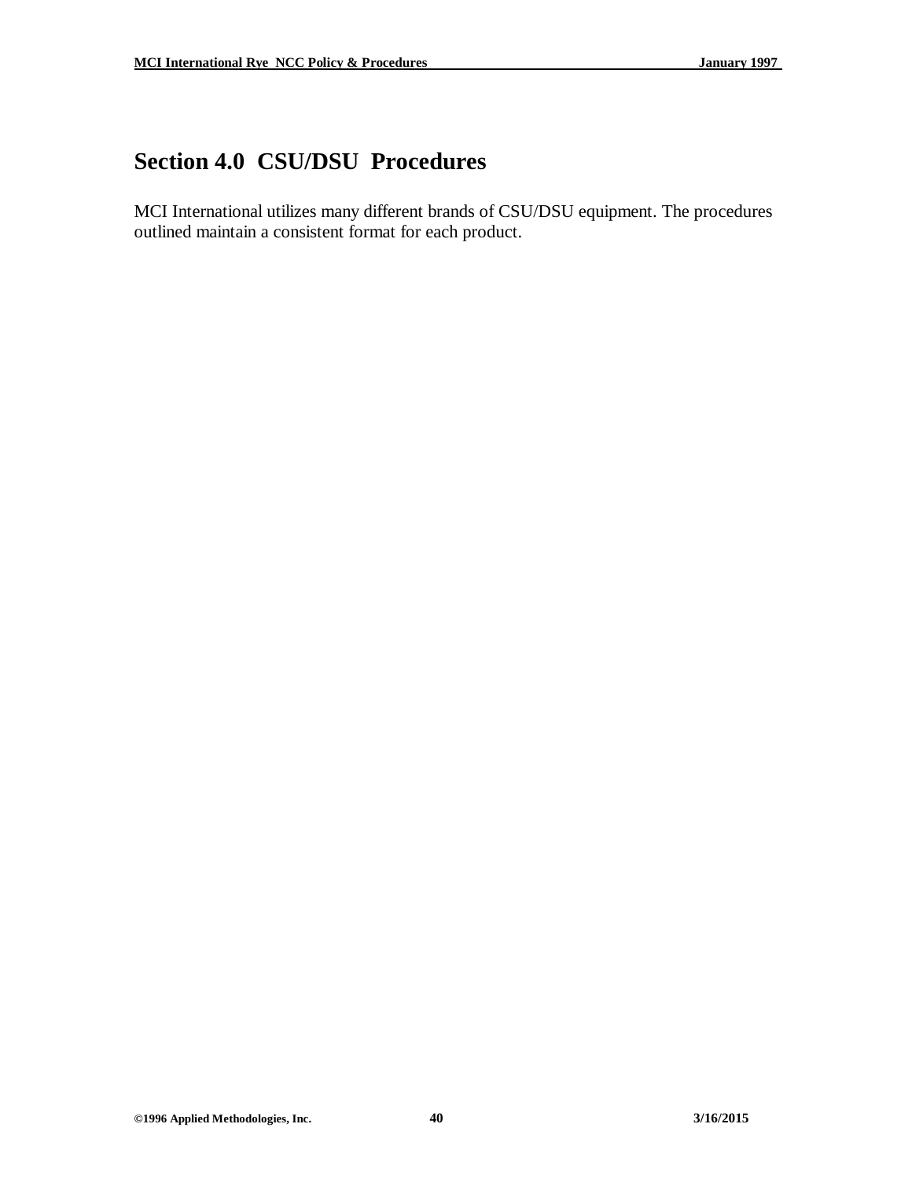# Section 4.0 CSU/DSU Procedures

MCI International utilizes many different brands of CSU/DSU equipment. The procedures outlined maintain a consistent format for each product.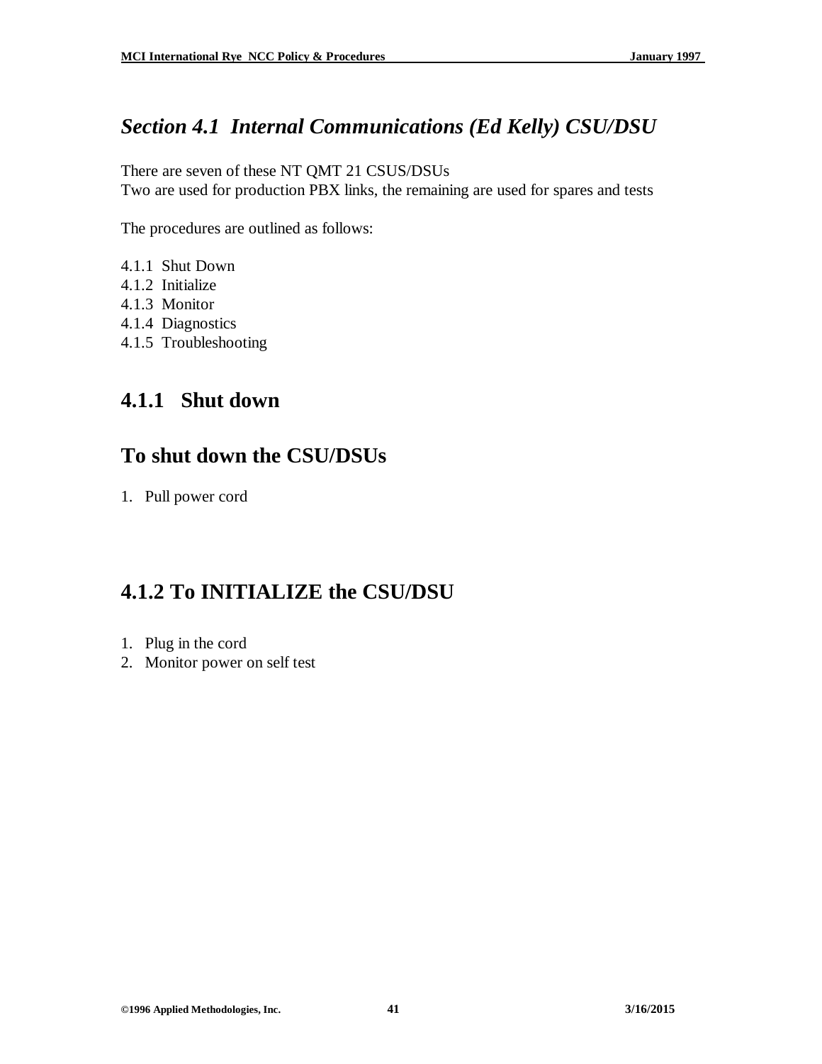## *Section 4.1 Internal Communications (Ed Kelly) CSU/DSU*

There are seven of these NT QMT 21 CSUS/DSUs
Two are used for production PBX links, the remaining are used for spares and tests

The procedures are outlined as follows:

4.1.1 Shut Down
4.1.2 Initialize
4.1.3 Monitor
4.1.4 Diagnostics
4.1.5 Troubleshooting

## 4.1.1 Shut down

## To shut down the CSU/DSUs

1. Pull power cord

## 4.1.2 To INITIALIZE the CSU/DSU

1. Plug in the cord
2. Monitor power on self test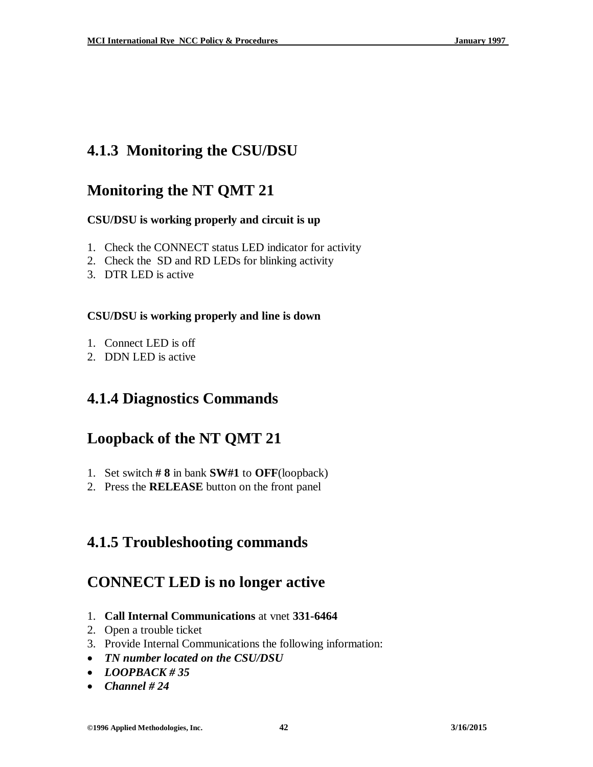### 4.1.3 Monitoring the CSU/DSU

## Monitoring the NT QMT 21

**CSU/DSU is working properly and circuit is up**

1. Check the CONNECT status LED indicator for activity
2. Check the SD and RD LEDs for blinking activity
3. DTR LED is active

**CSU/DSU is working properly and line is down**

1. Connect LED is off
2. DDN LED is active

### 4.1.4 Diagnostics Commands

## Loopback of the NT QMT 21

1. Set switch **# 8** in bank **SW#1** to **OFF**(loopback)
2. Press the **RELEASE** button on the front panel

### 4.1.5 Troubleshooting commands

## CONNECT LED is no longer active

1. **Call Internal Communications** at vnet **331-6464**
2. Open a trouble ticket
3. Provide Internal Communications the following information:

- ***TN number located on the CSU/DSU***
- ***LOOPBACK # 35***
- ***Channel # 24***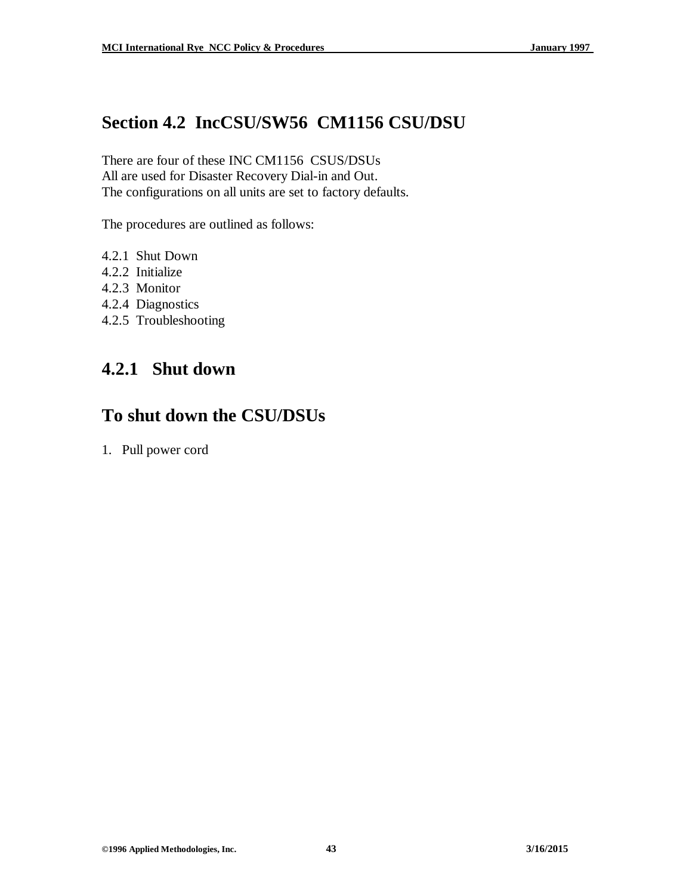## Section 4.2  IncCSU/SW56  CM1156 CSU/DSU

There are four of these INC CM1156  CSUS/DSUs
All are used for Disaster Recovery Dial-in and Out.
The configurations on all units are set to factory defaults.

The procedures are outlined as follows:

4.2.1  Shut Down
4.2.2  Initialize
4.2.3  Monitor
4.2.4  Diagnostics
4.2.5  Troubleshooting

## 4.2.1   Shut down

## To shut down the CSU/DSUs

1. Pull power cord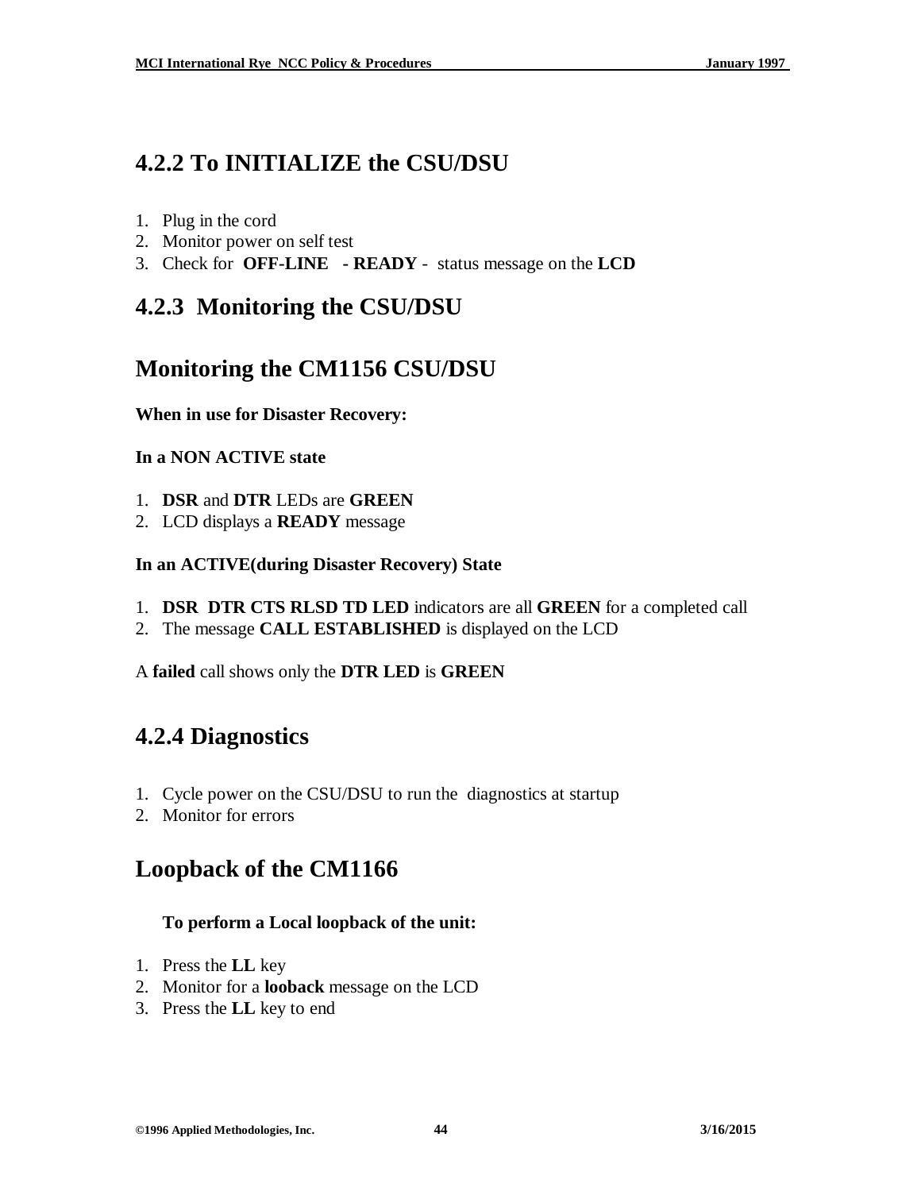### 4.2.2 To INITIALIZE the CSU/DSU

1. Plug in the cord
2. Monitor power on self test
3. Check for **OFF-LINE - READY** - status message on the **LCD**

### 4.2.3 Monitoring the CSU/DSU

## Monitoring the CM1156 CSU/DSU

**When in use for Disaster Recovery:**

**In a NON ACTIVE state**

1. **DSR** and **DTR** LEDs are **GREEN**
2. LCD displays a **READY** message

**In an ACTIVE(during Disaster Recovery) State**

1. **DSR DTR CTS RLSD TD LED** indicators are all **GREEN** for a completed call
2. The message **CALL ESTABLISHED** is displayed on the LCD

A **failed** call shows only the **DTR LED** is **GREEN**

### 4.2.4 Diagnostics

1. Cycle power on the CSU/DSU to run the diagnostics at startup
2. Monitor for errors

## Loopback of the CM1166

**To perform a Local loopback of the unit:**

1. Press the **LL** key
2. Monitor for a **looback** message on the LCD
3. Press the **LL** key to end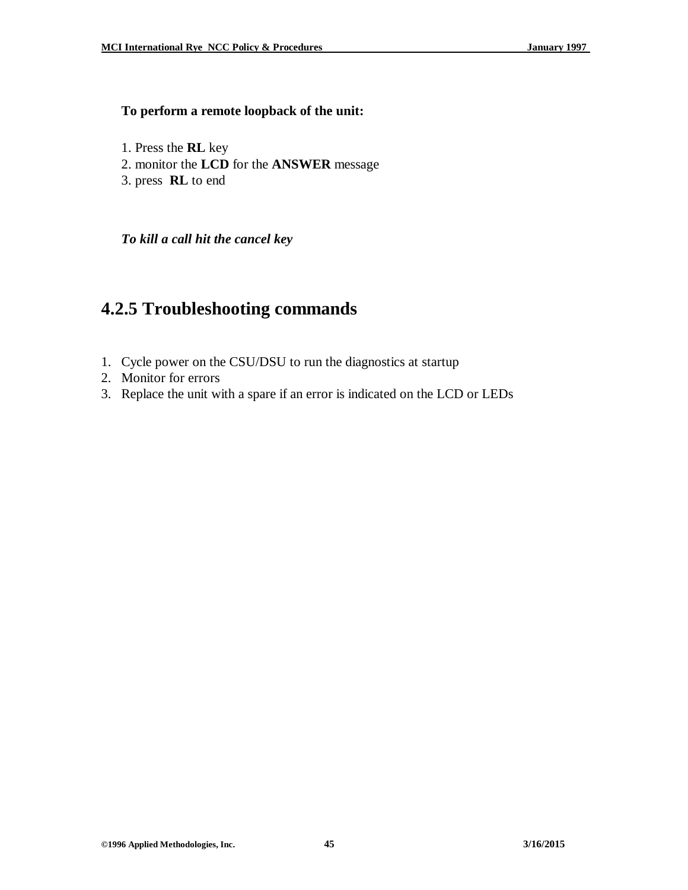**To perform a remote loopback of the unit:**

1. Press the **RL** key
2. monitor the **LCD** for the **ANSWER** message
3. press **RL** to end

***To kill a call hit the cancel key***

## 4.2.5 Troubleshooting commands

1. Cycle power on the CSU/DSU to run the diagnostics at startup
2. Monitor for errors
3. Replace the unit with a spare if an error is indicated on the LCD or LEDs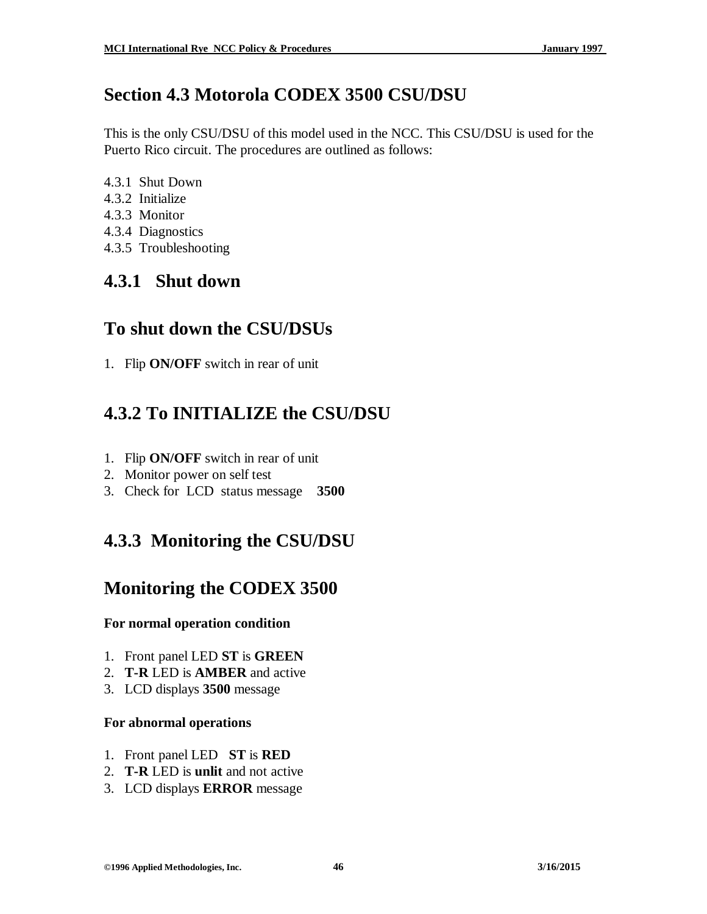# Section 4.3 Motorola CODEX 3500 CSU/DSU

This is the only CSU/DSU of this model used in the NCC. This CSU/DSU is used for the Puerto Rico circuit. The procedures are outlined as follows:

4.3.1 Shut Down
4.3.2 Initialize
4.3.3 Monitor
4.3.4 Diagnostics
4.3.5 Troubleshooting

## 4.3.1 Shut down

## To shut down the CSU/DSUs

1. Flip **ON/OFF** switch in rear of unit

## 4.3.2 To INITIALIZE the CSU/DSU

1. Flip **ON/OFF** switch in rear of unit
2. Monitor power on self test
3. Check for LCD status message **3500**

## 4.3.3 Monitoring the CSU/DSU

## Monitoring the CODEX 3500

**For normal operation condition**

1. Front panel LED **ST** is **GREEN**
2. **T-R** LED is **AMBER** and active
3. LCD displays **3500** message

**For abnormal operations**

1. Front panel LED **ST** is **RED**
2. **T-R** LED is **unlit** and not active
3. LCD displays **ERROR** message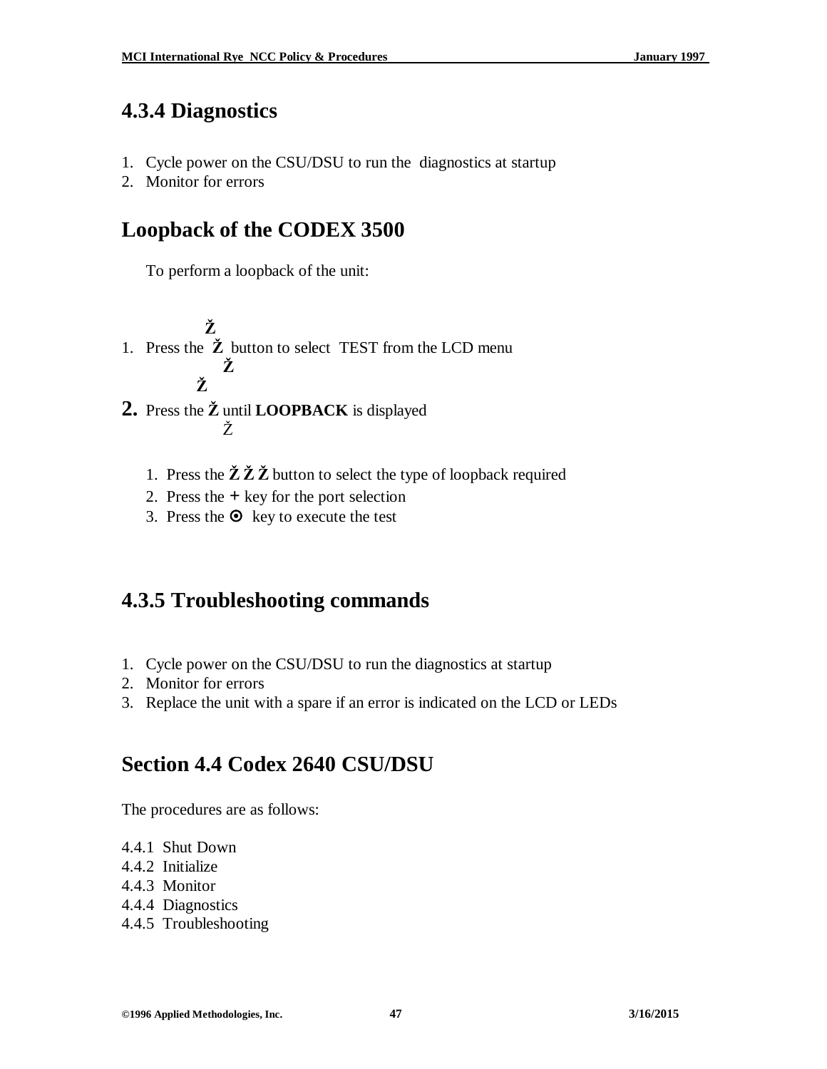## 4.3.4 Diagnostics

1. Cycle power on the CSU/DSU to run the diagnostics at startup
2. Monitor for errors

## Loopback of the CODEX 3500

To perform a loopback of the unit:

**Ž**

1. Press the **Ž** button to select TEST from the LCD menu

**Ž**

**Ž**

2. Press the **Ž** until **LOOPBACK** is displayed

Ž

   1. Press the **Ž Ž Ž** button to select the type of loopback required
   2. Press the **+** key for the port selection
   3. Press the ⊙ key to execute the test

## 4.3.5 Troubleshooting commands

1. Cycle power on the CSU/DSU to run the diagnostics at startup
2. Monitor for errors
3. Replace the unit with a spare if an error is indicated on the LCD or LEDs

## Section 4.4 Codex 2640 CSU/DSU

The procedures are as follows:

4.4.1 Shut Down
4.4.2 Initialize
4.4.3 Monitor
4.4.4 Diagnostics
4.4.5 Troubleshooting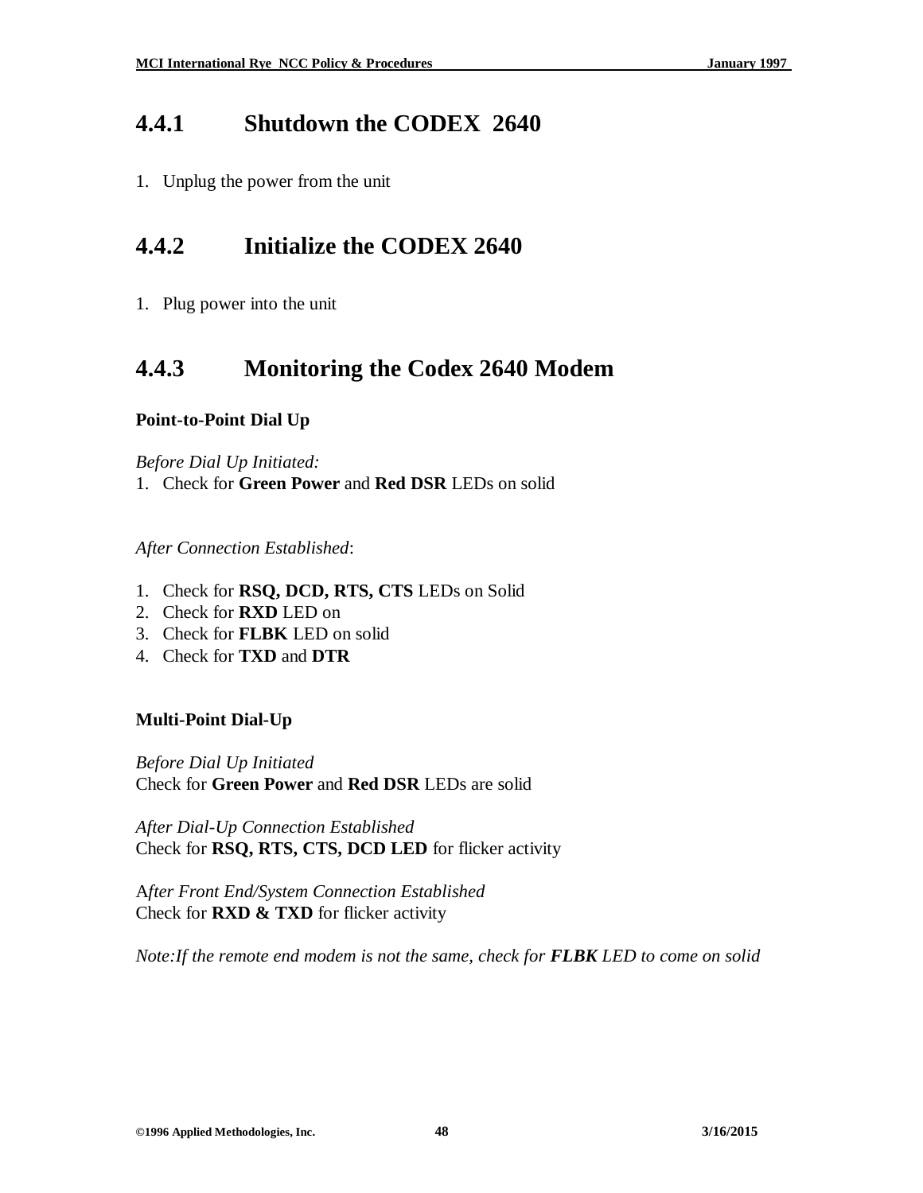## 4.4.1 Shutdown the CODEX 2640

1. Unplug the power from the unit

## 4.4.2 Initialize the CODEX 2640

1. Plug power into the unit

## 4.4.3 Monitoring the Codex 2640 Modem

**Point-to-Point Dial Up**

*Before Dial Up Initiated:*

1. Check for **Green Power** and **Red DSR** LEDs on solid

*After Connection Established*:

1. Check for **RSQ, DCD, RTS, CTS** LEDs on Solid
2. Check for **RXD** LED on
3. Check for **FLBK** LED on solid
4. Check for **TXD** and **DTR**

**Multi-Point Dial-Up**

*Before Dial Up Initiated*
Check for **Green Power** and **Red DSR** LEDs are solid

*After Dial-Up Connection Established*
Check for **RSQ, RTS, CTS, DCD LED** for flicker activity

A*fter Front End/System Connection Established*
Check for **RXD & TXD** for flicker activity

*Note:If the remote end modem is not the same, check for **FLBK** LED to come on solid*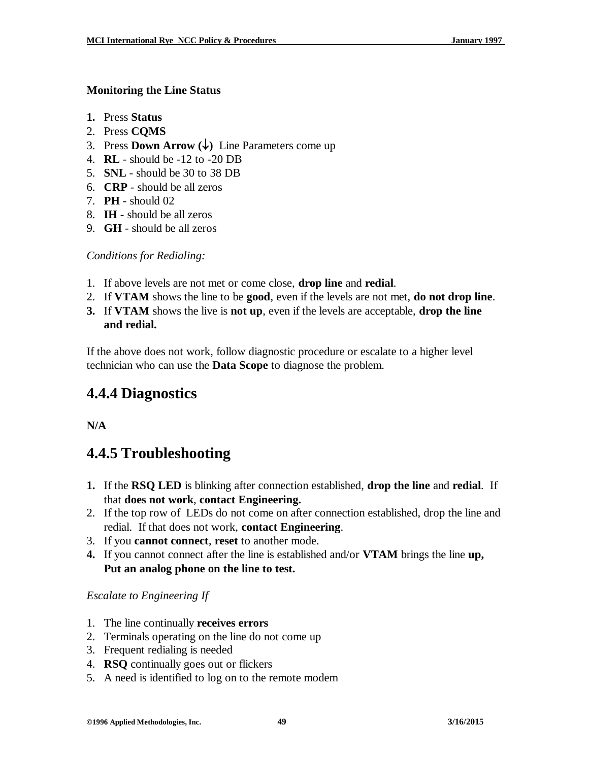**Monitoring the Line Status**

1. Press **Status**
2. Press **CQMS**
3. Press **Down Arrow (↓)** Line Parameters come up
4. **RL** - should be -12 to -20 DB
5. **SNL** - should be 30 to 38 DB
6. **CRP** - should be all zeros
7. **PH** - should 02
8. **IH** - should be all zeros
9. **GH** - should be all zeros

*Conditions for Redialing:*

1. If above levels are not met or come close, **drop line** and **redial**.
2. If **VTAM** shows the line to be **good**, even if the levels are not met, **do not drop line**.
3. If **VTAM** shows the live is **not up**, even if the levels are acceptable, **drop the line and redial.**

If the above does not work, follow diagnostic procedure or escalate to a higher level technician who can use the **Data Scope** to diagnose the problem.

## 4.4.4 Diagnostics

**N/A**

## 4.4.5 Troubleshooting

1. If the **RSQ LED** is blinking after connection established, **drop the line** and **redial**. If that **does not work**, **contact Engineering.**
2. If the top row of LEDs do not come on after connection established, drop the line and redial. If that does not work, **contact Engineering**.
3. If you **cannot connect**, **reset** to another mode.
4. If you cannot connect after the line is established and/or **VTAM** brings the line **up, Put an analog phone on the line to test.**

*Escalate to Engineering If*

1. The line continually **receives errors**
2. Terminals operating on the line do not come up
3. Frequent redialing is needed
4. **RSQ** continually goes out or flickers
5. A need is identified to log on to the remote modem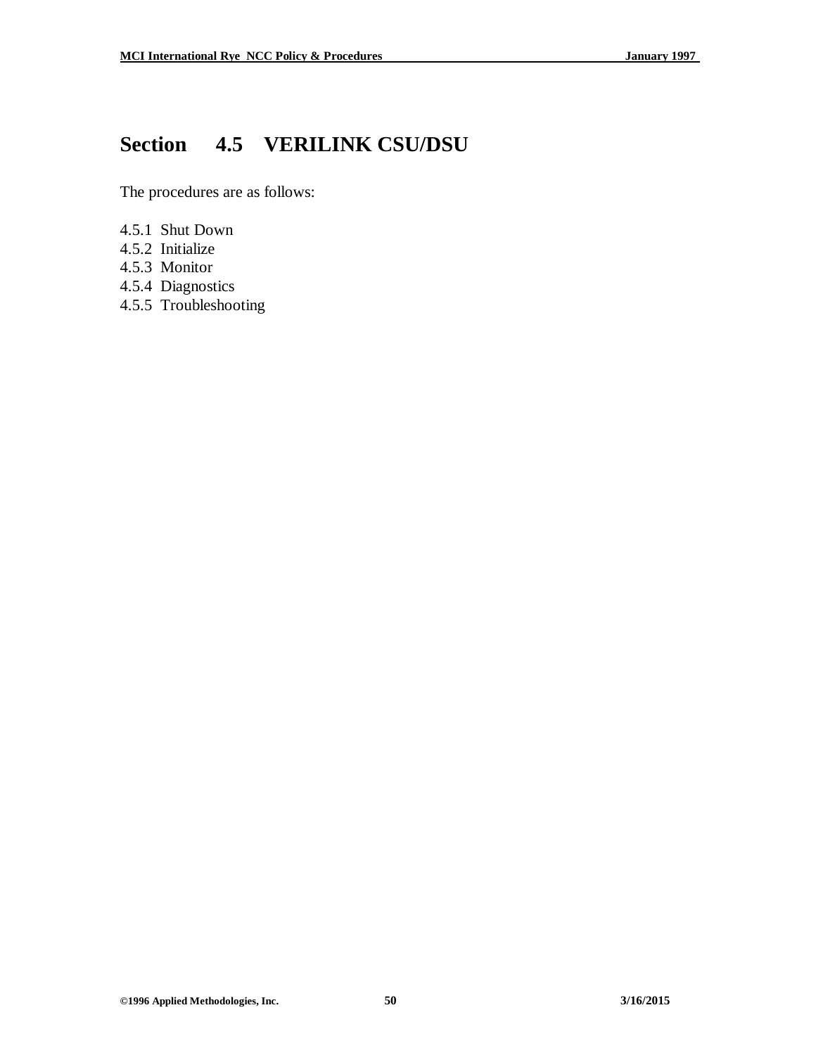# Section 4.5 VERILINK CSU/DSU

The procedures are as follows:

4.5.1 Shut Down  
4.5.2 Initialize  
4.5.3 Monitor  
4.5.4 Diagnostics  
4.5.5 Troubleshooting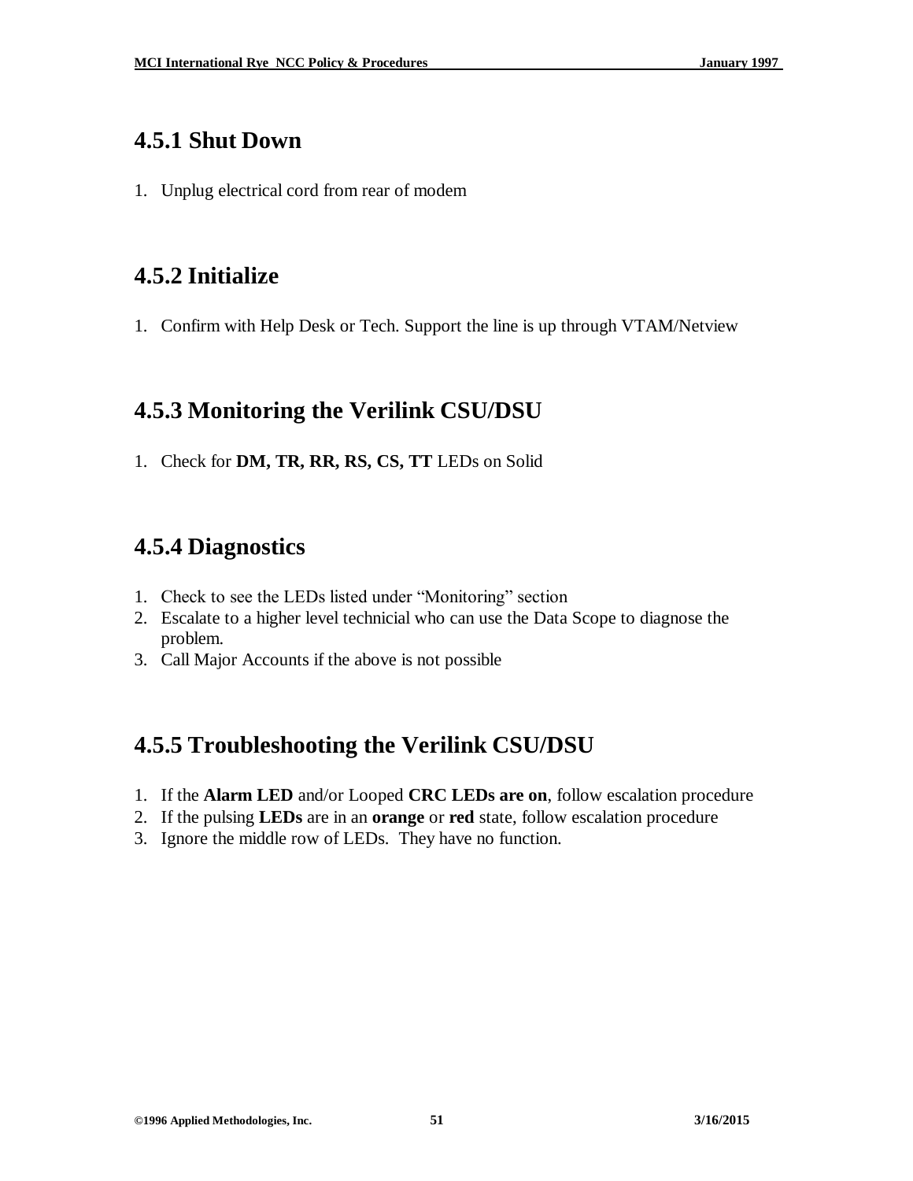## 4.5.1 Shut Down

1. Unplug electrical cord from rear of modem

## 4.5.2 Initialize

1. Confirm with Help Desk or Tech. Support the line is up through VTAM/Netview

## 4.5.3 Monitoring the Verilink CSU/DSU

1. Check for **DM, TR, RR, RS, CS, TT** LEDs on Solid

## 4.5.4 Diagnostics

1. Check to see the LEDs listed under “Monitoring” section
2. Escalate to a higher level technicial who can use the Data Scope to diagnose the problem.
3. Call Major Accounts if the above is not possible

## 4.5.5 Troubleshooting the Verilink CSU/DSU

1. If the **Alarm LED** and/or Looped **CRC LEDs are on**, follow escalation procedure
2. If the pulsing **LEDs** are in an **orange** or **red** state, follow escalation procedure
3. Ignore the middle row of LEDs. They have no function.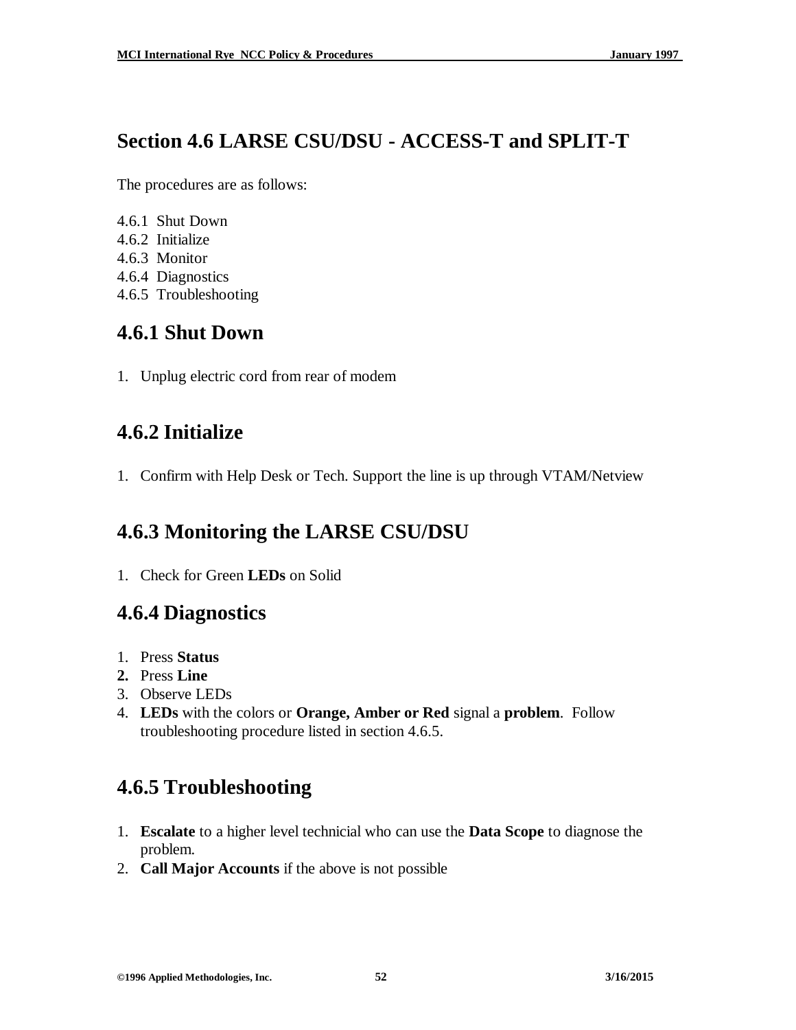# Section 4.6 LARSE CSU/DSU - ACCESS-T and SPLIT-T

The procedures are as follows:

4.6.1 Shut Down
4.6.2 Initialize
4.6.3 Monitor
4.6.4 Diagnostics
4.6.5 Troubleshooting

## 4.6.1 Shut Down

1. Unplug electric cord from rear of modem

## 4.6.2 Initialize

1. Confirm with Help Desk or Tech. Support the line is up through VTAM/Netview

## 4.6.3 Monitoring the LARSE CSU/DSU

1. Check for Green **LEDs** on Solid

## 4.6.4 Diagnostics

1. Press **Status**
2. Press **Line**
3. Observe LEDs
4. **LEDs** with the colors or **Orange, Amber or Red** signal a **problem**. Follow troubleshooting procedure listed in section 4.6.5.

## 4.6.5 Troubleshooting

1. **Escalate** to a higher level technicial who can use the **Data Scope** to diagnose the problem.
2. **Call Major Accounts** if the above is not possible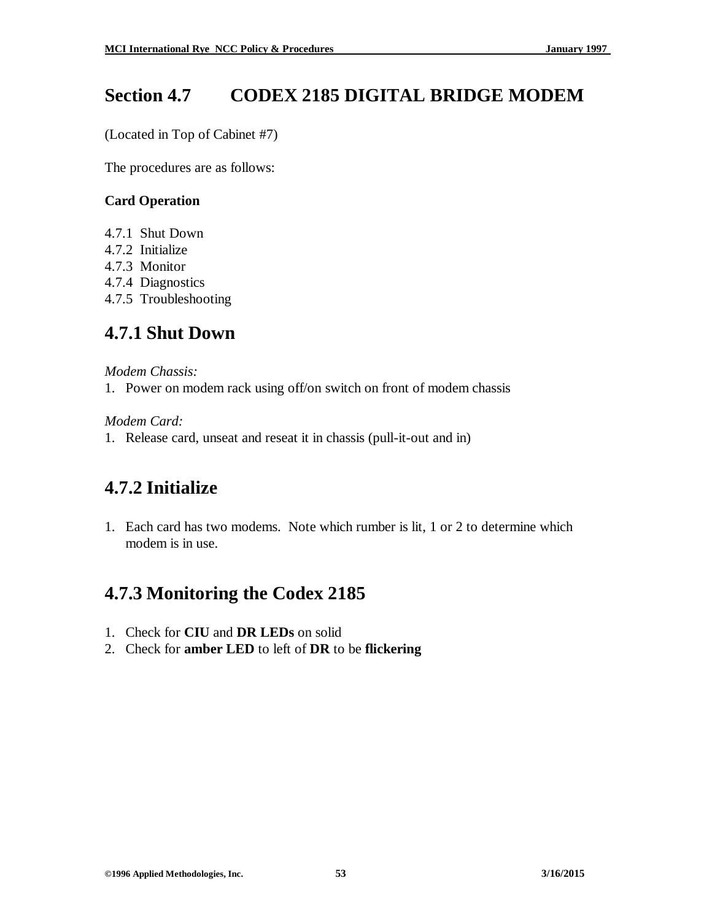# Section 4.7 CODEX 2185 DIGITAL BRIDGE MODEM

(Located in Top of Cabinet #7)

The procedures are as follows:

**Card Operation**

4.7.1 Shut Down
4.7.2 Initialize
4.7.3 Monitor
4.7.4 Diagnostics
4.7.5 Troubleshooting

## 4.7.1 Shut Down

*Modem Chassis:*

1. Power on modem rack using off/on switch on front of modem chassis

*Modem Card:*

1. Release card, unseat and reseat it in chassis (pull-it-out and in)

## 4.7.2 Initialize

1. Each card has two modems. Note which rumber is lit, 1 or 2 to determine which modem is in use.

## 4.7.3 Monitoring the Codex 2185

1. Check for **CIU** and **DR LEDs** on solid
2. Check for **amber LED** to left of **DR** to be **flickering**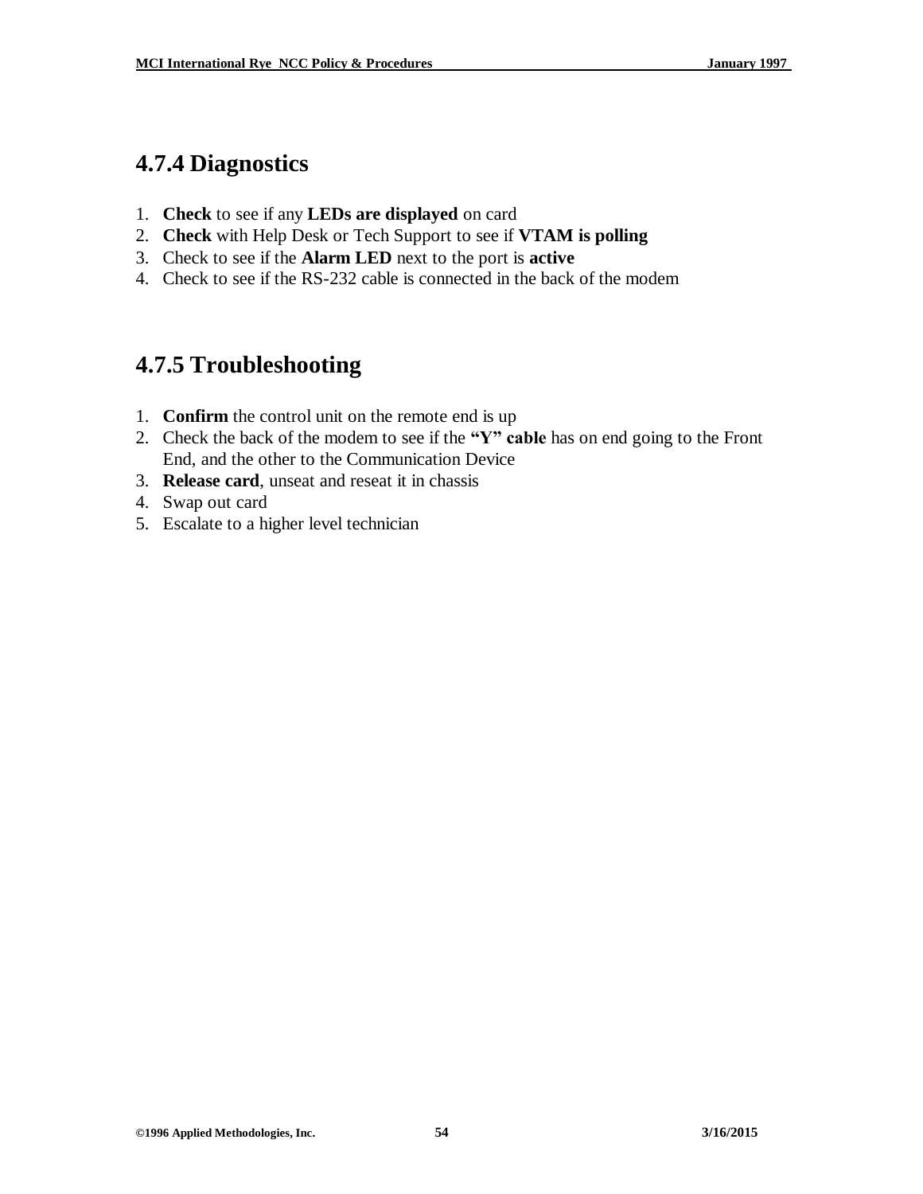### 4.7.4 Diagnostics

1. **Check** to see if any **LEDs are displayed** on card
2. **Check** with Help Desk or Tech Support to see if **VTAM is polling**
3. Check to see if the **Alarm LED** next to the port is **active**
4. Check to see if the RS-232 cable is connected in the back of the modem

### 4.7.5 Troubleshooting

1. **Confirm** the control unit on the remote end is up
2. Check the back of the modem to see if the **"Y" cable** has on end going to the Front End, and the other to the Communication Device
3. **Release card**, unseat and reseat it in chassis
4. Swap out card
5. Escalate to a higher level technician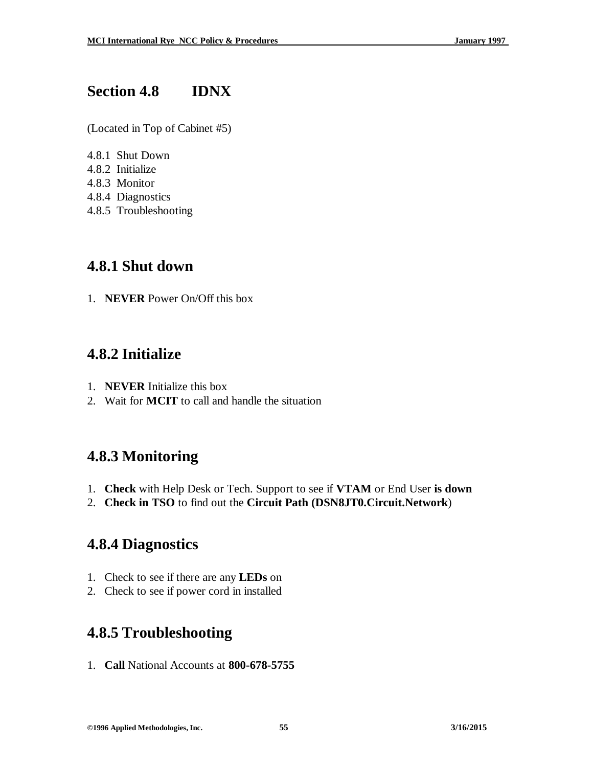# Section 4.8 IDNX

(Located in Top of Cabinet #5)

4.8.1 Shut Down
4.8.2 Initialize
4.8.3 Monitor
4.8.4 Diagnostics
4.8.5 Troubleshooting

## 4.8.1 Shut down

1. **NEVER** Power On/Off this box

## 4.8.2 Initialize

1. **NEVER** Initialize this box
2. Wait for **MCIT** to call and handle the situation

## 4.8.3 Monitoring

1. **Check** with Help Desk or Tech. Support to see if **VTAM** or End User **is down**
2. **Check in TSO** to find out the **Circuit Path (DSN8JT0.Circuit.Network**)

## 4.8.4 Diagnostics

1. Check to see if there are any **LEDs** on
2. Check to see if power cord in installed

## 4.8.5 Troubleshooting

1. **Call** National Accounts at **800-678-5755**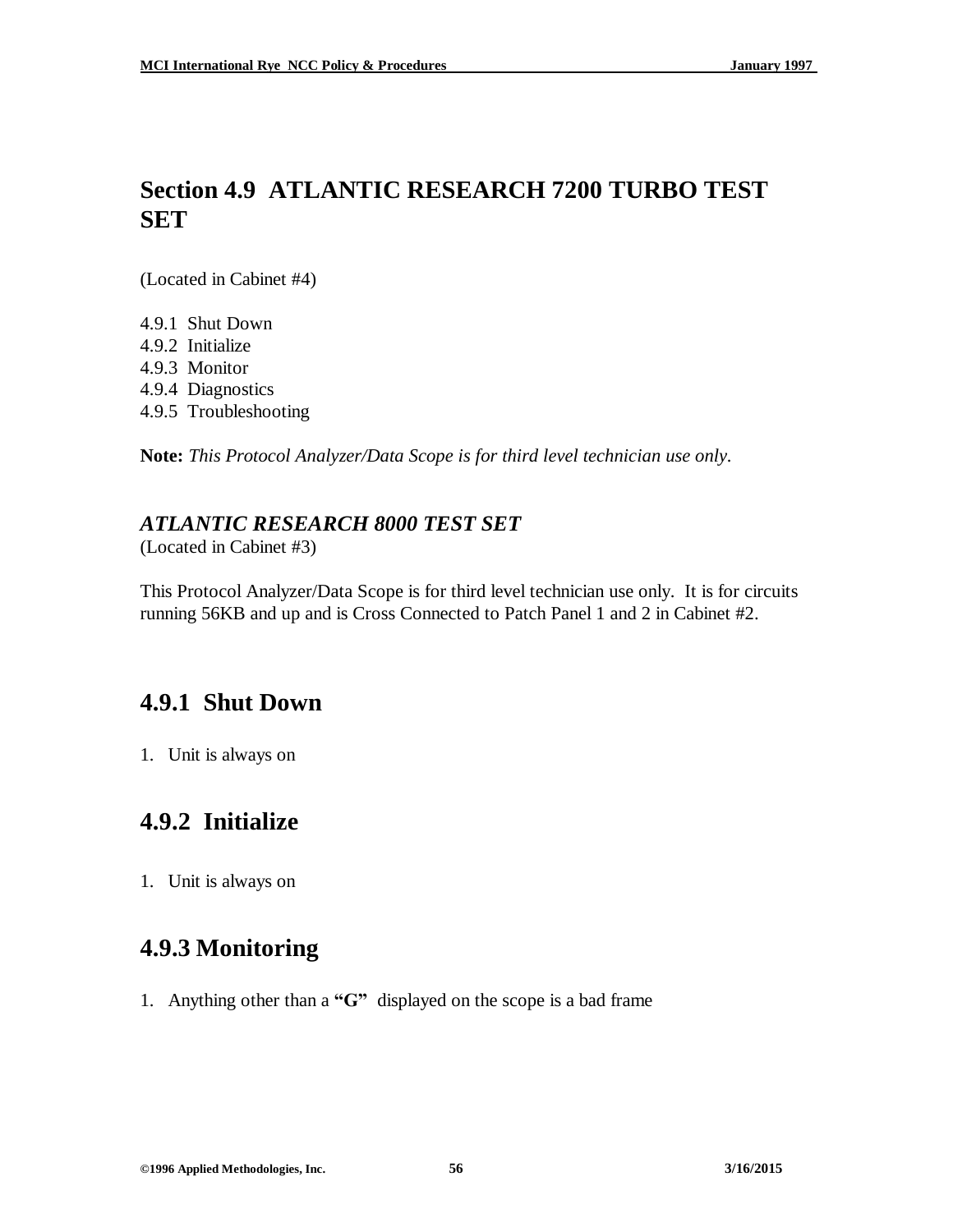# Section 4.9  ATLANTIC RESEARCH 7200 TURBO TEST SET

(Located in Cabinet #4)

4.9.1  Shut Down
4.9.2  Initialize
4.9.3  Monitor
4.9.4  Diagnostics
4.9.5  Troubleshooting

**Note:** *This Protocol Analyzer/Data Scope is for third level technician use only.*

### *ATLANTIC RESEARCH 8000 TEST SET*

(Located in Cabinet #3)

This Protocol Analyzer/Data Scope is for third level technician use only.  It is for circuits running 56KB and up and is Cross Connected to Patch Panel 1 and 2 in Cabinet #2.

## 4.9.1  Shut Down

1. Unit is always on

## 4.9.2  Initialize

1. Unit is always on

## 4.9.3 Monitoring

1. Anything other than a **"G"** displayed on the scope is a bad frame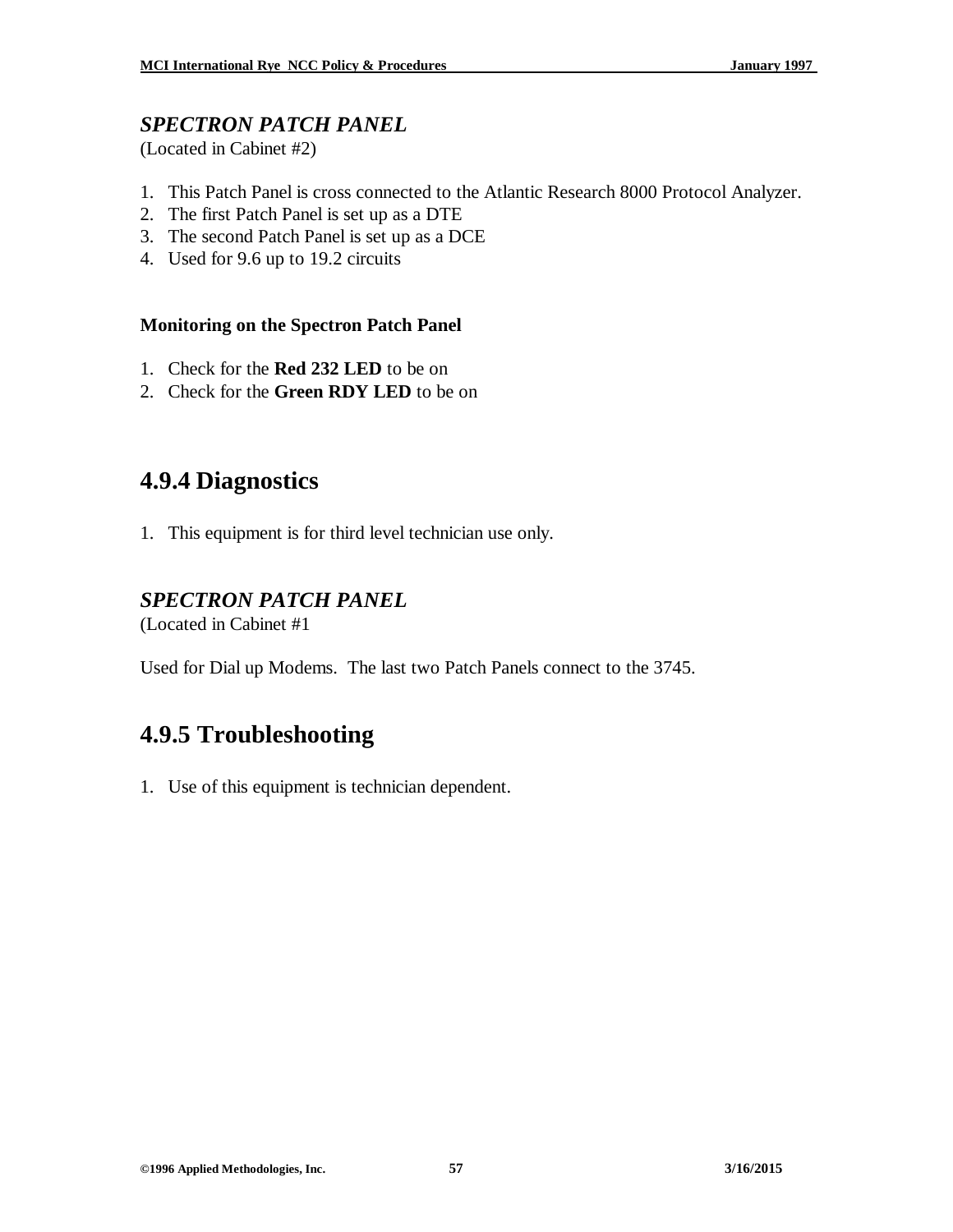***SPECTRON PATCH PANEL***
(Located in Cabinet #2)

1. This Patch Panel is cross connected to the Atlantic Research 8000 Protocol Analyzer.
2. The first Patch Panel is set up as a DTE
3. The second Patch Panel is set up as a DCE
4. Used for 9.6 up to 19.2 circuits

**Monitoring on the Spectron Patch Panel**

1. Check for the **Red 232 LED** to be on
2. Check for the **Green RDY LED** to be on

## 4.9.4 Diagnostics

1. This equipment is for third level technician use only.

***SPECTRON PATCH PANEL***
(Located in Cabinet #1

Used for Dial up Modems. The last two Patch Panels connect to the 3745.

## 4.9.5 Troubleshooting

1. Use of this equipment is technician dependent.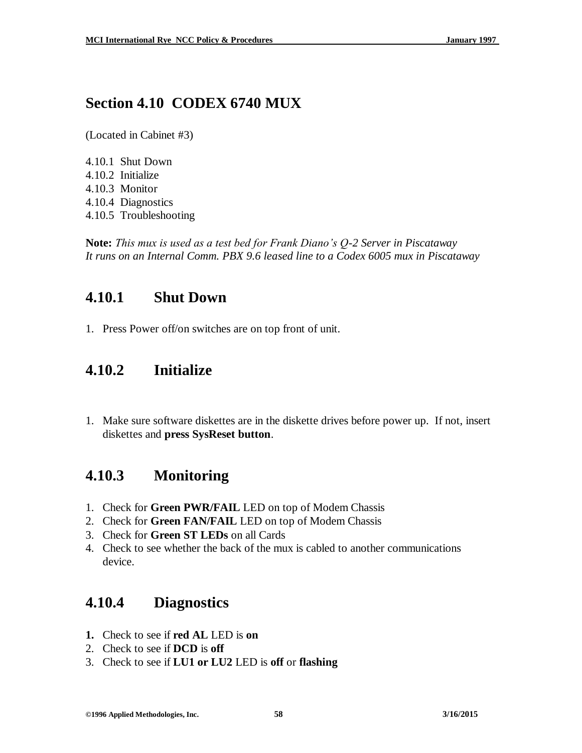# Section 4.10 CODEX 6740 MUX

(Located in Cabinet #3)

4.10.1 Shut Down
4.10.2 Initialize
4.10.3 Monitor
4.10.4 Diagnostics
4.10.5 Troubleshooting

**Note:** *This mux is used as a test bed for Frank Diano's Q-2 Server in Piscataway*
*It runs on an Internal Comm. PBX 9.6 leased line to a Codex 6005 mux in Piscataway*

## 4.10.1 Shut Down

1. Press Power off/on switches are on top front of unit.

## 4.10.2 Initialize

1. Make sure software diskettes are in the diskette drives before power up. If not, insert diskettes and **press SysReset button**.

## 4.10.3 Monitoring

1. Check for **Green PWR/FAIL** LED on top of Modem Chassis
2. Check for **Green FAN/FAIL** LED on top of Modem Chassis
3. Check for **Green ST LEDs** on all Cards
4. Check to see whether the back of the mux is cabled to another communications device.

## 4.10.4 Diagnostics

1. Check to see if **red AL** LED is **on**
2. Check to see if **DCD** is **off**
3. Check to see if **LU1 or LU2** LED is **off** or **flashing**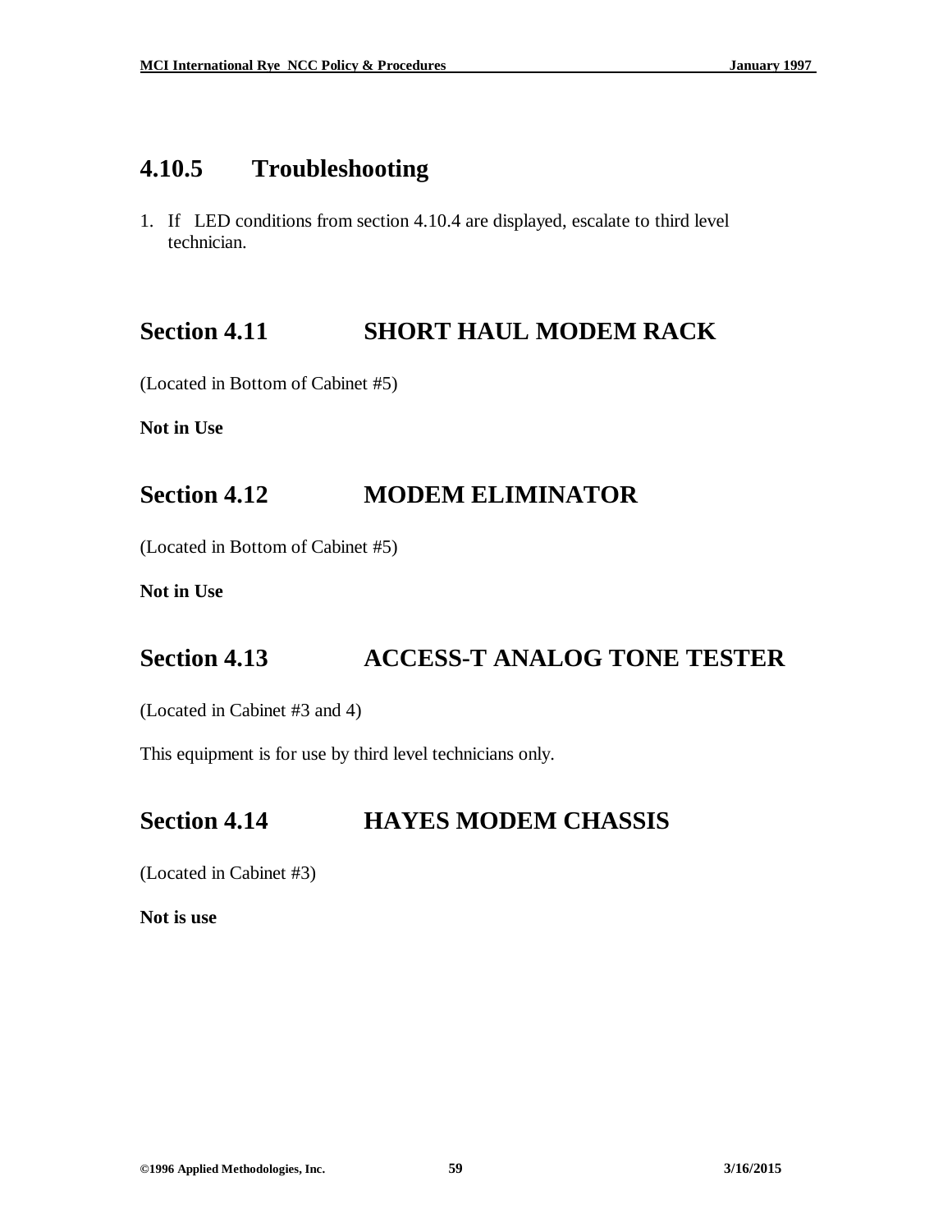### 4.10.5 Troubleshooting

1. If LED conditions from section 4.10.4 are displayed, escalate to third level technician.

## Section 4.11 SHORT HAUL MODEM RACK

(Located in Bottom of Cabinet #5)

**Not in Use**

## Section 4.12 MODEM ELIMINATOR

(Located in Bottom of Cabinet #5)

**Not in Use**

## Section 4.13 ACCESS-T ANALOG TONE TESTER

(Located in Cabinet #3 and 4)

This equipment is for use by third level technicians only.

## Section 4.14 HAYES MODEM CHASSIS

(Located in Cabinet #3)

**Not is use**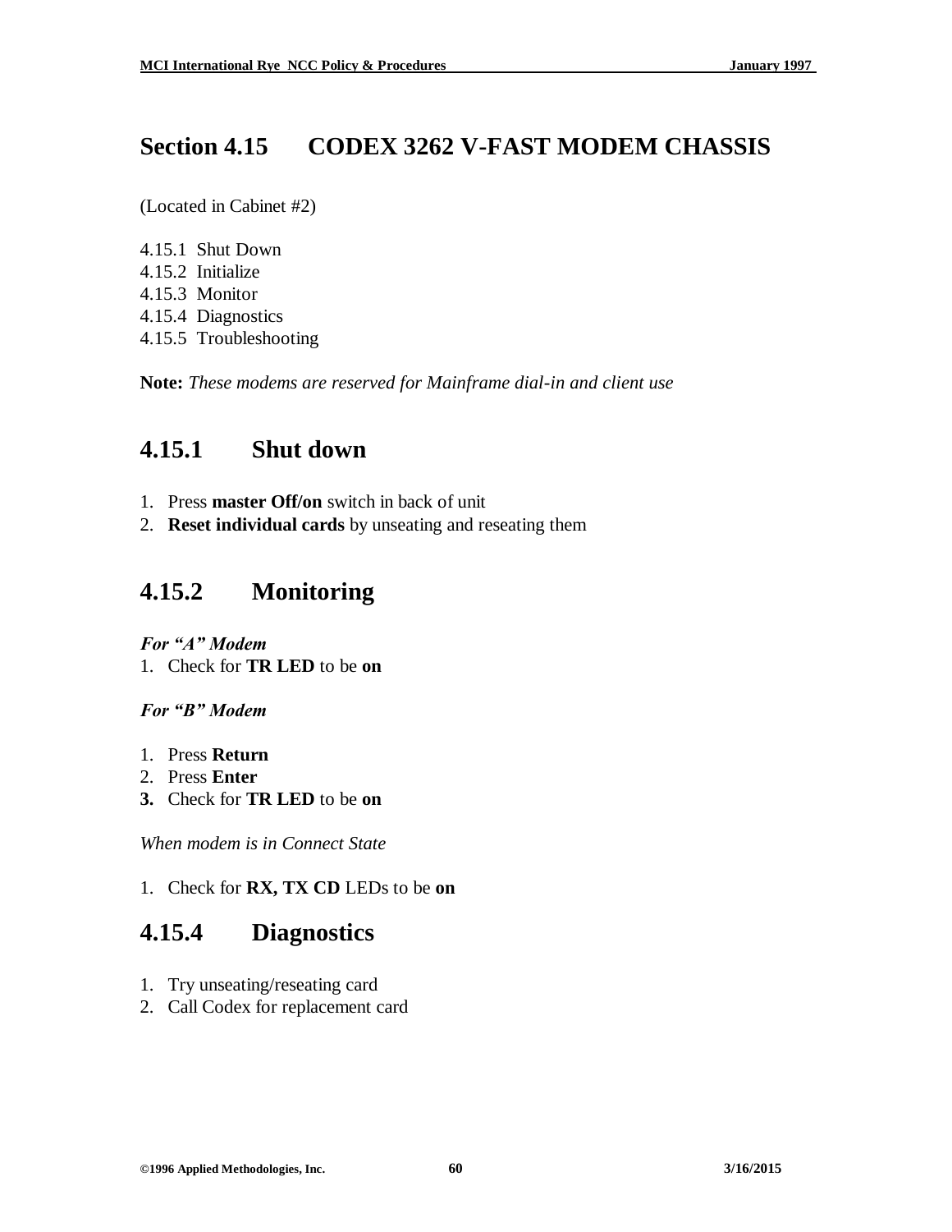# Section 4.15 CODEX 3262 V-FAST MODEM CHASSIS

(Located in Cabinet #2)

4.15.1 Shut Down
4.15.2 Initialize
4.15.3 Monitor
4.15.4 Diagnostics
4.15.5 Troubleshooting

**Note:** *These modems are reserved for Mainframe dial-in and client use*

## 4.15.1 Shut down

1. Press **master Off/on** switch in back of unit
2. **Reset individual cards** by unseating and reseating them

## 4.15.2 Monitoring

***For "A" Modem***

1. Check for **TR LED** to be **on**

***For "B" Modem***

1. Press **Return**
2. Press **Enter**
3. Check for **TR LED** to be **on**

*When modem is in Connect State*

1. Check for **RX, TX CD** LEDs to be **on**

## 4.15.4 Diagnostics

1. Try unseating/reseating card
2. Call Codex for replacement card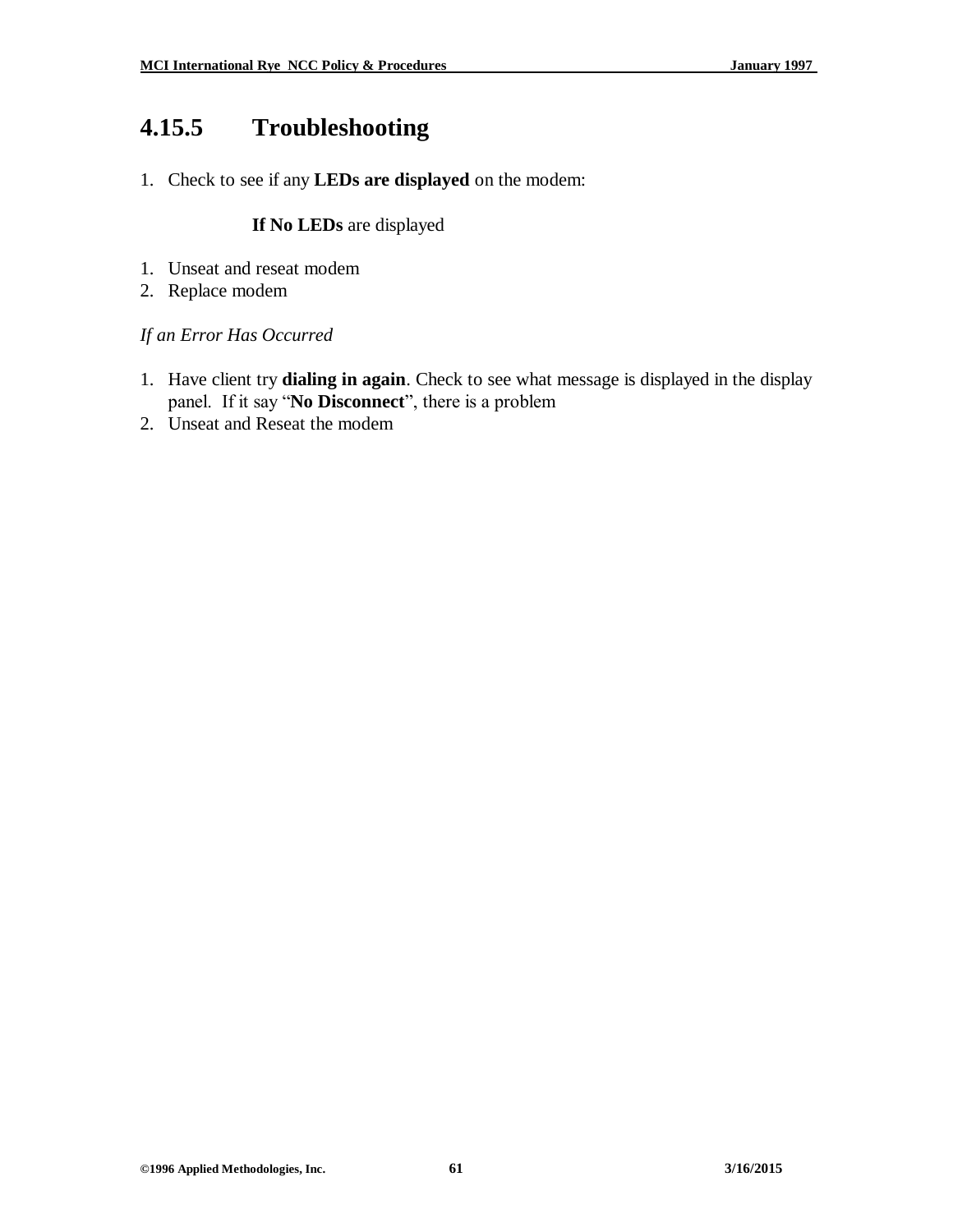# 4.15.5 Troubleshooting

1. Check to see if any **LEDs are displayed** on the modem:

   **If No LEDs** are displayed

1. Unseat and reseat modem
2. Replace modem

*If an Error Has Occurred*

1. Have client try **dialing in again**. Check to see what message is displayed in the display panel. If it say "**No Disconnect**", there is a problem
2. Unseat and Reseat the modem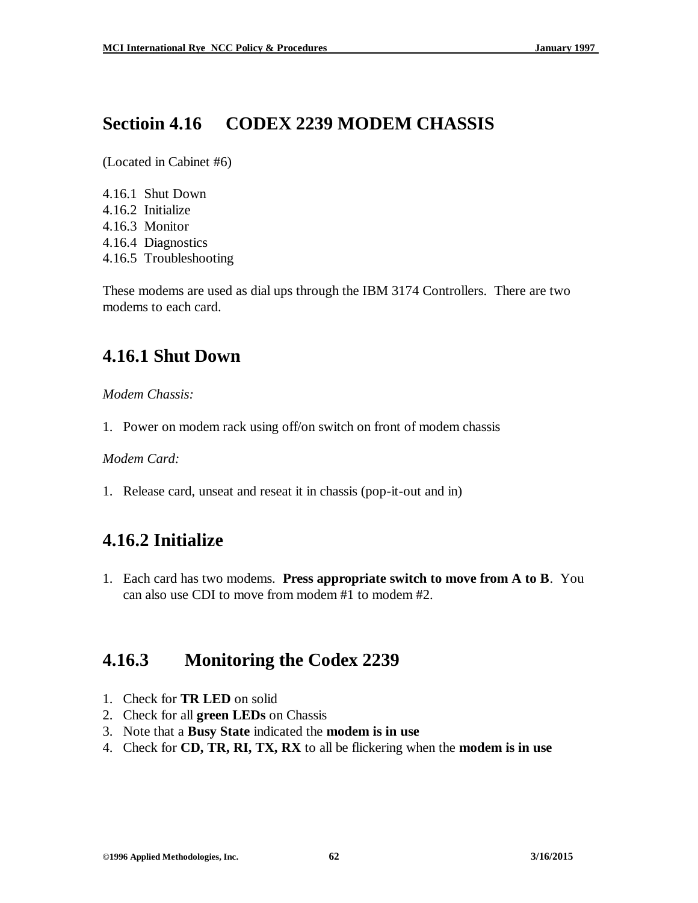## Sectioin 4.16 CODEX 2239 MODEM CHASSIS

(Located in Cabinet #6)

4.16.1 Shut Down
4.16.2 Initialize
4.16.3 Monitor
4.16.4 Diagnostics
4.16.5 Troubleshooting

These modems are used as dial ups through the IBM 3174 Controllers. There are two modems to each card.

## 4.16.1 Shut Down

*Modem Chassis:*

1. Power on modem rack using off/on switch on front of modem chassis

*Modem Card:*

1. Release card, unseat and reseat it in chassis (pop-it-out and in)

## 4.16.2 Initialize

1. Each card has two modems. **Press appropriate switch to move from A to B**. You can also use CDI to move from modem #1 to modem #2.

## 4.16.3 Monitoring the Codex 2239

1. Check for **TR LED** on solid
2. Check for all **green LEDs** on Chassis
3. Note that a **Busy State** indicated the **modem is in use**
4. Check for **CD, TR, RI, TX, RX** to all be flickering when the **modem is in use**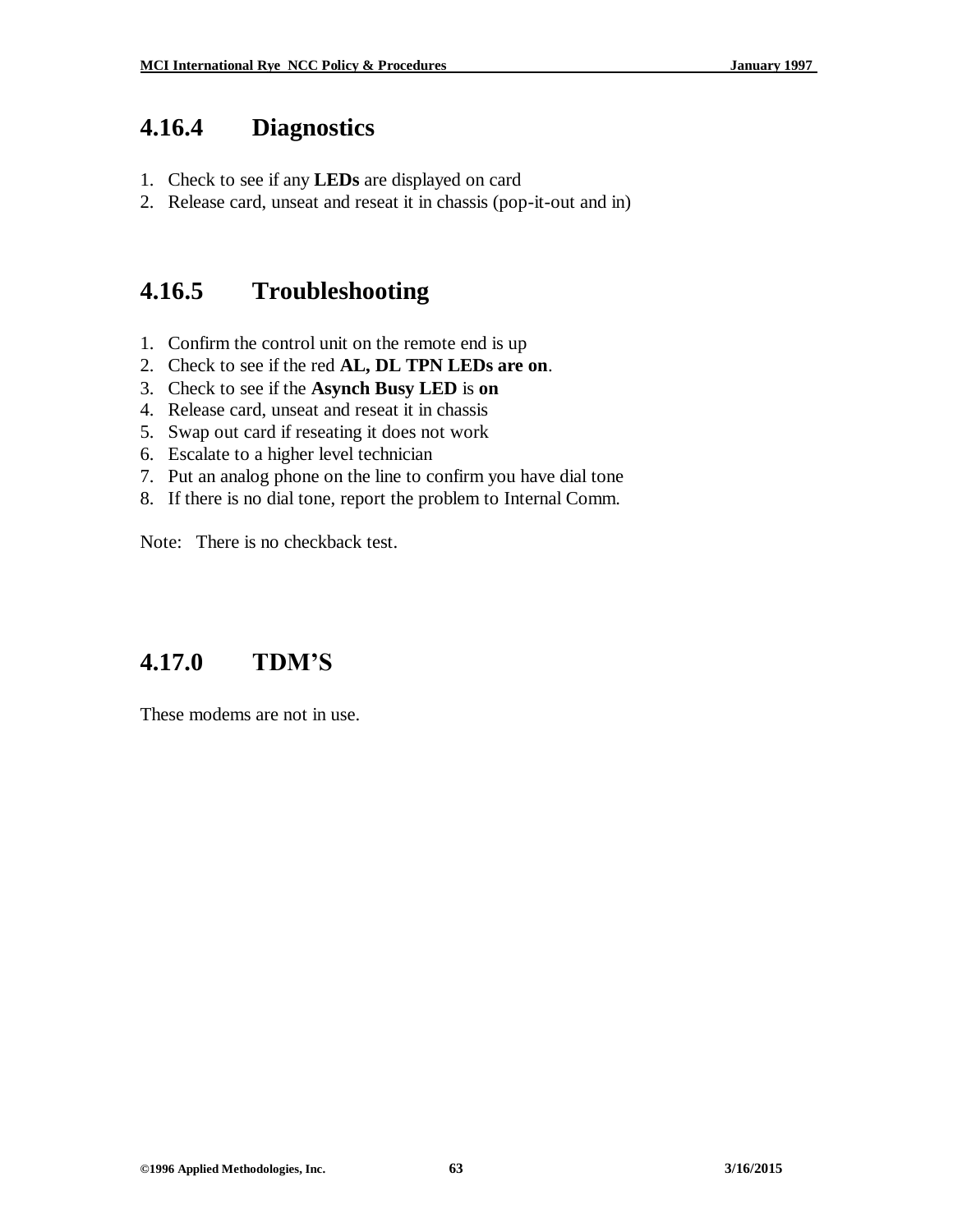## 4.16.4 Diagnostics

1. Check to see if any **LEDs** are displayed on card
2. Release card, unseat and reseat it in chassis (pop-it-out and in)

## 4.16.5 Troubleshooting

1. Confirm the control unit on the remote end is up
2. Check to see if the red **AL, DL TPN LEDs are on**.
3. Check to see if the **Asynch Busy LED** is **on**
4. Release card, unseat and reseat it in chassis
5. Swap out card if reseating it does not work
6. Escalate to a higher level technician
7. Put an analog phone on the line to confirm you have dial tone
8. If there is no dial tone, report the problem to Internal Comm.

Note: There is no checkback test.

## 4.17.0 TDM'S

These modems are not in use.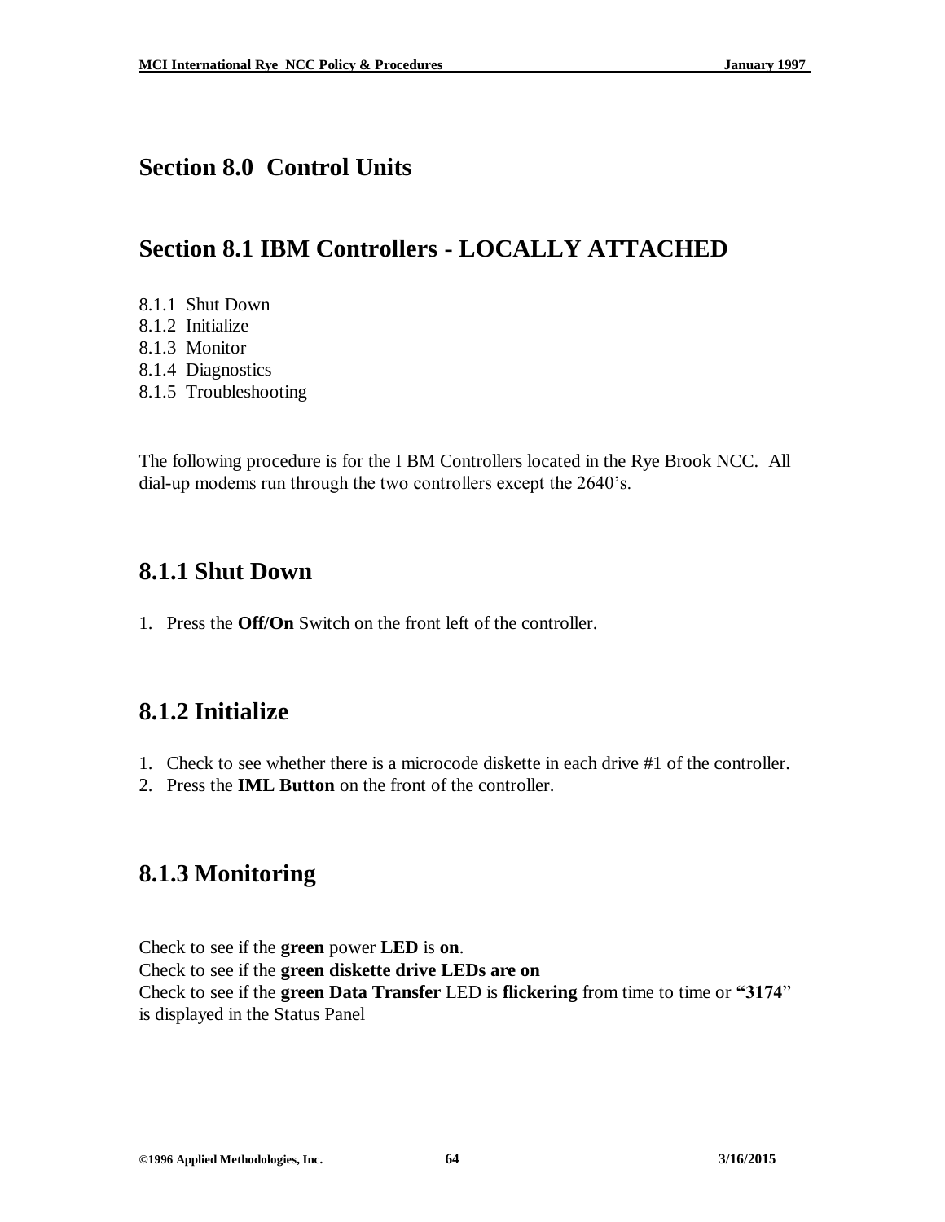# Section 8.0 Control Units

# Section 8.1 IBM Controllers - LOCALLY ATTACHED

8.1.1 Shut Down
8.1.2 Initialize
8.1.3 Monitor
8.1.4 Diagnostics
8.1.5 Troubleshooting

The following procedure is for the I BM Controllers located in the Rye Brook NCC. All dial-up modems run through the two controllers except the 2640's.

## 8.1.1 Shut Down

1. Press the **Off/On** Switch on the front left of the controller.

## 8.1.2 Initialize

1. Check to see whether there is a microcode diskette in each drive #1 of the controller.
2. Press the **IML Button** on the front of the controller.

## 8.1.3 Monitoring

Check to see if the **green** power **LED** is **on**.
Check to see if the **green diskette drive LEDs are on**
Check to see if the **green Data Transfer** LED is **flickering** from time to time or **"3174**" is displayed in the Status Panel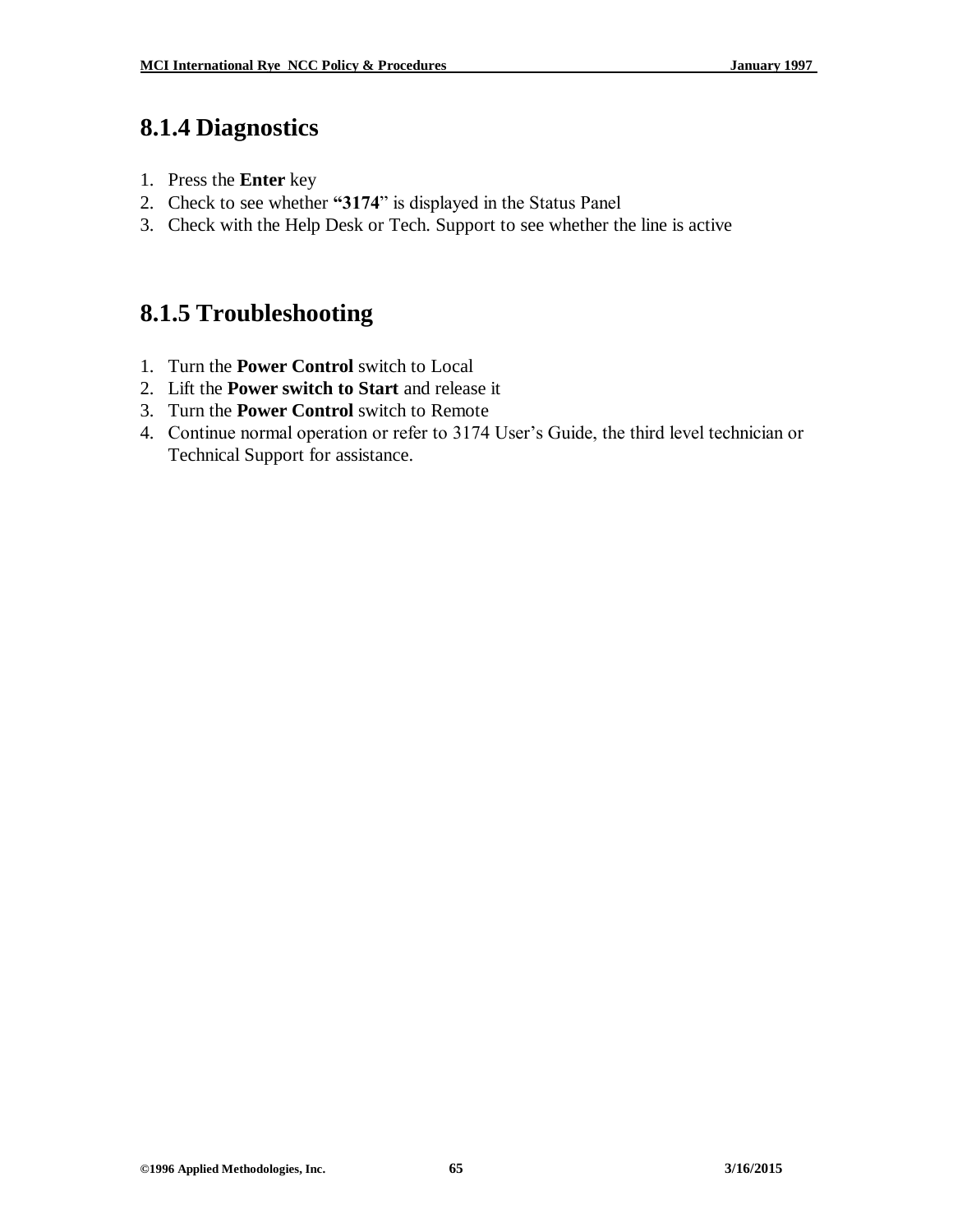### 8.1.4 Diagnostics

1. Press the **Enter** key
2. Check to see whether **"3174**" is displayed in the Status Panel
3. Check with the Help Desk or Tech. Support to see whether the line is active

### 8.1.5 Troubleshooting

1. Turn the **Power Control** switch to Local
2. Lift the **Power switch to Start** and release it
3. Turn the **Power Control** switch to Remote
4. Continue normal operation or refer to 3174 User's Guide, the third level technician or Technical Support for assistance.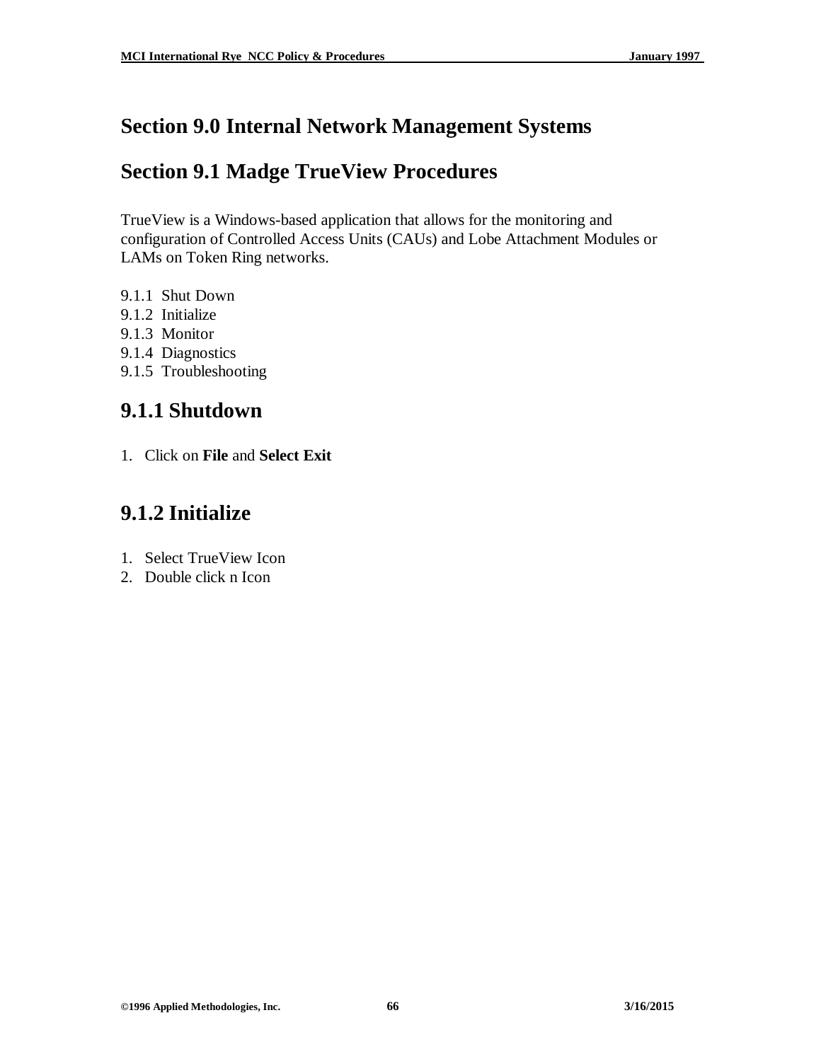# Section 9.0 Internal Network Management Systems

# Section 9.1 Madge TrueView Procedures

TrueView is a Windows-based application that allows for the monitoring and configuration of Controlled Access Units (CAUs) and Lobe Attachment Modules or LAMs on Token Ring networks.

9.1.1 Shut Down
9.1.2 Initialize
9.1.3 Monitor
9.1.4 Diagnostics
9.1.5 Troubleshooting

## 9.1.1 Shutdown

1. Click on **File** and **Select Exit**

## 9.1.2 Initialize

1. Select TrueView Icon
2. Double click n Icon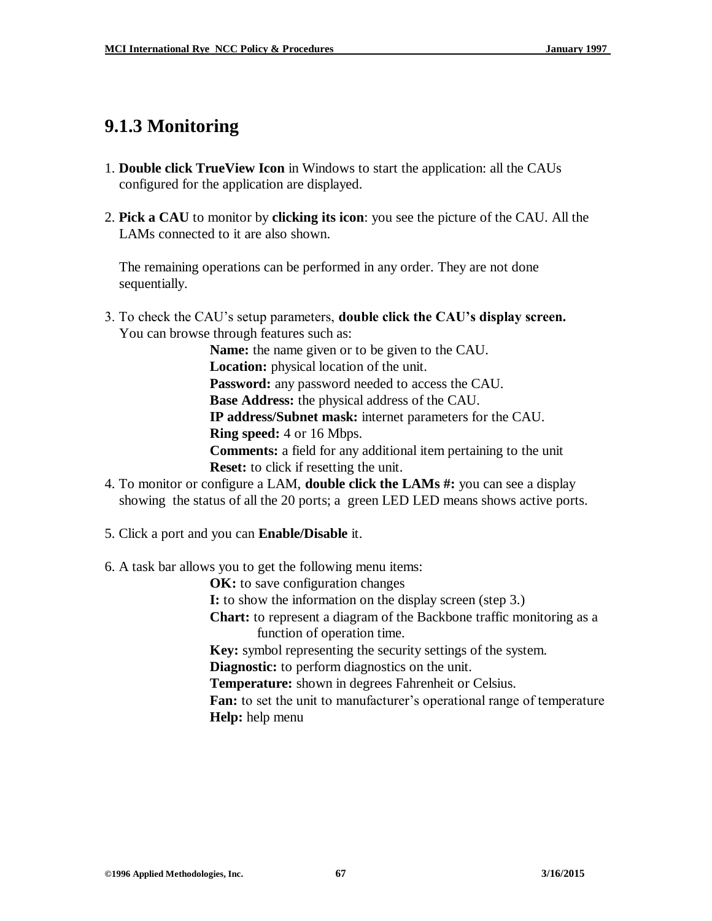### 9.1.3 Monitoring

1. **Double click TrueView Icon** in Windows to start the application: all the CAUs configured for the application are displayed.

2. **Pick a CAU** to monitor by **clicking its icon**: you see the picture of the CAU. All the LAMs connected to it are also shown.

   The remaining operations can be performed in any order. They are not done sequentially.

3. To check the CAU's setup parameters, **double click the CAU's display screen.** You can browse through features such as:
   - **Name:** the name given or to be given to the CAU.
   - **Location:** physical location of the unit.
   - **Password:** any password needed to access the CAU.
   - **Base Address:** the physical address of the CAU.
   - **IP address/Subnet mask:** internet parameters for the CAU.
   - **Ring speed:** 4 or 16 Mbps.
   - **Comments:** a field for any additional item pertaining to the unit
   - **Reset:** to click if resetting the unit.
4. To monitor or configure a LAM, **double click the LAMs #:** you can see a display showing the status of all the 20 ports; a green LED LED means shows active ports.

5. Click a port and you can **Enable/Disable** it.

6. A task bar allows you to get the following menu items:
   - **OK:** to save configuration changes
   - **I:** to show the information on the display screen (step 3.)
   - **Chart:** to represent a diagram of the Backbone traffic monitoring as a function of operation time.
   - **Key:** symbol representing the security settings of the system.
   - **Diagnostic:** to perform diagnostics on the unit.
   - **Temperature:** shown in degrees Fahrenheit or Celsius.
   - **Fan:** to set the unit to manufacturer's operational range of temperature
   - **Help:** help menu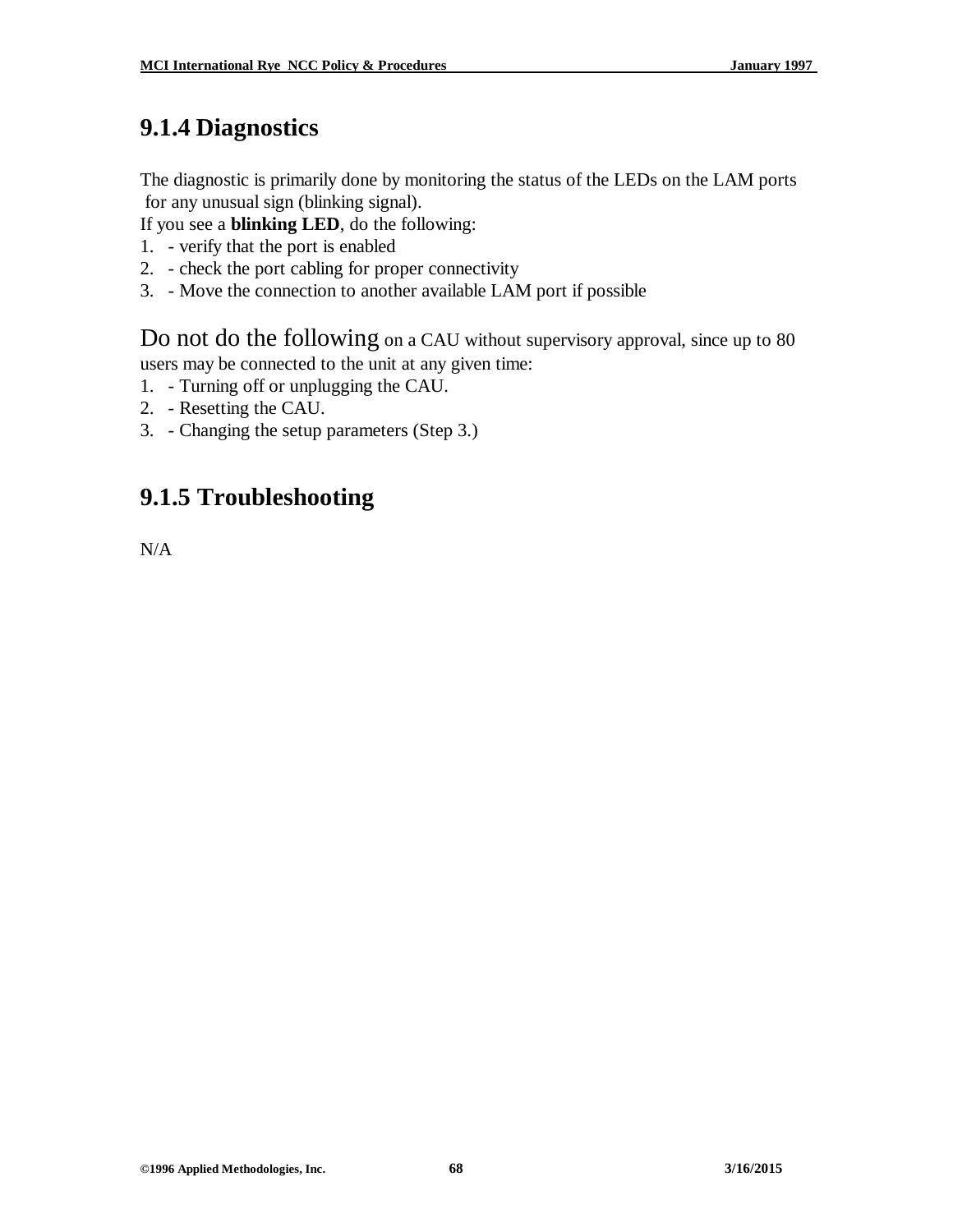### 9.1.4 Diagnostics

The diagnostic is primarily done by monitoring the status of the LEDs on the LAM ports for any unusual sign (blinking signal).

If you see a **blinking LED**, do the following:

1. - verify that the port is enabled
2. - check the port cabling for proper connectivity
3. - Move the connection to another available LAM port if possible

Do not do the following on a CAU without supervisory approval, since up to 80 users may be connected to the unit at any given time:

1. - Turning off or unplugging the CAU.
2. - Resetting the CAU.
3. - Changing the setup parameters (Step 3.)

### 9.1.5 Troubleshooting

N/A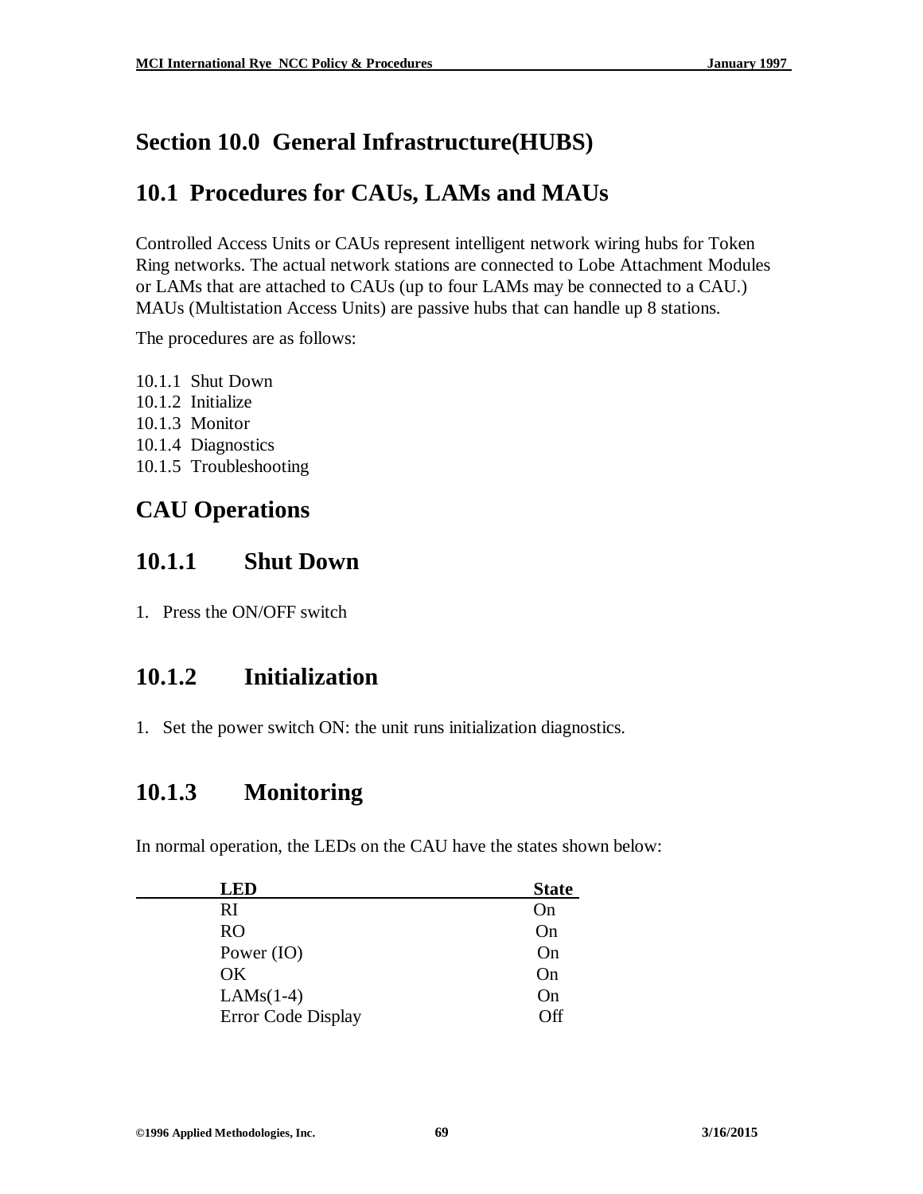# Section 10.0 General Infrastructure(HUBS)

## 10.1 Procedures for CAUs, LAMs and MAUs

Controlled Access Units or CAUs represent intelligent network wiring hubs for Token Ring networks. The actual network stations are connected to Lobe Attachment Modules or LAMs that are attached to CAUs (up to four LAMs may be connected to a CAU.) MAUs (Multistation Access Units) are passive hubs that can handle up 8 stations.

The procedures are as follows:

10.1.1 Shut Down
10.1.2 Initialize
10.1.3 Monitor
10.1.4 Diagnostics
10.1.5 Troubleshooting

## CAU Operations

## 10.1.1 Shut Down

1. Press the ON/OFF switch

## 10.1.2 Initialization

1. Set the power switch ON: the unit runs initialization diagnostics.

## 10.1.3 Monitoring

In normal operation, the LEDs on the CAU have the states shown below:

| LED | State |
|---|---|
| RI | On |
| RO | On |
| Power (IO) | On |
| OK | On |
| LAMs(1-4) | On |
| Error Code Display | Off |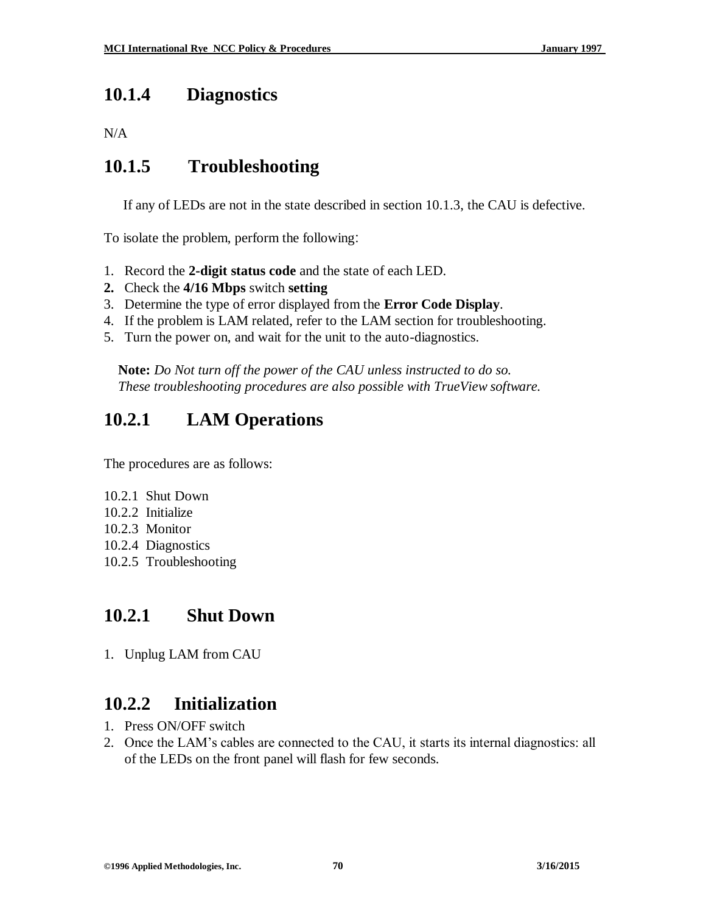## 10.1.4 Diagnostics

N/A

## 10.1.5 Troubleshooting

If any of LEDs are not in the state described in section 10.1.3, the CAU is defective.

To isolate the problem, perform the following:

1. Record the **2-digit status code** and the state of each LED.
2. Check the **4/16 Mbps** switch **setting**
3. Determine the type of error displayed from the **Error Code Display**.
4. If the problem is LAM related, refer to the LAM section for troubleshooting.
5. Turn the power on, and wait for the unit to the auto-diagnostics.

**Note:** *Do Not turn off the power of the CAU unless instructed to do so. These troubleshooting procedures are also possible with TrueView software.*

## 10.2.1 LAM Operations

The procedures are as follows:

10.2.1 Shut Down
10.2.2 Initialize
10.2.3 Monitor
10.2.4 Diagnostics
10.2.5 Troubleshooting

## 10.2.1 Shut Down

1. Unplug LAM from CAU

## 10.2.2 Initialization

1. Press ON/OFF switch
2. Once the LAM's cables are connected to the CAU, it starts its internal diagnostics: all of the LEDs on the front panel will flash for few seconds.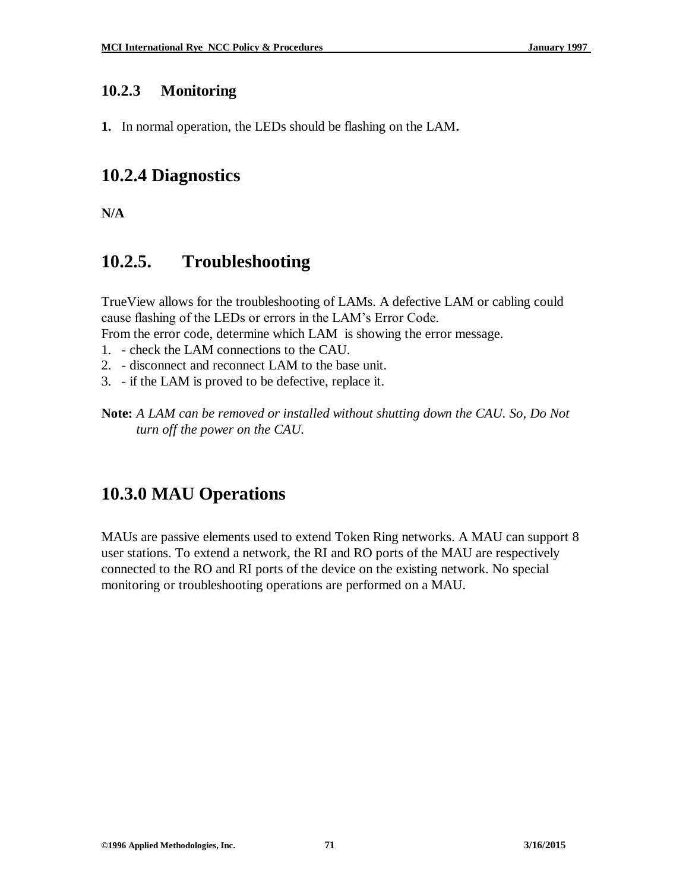### 10.2.3 Monitoring

**1.** In normal operation, the LEDs should be flashing on the LAM**.**

## 10.2.4 Diagnostics

**N/A**

## 10.2.5. Troubleshooting

TrueView allows for the troubleshooting of LAMs. A defective LAM or cabling could cause flashing of the LEDs or errors in the LAM's Error Code.
From the error code, determine which LAM is showing the error message.

1. - check the LAM connections to the CAU.
2. - disconnect and reconnect LAM to the base unit.
3. - if the LAM is proved to be defective, replace it.

**Note:** *A LAM can be removed or installed without shutting down the CAU. So, Do Not turn off the power on the CAU.*

## 10.3.0 MAU Operations

MAUs are passive elements used to extend Token Ring networks. A MAU can support 8 user stations. To extend a network, the RI and RO ports of the MAU are respectively connected to the RO and RI ports of the device on the existing network. No special monitoring or troubleshooting operations are performed on a MAU.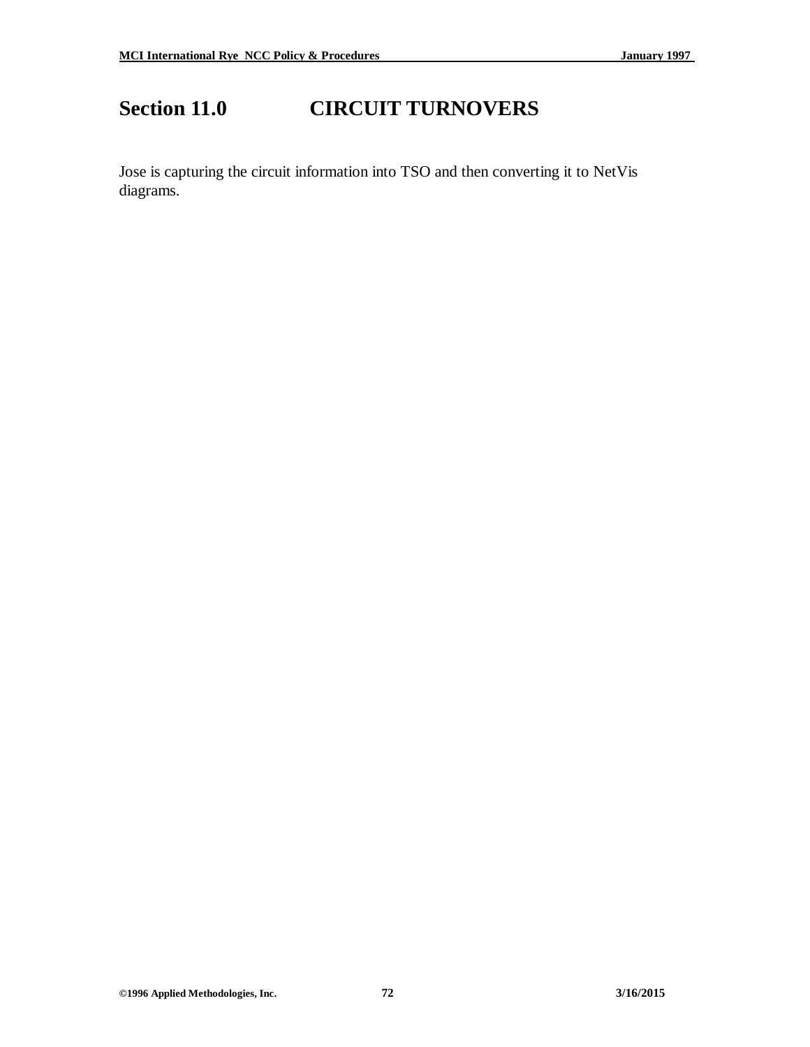# Section 11.0 CIRCUIT TURNOVERS

Jose is capturing the circuit information into TSO and then converting it to NetVis diagrams.